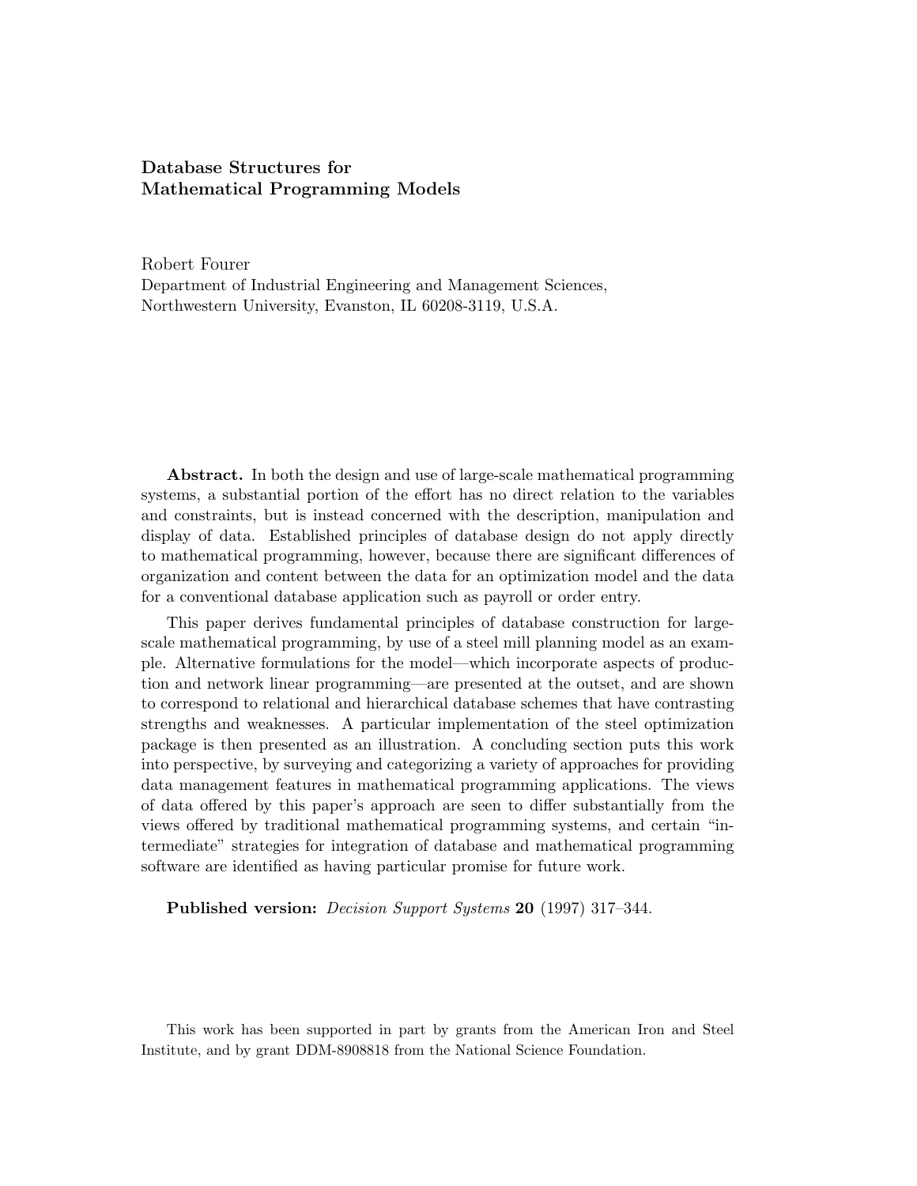# Database Structures for Mathematical Programming Models

Robert Fourer
Department of Industrial Engineering and Management Sciences,
Northwestern University, Evanston, IL 60208-3119, U.S.A.

**Abstract.** In both the design and use of large-scale mathematical programming systems, a substantial portion of the effort has no direct relation to the variables and constraints, but is instead concerned with the description, manipulation and display of data. Established principles of database design do not apply directly to mathematical programming, however, because there are significant differences of organization and content between the data for an optimization model and the data for a conventional database application such as payroll or order entry.

This paper derives fundamental principles of database construction for large-scale mathematical programming, by use of a steel mill planning model as an example. Alternative formulations for the model—which incorporate aspects of production and network linear programming—are presented at the outset, and are shown to correspond to relational and hierarchical database schemes that have contrasting strengths and weaknesses. A particular implementation of the steel optimization package is then presented as an illustration. A concluding section puts this work into perspective, by surveying and categorizing a variety of approaches for providing data management features in mathematical programming applications. The views of data offered by this paper's approach are seen to differ substantially from the views offered by traditional mathematical programming systems, and certain "intermediate" strategies for integration of database and mathematical programming software are identified as having particular promise for future work.

**Published version:** *Decision Support Systems* **20** (1997) 317–344.

This work has been supported in part by grants from the American Iron and Steel Institute, and by grant DDM-8908818 from the National Science Foundation.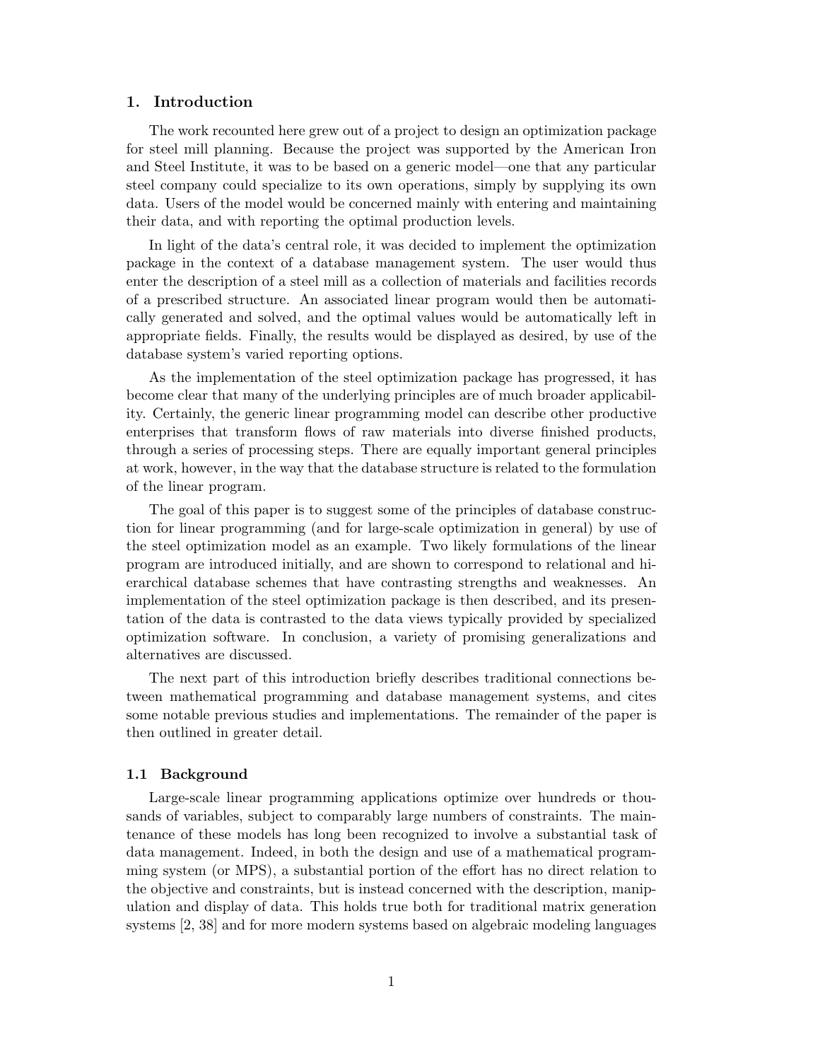## 1. Introduction

The work recounted here grew out of a project to design an optimization package for steel mill planning. Because the project was supported by the American Iron and Steel Institute, it was to be based on a generic model—one that any particular steel company could specialize to its own operations, simply by supplying its own data. Users of the model would be concerned mainly with entering and maintaining their data, and with reporting the optimal production levels.

In light of the data's central role, it was decided to implement the optimization package in the context of a database management system. The user would thus enter the description of a steel mill as a collection of materials and facilities records of a prescribed structure. An associated linear program would then be automatically generated and solved, and the optimal values would be automatically left in appropriate fields. Finally, the results would be displayed as desired, by use of the database system's varied reporting options.

As the implementation of the steel optimization package has progressed, it has become clear that many of the underlying principles are of much broader applicability. Certainly, the generic linear programming model can describe other productive enterprises that transform flows of raw materials into diverse finished products, through a series of processing steps. There are equally important general principles at work, however, in the way that the database structure is related to the formulation of the linear program.

The goal of this paper is to suggest some of the principles of database construction for linear programming (and for large-scale optimization in general) by use of the steel optimization model as an example. Two likely formulations of the linear program are introduced initially, and are shown to correspond to relational and hierarchical database schemes that have contrasting strengths and weaknesses. An implementation of the steel optimization package is then described, and its presentation of the data is contrasted to the data views typically provided by specialized optimization software. In conclusion, a variety of promising generalizations and alternatives are discussed.

The next part of this introduction briefly describes traditional connections between mathematical programming and database management systems, and cites some notable previous studies and implementations. The remainder of the paper is then outlined in greater detail.

### 1.1 Background

Large-scale linear programming applications optimize over hundreds or thousands of variables, subject to comparably large numbers of constraints. The maintenance of these models has long been recognized to involve a substantial task of data management. Indeed, in both the design and use of a mathematical programming system (or MPS), a substantial portion of the effort has no direct relation to the objective and constraints, but is instead concerned with the description, manipulation and display of data. This holds true both for traditional matrix generation systems [2, 38] and for more modern systems based on algebraic modeling languages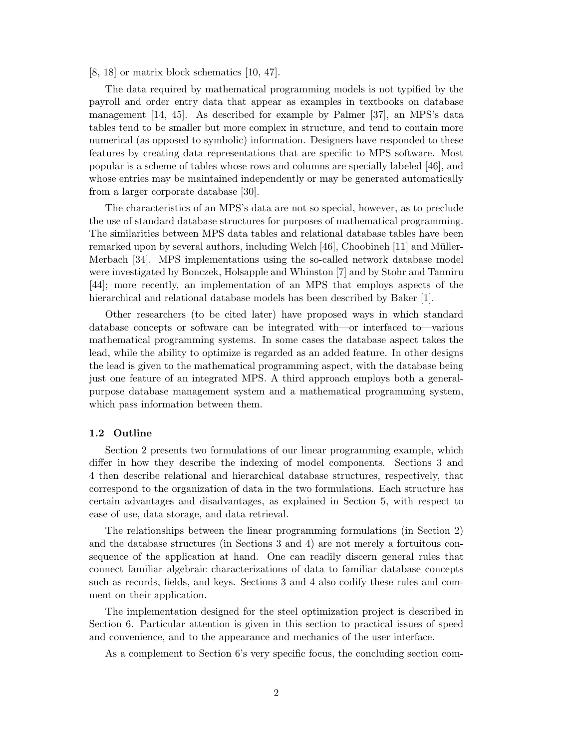[8, 18] or matrix block schematics [10, 47].

The data required by mathematical programming models is not typified by the payroll and order entry data that appear as examples in textbooks on database management [14, 45]. As described for example by Palmer [37], an MPS's data tables tend to be smaller but more complex in structure, and tend to contain more numerical (as opposed to symbolic) information. Designers have responded to these features by creating data representations that are specific to MPS software. Most popular is a scheme of tables whose rows and columns are specially labeled [46], and whose entries may be maintained independently or may be generated automatically from a larger corporate database [30].

The characteristics of an MPS's data are not so special, however, as to preclude the use of standard database structures for purposes of mathematical programming. The similarities between MPS data tables and relational database tables have been remarked upon by several authors, including Welch [46], Choobineh [11] and Müller-Merbach [34]. MPS implementations using the so-called network database model were investigated by Bonczek, Holsapple and Whinston [7] and by Stohr and Tanniru [44]; more recently, an implementation of an MPS that employs aspects of the hierarchical and relational database models has been described by Baker [1].

Other researchers (to be cited later) have proposed ways in which standard database concepts or software can be integrated with—or interfaced to—various mathematical programming systems. In some cases the database aspect takes the lead, while the ability to optimize is regarded as an added feature. In other designs the lead is given to the mathematical programming aspect, with the database being just one feature of an integrated MPS. A third approach employs both a general-purpose database management system and a mathematical programming system, which pass information between them.

### 1.2 Outline

Section 2 presents two formulations of our linear programming example, which differ in how they describe the indexing of model components. Sections 3 and 4 then describe relational and hierarchical database structures, respectively, that correspond to the organization of data in the two formulations. Each structure has certain advantages and disadvantages, as explained in Section 5, with respect to ease of use, data storage, and data retrieval.

The relationships between the linear programming formulations (in Section 2) and the database structures (in Sections 3 and 4) are not merely a fortuitous consequence of the application at hand. One can readily discern general rules that connect familiar algebraic characterizations of data to familiar database concepts such as records, fields, and keys. Sections 3 and 4 also codify these rules and comment on their application.

The implementation designed for the steel optimization project is described in Section 6. Particular attention is given in this section to practical issues of speed and convenience, and to the appearance and mechanics of the user interface.

As a complement to Section 6's very specific focus, the concluding section com-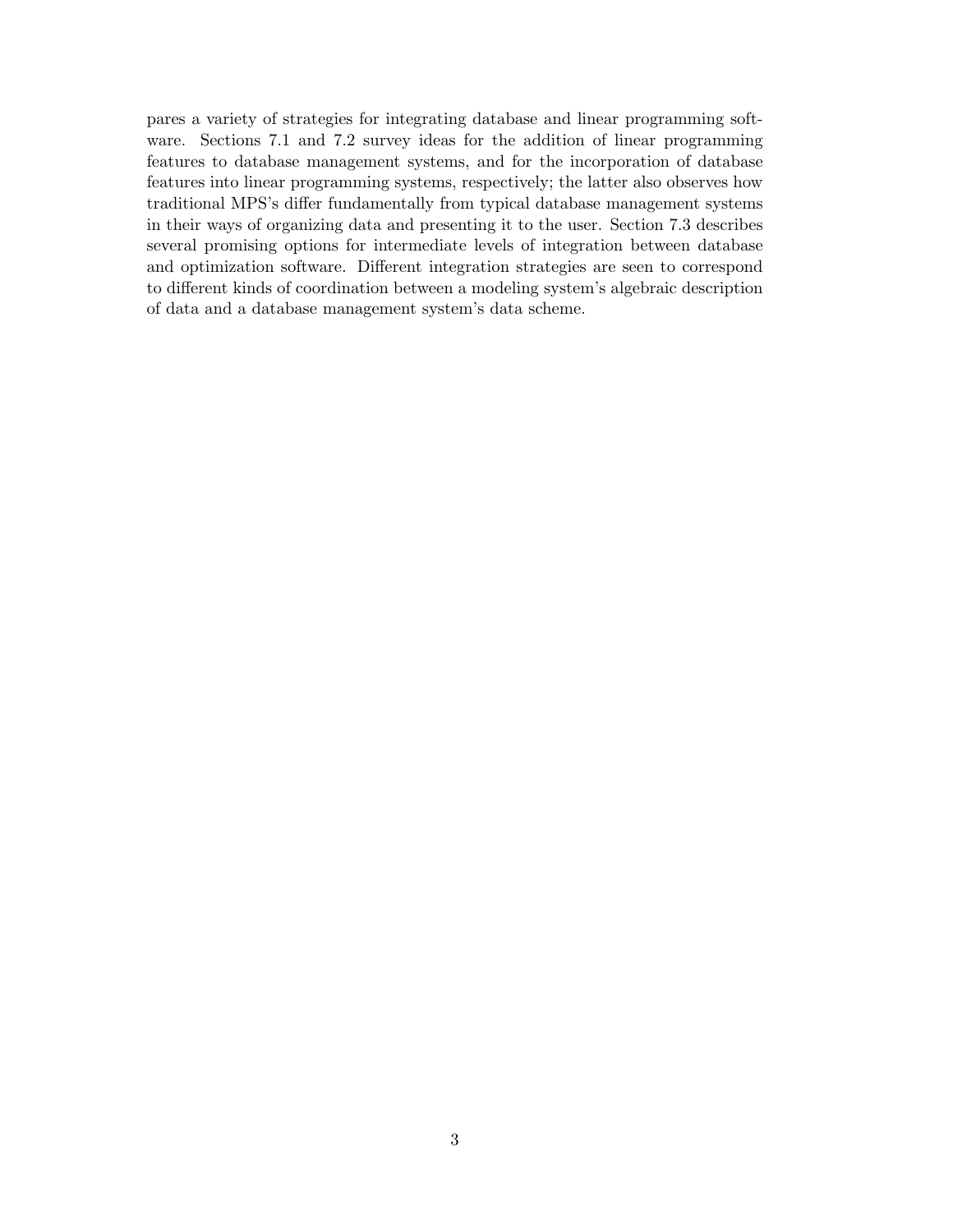pares a variety of strategies for integrating database and linear programming software. Sections 7.1 and 7.2 survey ideas for the addition of linear programming features to database management systems, and for the incorporation of database features into linear programming systems, respectively; the latter also observes how traditional MPS's differ fundamentally from typical database management systems in their ways of organizing data and presenting it to the user. Section 7.3 describes several promising options for intermediate levels of integration between database and optimization software. Different integration strategies are seen to correspond to different kinds of coordination between a modeling system's algebraic description of data and a database management system's data scheme.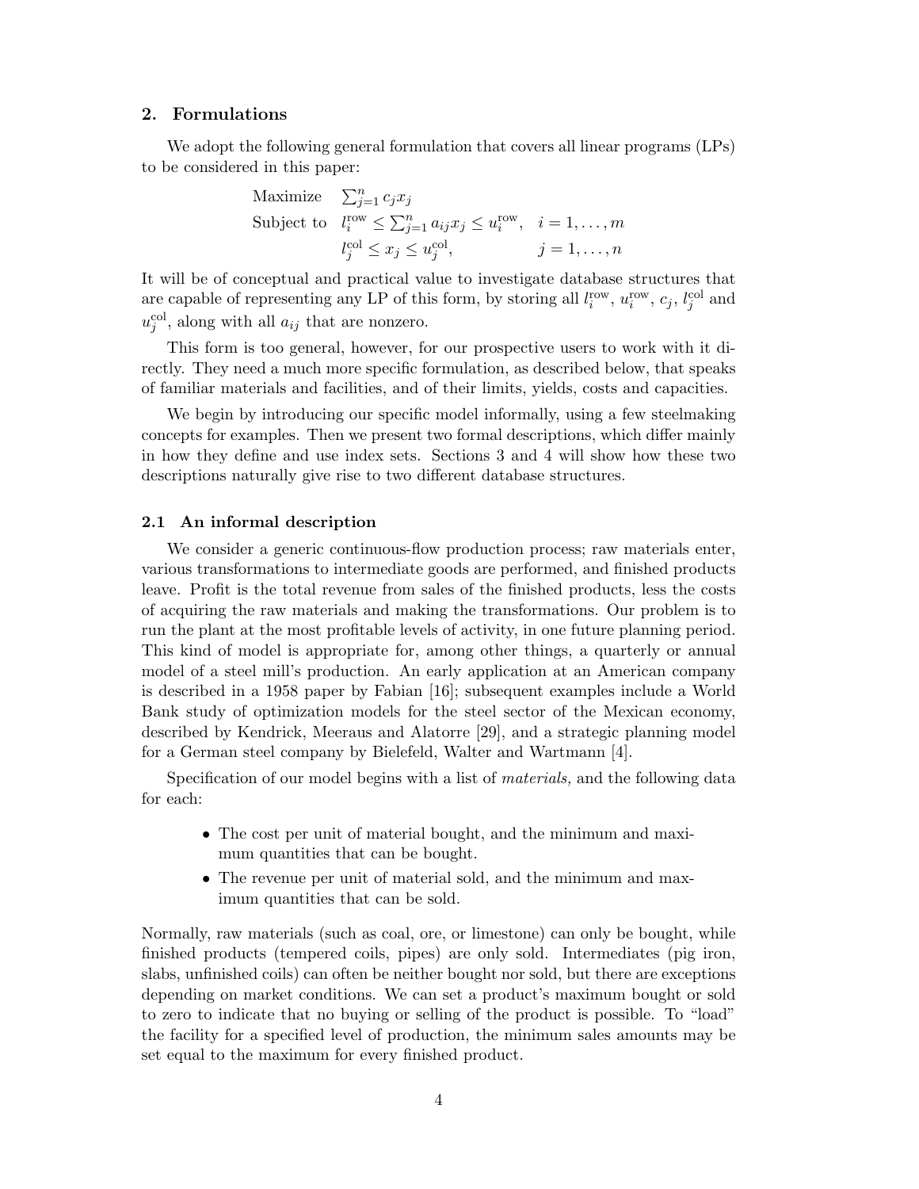## 2. Formulations

We adopt the following general formulation that covers all linear programs (LPs) to be considered in this paper:

$$
\begin{array}{lll}
\text{Maximize} & \sum_{j=1}^{n} c_j x_j & \\
\text{Subject to} & l_i^{\text{row}} \leq \sum_{j=1}^{n} a_{ij} x_j \leq u_i^{\text{row}}, & i = 1, \ldots, m \\
& l_j^{\text{col}} \leq x_j \leq u_j^{\text{col}}, & j = 1, \ldots, n
\end{array}
$$

It will be of conceptual and practical value to investigate database structures that are capable of representing any LP of this form, by storing all $l_i^{\text{row}}$, $u_i^{\text{row}}$, $c_j$, $l_j^{\text{col}}$ and $u_j^{\text{col}}$, along with all $a_{ij}$ that are nonzero.

This form is too general, however, for our prospective users to work with it directly. They need a much more specific formulation, as described below, that speaks of familiar materials and facilities, and of their limits, yields, costs and capacities.

We begin by introducing our specific model informally, using a few steelmaking concepts for examples. Then we present two formal descriptions, which differ mainly in how they define and use index sets. Sections 3 and 4 will show how these two descriptions naturally give rise to two different database structures.

### 2.1 An informal description

We consider a generic continuous-flow production process; raw materials enter, various transformations to intermediate goods are performed, and finished products leave. Profit is the total revenue from sales of the finished products, less the costs of acquiring the raw materials and making the transformations. Our problem is to run the plant at the most profitable levels of activity, in one future planning period. This kind of model is appropriate for, among other things, a quarterly or annual model of a steel mill's production. An early application at an American company is described in a 1958 paper by Fabian [16]; subsequent examples include a World Bank study of optimization models for the steel sector of the Mexican economy, described by Kendrick, Meeraus and Alatorre [29], and a strategic planning model for a German steel company by Bielefeld, Walter and Wartmann [4].

Specification of our model begins with a list of *materials,* and the following data for each:

- The cost per unit of material bought, and the minimum and maximum quantities that can be bought.
- The revenue per unit of material sold, and the minimum and maximum quantities that can be sold.

Normally, raw materials (such as coal, ore, or limestone) can only be bought, while finished products (tempered coils, pipes) are only sold. Intermediates (pig iron, slabs, unfinished coils) can often be neither bought nor sold, but there are exceptions depending on market conditions. We can set a product's maximum bought or sold to zero to indicate that no buying or selling of the product is possible. To "load" the facility for a specified level of production, the minimum sales amounts may be set equal to the maximum for every finished product.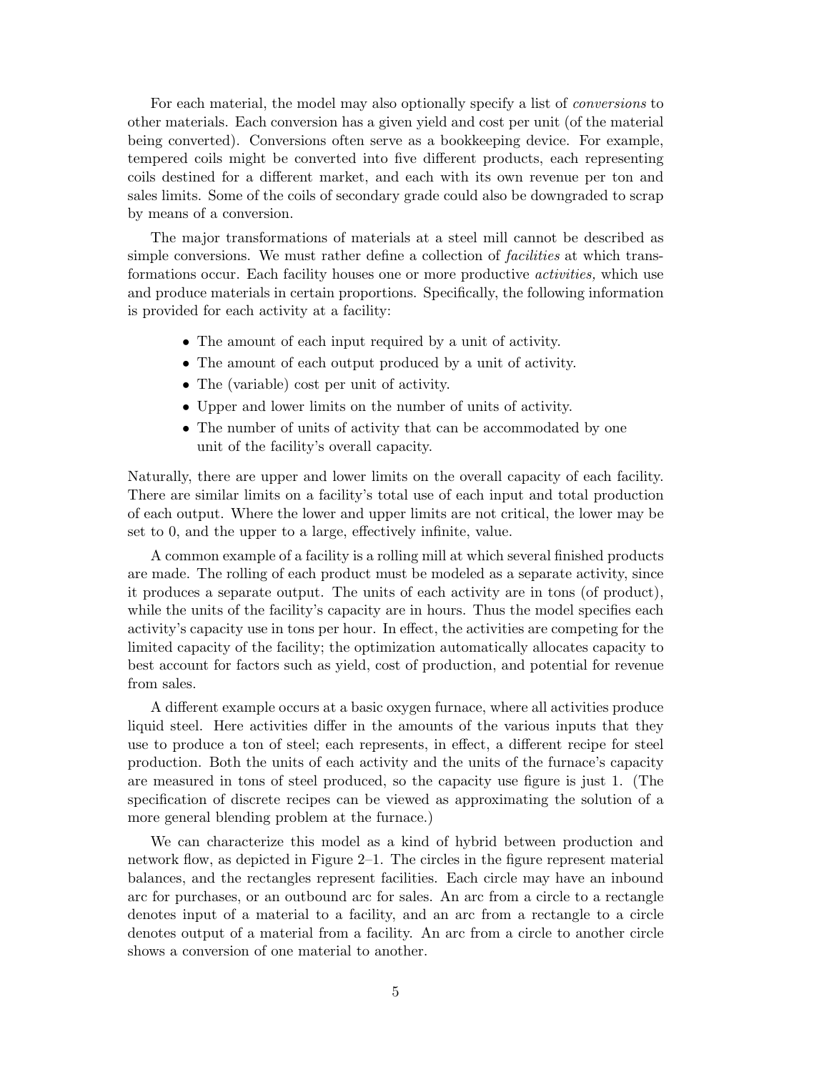For each material, the model may also optionally specify a list of *conversions* to other materials. Each conversion has a given yield and cost per unit (of the material being converted). Conversions often serve as a bookkeeping device. For example, tempered coils might be converted into five different products, each representing coils destined for a different market, and each with its own revenue per ton and sales limits. Some of the coils of secondary grade could also be downgraded to scrap by means of a conversion.

The major transformations of materials at a steel mill cannot be described as simple conversions. We must rather define a collection of *facilities* at which transformations occur. Each facility houses one or more productive *activities,* which use and produce materials in certain proportions. Specifically, the following information is provided for each activity at a facility:

- The amount of each input required by a unit of activity.
- The amount of each output produced by a unit of activity.
- The (variable) cost per unit of activity.
- Upper and lower limits on the number of units of activity.
- The number of units of activity that can be accommodated by one unit of the facility's overall capacity.

Naturally, there are upper and lower limits on the overall capacity of each facility. There are similar limits on a facility's total use of each input and total production of each output. Where the lower and upper limits are not critical, the lower may be set to 0, and the upper to a large, effectively infinite, value.

A common example of a facility is a rolling mill at which several finished products are made. The rolling of each product must be modeled as a separate activity, since it produces a separate output. The units of each activity are in tons (of product), while the units of the facility's capacity are in hours. Thus the model specifies each activity's capacity use in tons per hour. In effect, the activities are competing for the limited capacity of the facility; the optimization automatically allocates capacity to best account for factors such as yield, cost of production, and potential for revenue from sales.

A different example occurs at a basic oxygen furnace, where all activities produce liquid steel. Here activities differ in the amounts of the various inputs that they use to produce a ton of steel; each represents, in effect, a different recipe for steel production. Both the units of each activity and the units of the furnace's capacity are measured in tons of steel produced, so the capacity use figure is just 1. (The specification of discrete recipes can be viewed as approximating the solution of a more general blending problem at the furnace.)

We can characterize this model as a kind of hybrid between production and network flow, as depicted in Figure 2–1. The circles in the figure represent material balances, and the rectangles represent facilities. Each circle may have an inbound arc for purchases, or an outbound arc for sales. An arc from a circle to a rectangle denotes input of a material to a facility, and an arc from a rectangle to a circle denotes output of a material from a facility. An arc from a circle to another circle shows a conversion of one material to another.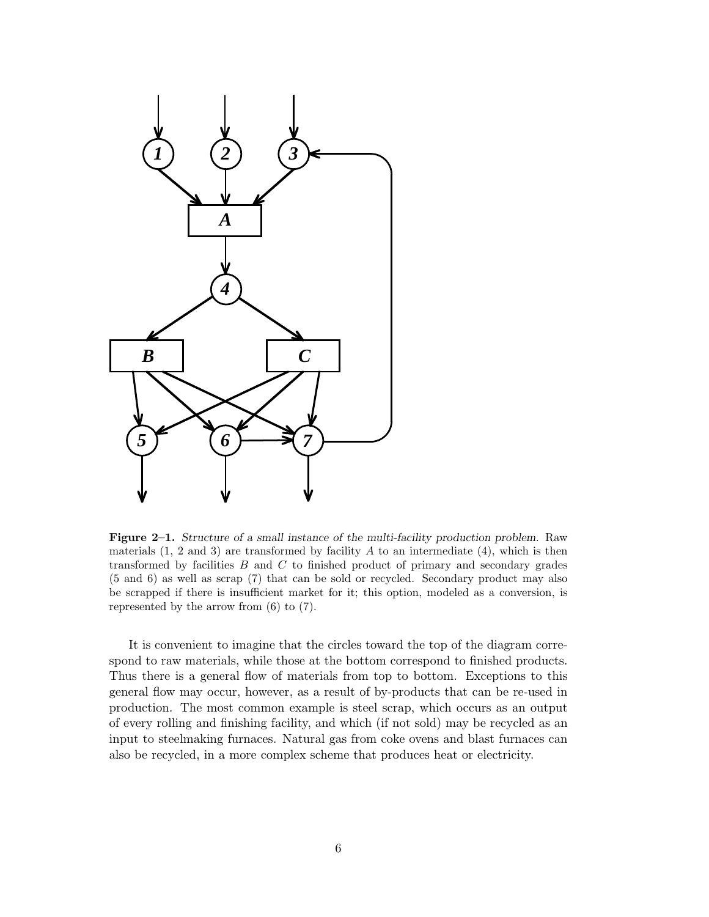**Figure 2–1.** *Structure of a small instance of the multi-facility production problem.* Raw materials (1, 2 and 3) are transformed by facility $A$ to an intermediate (4), which is then transformed by facilities $B$ and $C$ to finished product of primary and secondary grades (5 and 6) as well as scrap (7) that can be sold or recycled. Secondary product may also be scrapped if there is insufficient market for it; this option, modeled as a conversion, is represented by the arrow from (6) to (7).

It is convenient to imagine that the circles toward the top of the diagram correspond to raw materials, while those at the bottom correspond to finished products. Thus there is a general flow of materials from top to bottom. Exceptions to this general flow may occur, however, as a result of by-products that can be re-used in production. The most common example is steel scrap, which occurs as an output of every rolling and finishing facility, and which (if not sold) may be recycled as an input to steelmaking furnaces. Natural gas from coke ovens and blast furnaces can also be recycled, in a more complex scheme that produces heat or electricity.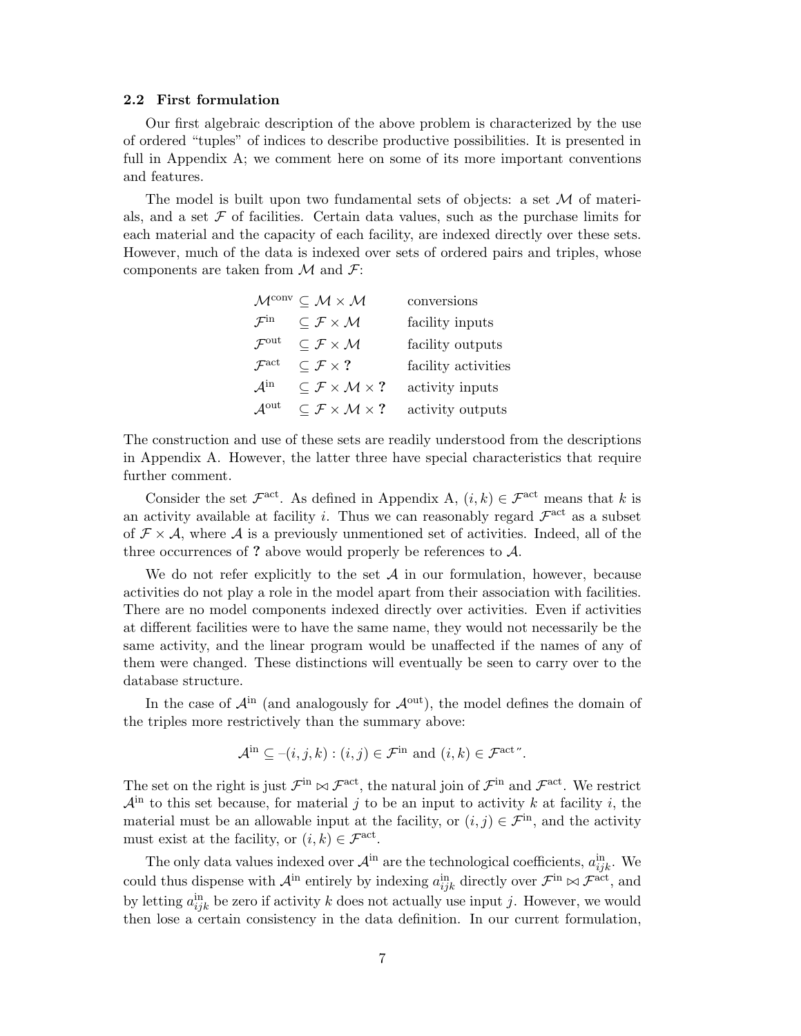### 2.2 First formulation

Our first algebraic description of the above problem is characterized by the use of ordered "tuples" of indices to describe productive possibilities. It is presented in full in Appendix A; we comment here on some of its more important conventions and features.

The model is built upon two fundamental sets of objects: a set $\mathcal{M}$ of materials, and a set $\mathcal{F}$ of facilities. Certain data values, such as the purchase limits for each material and the capacity of each facility, are indexed directly over these sets. However, much of the data is indexed over sets of ordered pairs and triples, whose components are taken from $\mathcal{M}$ and $\mathcal{F}$:

| | |
|---|---|
| $\mathcal{M}^{\text{conv}} \subseteq \mathcal{M} \times \mathcal{M}$ | conversions |
| $\mathcal{F}^{\text{in}} \subseteq \mathcal{F} \times \mathcal{M}$ | facility inputs |
| $\mathcal{F}^{\text{out}} \subseteq \mathcal{F} \times \mathcal{M}$ | facility outputs |
| $\mathcal{F}^{\text{act}} \subseteq \mathcal{F} \times \textbf{?}$ | facility activities |
| $\mathcal{A}^{\text{in}} \subseteq \mathcal{F} \times \mathcal{M} \times \textbf{?}$ | activity inputs |
| $\mathcal{A}^{\text{out}} \subseteq \mathcal{F} \times \mathcal{M} \times \textbf{?}$ | activity outputs |

The construction and use of these sets are readily understood from the descriptions in Appendix A. However, the latter three have special characteristics that require further comment.

Consider the set $\mathcal{F}^{\text{act}}$. As defined in Appendix A, $(i, k) \in \mathcal{F}^{\text{act}}$ means that $k$ is an activity available at facility $i$. Thus we can reasonably regard $\mathcal{F}^{\text{act}}$ as a subset of $\mathcal{F} \times \mathcal{A}$, where $\mathcal{A}$ is a previously unmentioned set of activities. Indeed, all of the three occurrences of **?** above would properly be references to $\mathcal{A}$.

We do not refer explicitly to the set $\mathcal{A}$ in our formulation, however, because activities do not play a role in the model apart from their association with facilities. There are no model components indexed directly over activities. Even if activities at different facilities were to have the same name, they would not necessarily be the same activity, and the linear program would be unaffected if the names of any of them were changed. These distinctions will eventually be seen to carry over to the database structure.

In the case of $\mathcal{A}^{\text{in}}$ (and analogously for $\mathcal{A}^{\text{out}}$), the model defines the domain of the triples more restrictively than the summary above:

$$\mathcal{A}^{\text{in}} \subseteq \text{–}(i, j, k) : (i, j) \in \mathcal{F}^{\text{in}} \text{ and } (i, k) \in \mathcal{F}^{\text{act}}\text{''}.$$

The set on the right is just $\mathcal{F}^{\text{in}} \bowtie \mathcal{F}^{\text{act}}$, the natural join of $\mathcal{F}^{\text{in}}$ and $\mathcal{F}^{\text{act}}$. We restrict $\mathcal{A}^{\text{in}}$ to this set because, for material $j$ to be an input to activity $k$ at facility $i$, the material must be an allowable input at the facility, or $(i, j) \in \mathcal{F}^{\text{in}}$, and the activity must exist at the facility, or $(i, k) \in \mathcal{F}^{\text{act}}$.

The only data values indexed over $\mathcal{A}^{\text{in}}$ are the technological coefficients, $a^{\text{in}}_{ijk}$. We could thus dispense with $\mathcal{A}^{\text{in}}$ entirely by indexing $a^{\text{in}}_{ijk}$ directly over $\mathcal{F}^{\text{in}} \bowtie \mathcal{F}^{\text{act}}$, and by letting $a^{\text{in}}_{ijk}$ be zero if activity $k$ does not actually use input $j$. However, we would then lose a certain consistency in the data definition. In our current formulation,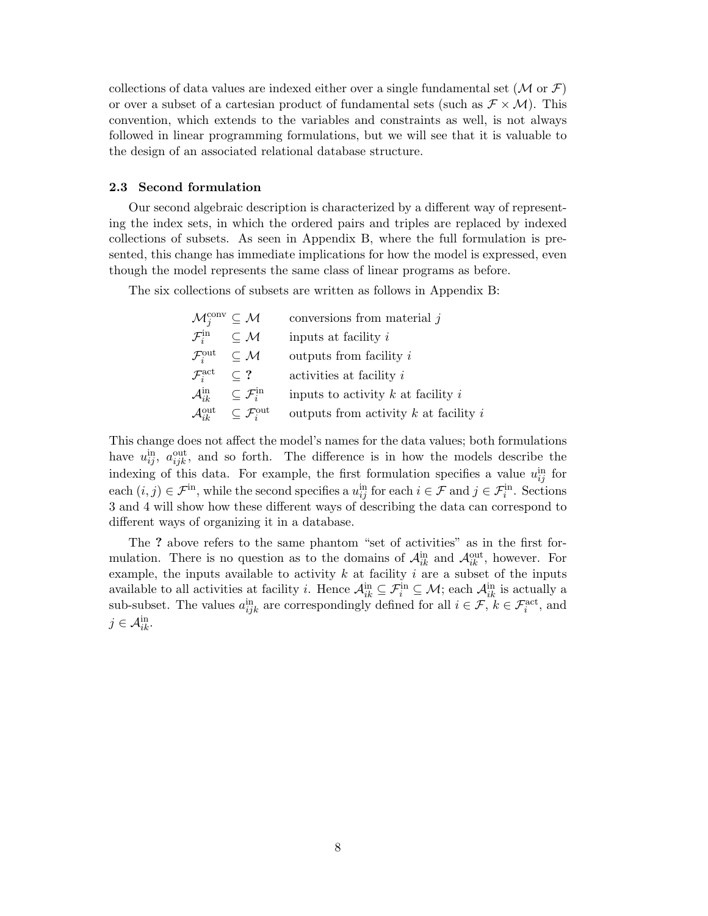collections of data values are indexed either over a single fundamental set ($\mathcal{M}$ or $\mathcal{F}$) or over a subset of a cartesian product of fundamental sets (such as $\mathcal{F} \times \mathcal{M}$). This convention, which extends to the variables and constraints as well, is not always followed in linear programming formulations, but we will see that it is valuable to the design of an associated relational database structure.

### 2.3 Second formulation

Our second algebraic description is characterized by a different way of representing the index sets, in which the ordered pairs and triples are replaced by indexed collections of subsets. As seen in Appendix B, where the full formulation is presented, this change has immediate implications for how the model is expressed, even though the model represents the same class of linear programs as before.

The six collections of subsets are written as follows in Appendix B:

| | |
|---|---|
| $\mathcal{M}_j^{\text{conv}} \subseteq \mathcal{M}$ | conversions from material $j$ |
| $\mathcal{F}_i^{\text{in}} \subseteq \mathcal{M}$ | inputs at facility $i$ |
| $\mathcal{F}_i^{\text{out}} \subseteq \mathcal{M}$ | outputs from facility $i$ |
| $\mathcal{F}_i^{\text{act}} \subseteq$ **?** | activities at facility $i$ |
| $\mathcal{A}_{ik}^{\text{in}} \subseteq \mathcal{F}_i^{\text{in}}$ | inputs to activity $k$ at facility $i$ |
| $\mathcal{A}_{ik}^{\text{out}} \subseteq \mathcal{F}_i^{\text{out}}$ | outputs from activity $k$ at facility $i$ |

This change does not affect the model's names for the data values; both formulations have $u_{ij}^{\text{in}}$, $a_{ijk}^{\text{out}}$, and so forth. The difference is in how the models describe the indexing of this data. For example, the first formulation specifies a value $u_{ij}^{\text{in}}$ for each $(i,j) \in \mathcal{F}^{\text{in}}$, while the second specifies a $u_{ij}^{\text{in}}$ for each $i \in \mathcal{F}$ and $j \in \mathcal{F}_i^{\text{in}}$. Sections 3 and 4 will show how these different ways of describing the data can correspond to different ways of organizing it in a database.

The **?** above refers to the same phantom "set of activities" as in the first formulation. There is no question as to the domains of $\mathcal{A}_{ik}^{\text{in}}$ and $\mathcal{A}_{ik}^{\text{out}}$, however. For example, the inputs available to activity $k$ at facility $i$ are a subset of the inputs available to all activities at facility $i$. Hence $\mathcal{A}_{ik}^{\text{in}} \subseteq \mathcal{F}_i^{\text{in}} \subseteq \mathcal{M}$; each $\mathcal{A}_{ik}^{\text{in}}$ is actually a sub-subset. The values $a_{ijk}^{\text{in}}$ are correspondingly defined for all $i \in \mathcal{F}$, $k \in \mathcal{F}_i^{\text{act}}$, and $j \in \mathcal{A}_{ik}^{\text{in}}$.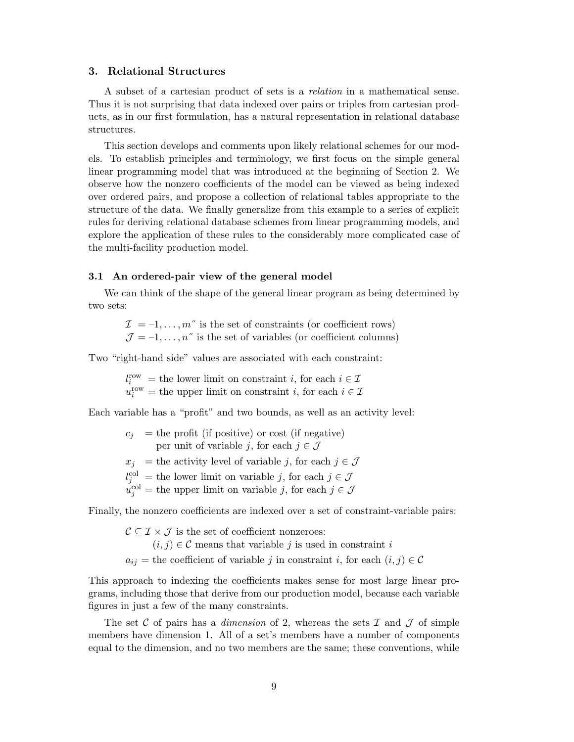## 3. Relational Structures

A subset of a cartesian product of sets is a *relation* in a mathematical sense. Thus it is not surprising that data indexed over pairs or triples from cartesian products, as in our first formulation, has a natural representation in relational database structures.

This section develops and comments upon likely relational schemes for our models. To establish principles and terminology, we first focus on the simple general linear programming model that was introduced at the beginning of Section 2. We observe how the nonzero coefficients of the model can be viewed as being indexed over ordered pairs, and propose a collection of relational tables appropriate to the structure of the data. We finally generalize from this example to a series of explicit rules for deriving relational database schemes from linear programming models, and explore the application of these rules to the considerably more complicated case of the multi-facility production model.

### 3.1 An ordered-pair view of the general model

We can think of the shape of the general linear program as being determined by two sets:

$\mathcal{I}$ = –1, . . . , $m$″ is the set of constraints (or coefficient rows)
$\mathcal{J}$ = –1, . . . , $n$″ is the set of variables (or coefficient columns)

Two "right-hand side" values are associated with each constraint:

$l_i^{\text{row}}$ = the lower limit on constraint $i$, for each $i \in \mathcal{I}$
$u_i^{\text{row}}$ = the upper limit on constraint $i$, for each $i \in \mathcal{I}$

Each variable has a "profit" and two bounds, as well as an activity level:

$c_j$ = the profit (if positive) or cost (if negative) per unit of variable $j$, for each $j \in \mathcal{J}$
$x_j$ = the activity level of variable $j$, for each $j \in \mathcal{J}$
$l_j^{\text{col}}$ = the lower limit on variable $j$, for each $j \in \mathcal{J}$
$u_j^{\text{col}}$ = the upper limit on variable $j$, for each $j \in \mathcal{J}$

Finally, the nonzero coefficients are indexed over a set of constraint-variable pairs:

$\mathcal{C} \subseteq \mathcal{I} \times \mathcal{J}$ is the set of coefficient nonzeroes:
$(i, j) \in \mathcal{C}$ means that variable $j$ is used in constraint $i$
$a_{ij}$ = the coefficient of variable $j$ in constraint $i$, for each $(i, j) \in \mathcal{C}$

This approach to indexing the coefficients makes sense for most large linear programs, including those that derive from our production model, because each variable figures in just a few of the many constraints.

The set $\mathcal{C}$ of pairs has a *dimension* of 2, whereas the sets $\mathcal{I}$ and $\mathcal{J}$ of simple members have dimension 1. All of a set's members have a number of components equal to the dimension, and no two members are the same; these conventions, while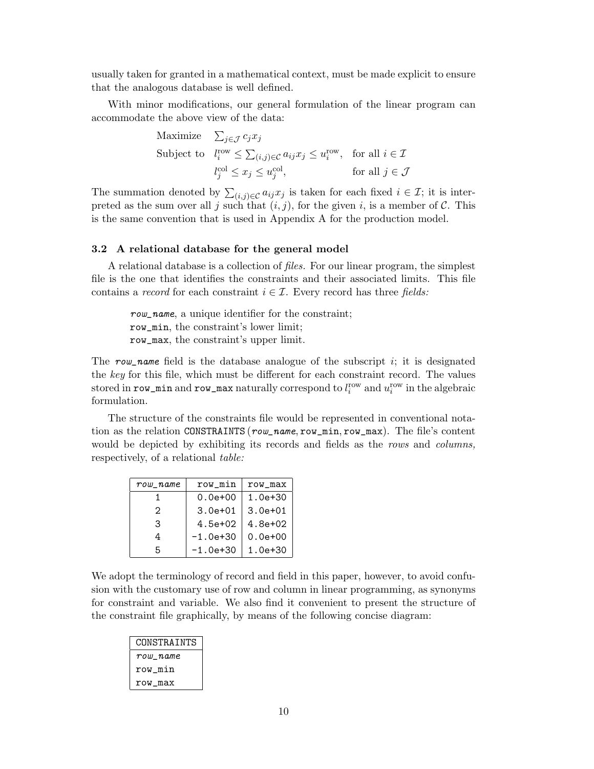usually taken for granted in a mathematical context, must be made explicit to ensure that the analogous database is well defined.

With minor modifications, our general formulation of the linear program can accommodate the above view of the data:

$$
\begin{array}{lll}
\text{Maximize} & \sum_{j \in \mathcal{J}} c_j x_j & \\
\text{Subject to} & l_i^{\text{row}} \leq \sum_{(i,j) \in \mathcal{C}} a_{ij} x_j \leq u_i^{\text{row}}, & \text{for all } i \in \mathcal{I} \\
& l_j^{\text{col}} \leq x_j \leq u_j^{\text{col}}, & \text{for all } j \in \mathcal{J}
\end{array}
$$

The summation denoted by $\sum_{(i,j) \in \mathcal{C}} a_{ij} x_j$ is taken for each fixed $i \in \mathcal{I}$; it is interpreted as the sum over all $j$ such that $(i, j)$, for the given $i$, is a member of $\mathcal{C}$. This is the same convention that is used in Appendix A for the production model.

### 3.2 A relational database for the general model

A relational database is a collection of *files.* For our linear program, the simplest file is the one that identifies the constraints and their associated limits. This file contains a *record* for each constraint $i \in \mathcal{I}$. Every record has three *fields:*

> *row_name*, a unique identifier for the constraint;
> `row_min`, the constraint's lower limit;
> `row_max`, the constraint's upper limit.

The *row_name* field is the database analogue of the subscript $i$; it is designated the *key* for this file, which must be different for each constraint record. The values stored in `row_min` and `row_max` naturally correspond to $l_i^{\text{row}}$ and $u_i^{\text{row}}$ in the algebraic formulation.

The structure of the constraints file would be represented in conventional notation as the relation CONSTRAINTS (*row_name*, row_min, row_max). The file's content would be depicted by exhibiting its records and fields as the *rows* and *columns,* respectively, of a relational *table:*

| *row_name* | row_min | row_max |
|---|---|---|
| 1 | 0.0e+00 | 1.0e+30 |
| 2 | 3.0e+01 | 3.0e+01 |
| 3 | 4.5e+02 | 4.8e+02 |
| 4 | −1.0e+30 | 0.0e+00 |
| 5 | −1.0e+30 | 1.0e+30 |

We adopt the terminology of record and field in this paper, however, to avoid confusion with the customary use of row and column in linear programming, as synonyms for constraint and variable. We also find it convenient to present the structure of the constraint file graphically, by means of the following concise diagram:

| CONSTRAINTS |
|---|
| *row_name* |
| row_min |
| row_max |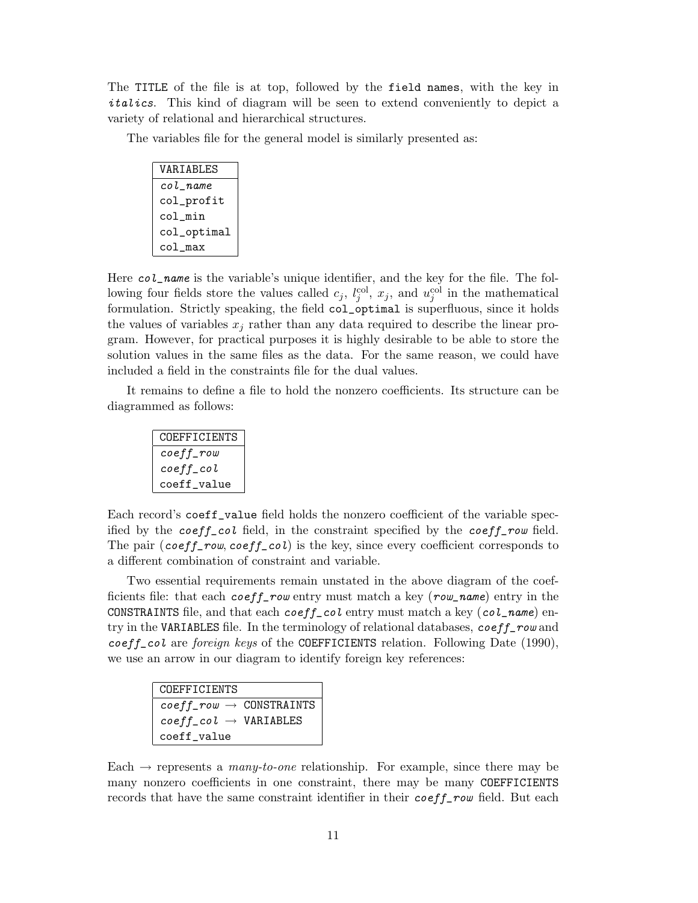The `TITLE` of the file is at top, followed by the `field names`, with the key in *`italics`*. This kind of diagram will be seen to extend conveniently to depict a variety of relational and hierarchical structures.

The variables file for the general model is similarly presented as:

| VARIABLES |
|---|
| *col_name* |
| col_profit |
| col_min |
| col_optimal |
| col_max |

Here *col_name* is the variable's unique identifier, and the key for the file. The following four fields store the values called $c_j$, $l_j^{\text{col}}$, $x_j$, and $u_j^{\text{col}}$ in the mathematical formulation. Strictly speaking, the field `col_optimal` is superfluous, since it holds the values of variables $x_j$ rather than any data required to describe the linear program. However, for practical purposes it is highly desirable to be able to store the solution values in the same files as the data. For the same reason, we could have included a field in the constraints file for the dual values.

It remains to define a file to hold the nonzero coefficients. Its structure can be diagrammed as follows:

| COEFFICIENTS |
|---|
| *coeff_row* |
| *coeff_col* |
| coeff_value |

Each record's `coeff_value` field holds the nonzero coefficient of the variable specified by the *coeff_col* field, in the constraint specified by the *coeff_row* field. The pair (*coeff_row*, *coeff_col*) is the key, since every coefficient corresponds to a different combination of constraint and variable.

Two essential requirements remain unstated in the above diagram of the coefficients file: that each *coeff_row* entry must match a key (*row_name*) entry in the `CONSTRAINTS` file, and that each *coeff_col* entry must match a key (*col_name*) entry in the `VARIABLES` file. In the terminology of relational databases, *coeff_row* and *coeff_col* are *foreign keys* of the `COEFFICIENTS` relation. Following Date (1990), we use an arrow in our diagram to identify foreign key references:

| COEFFICIENTS |
|---|
| *coeff_row* → CONSTRAINTS |
| *coeff_col* → VARIABLES |
| coeff_value |

Each → represents a *many-to-one* relationship. For example, since there may be many nonzero coefficients in one constraint, there may be many `COEFFICIENTS` records that have the same constraint identifier in their *coeff_row* field. But each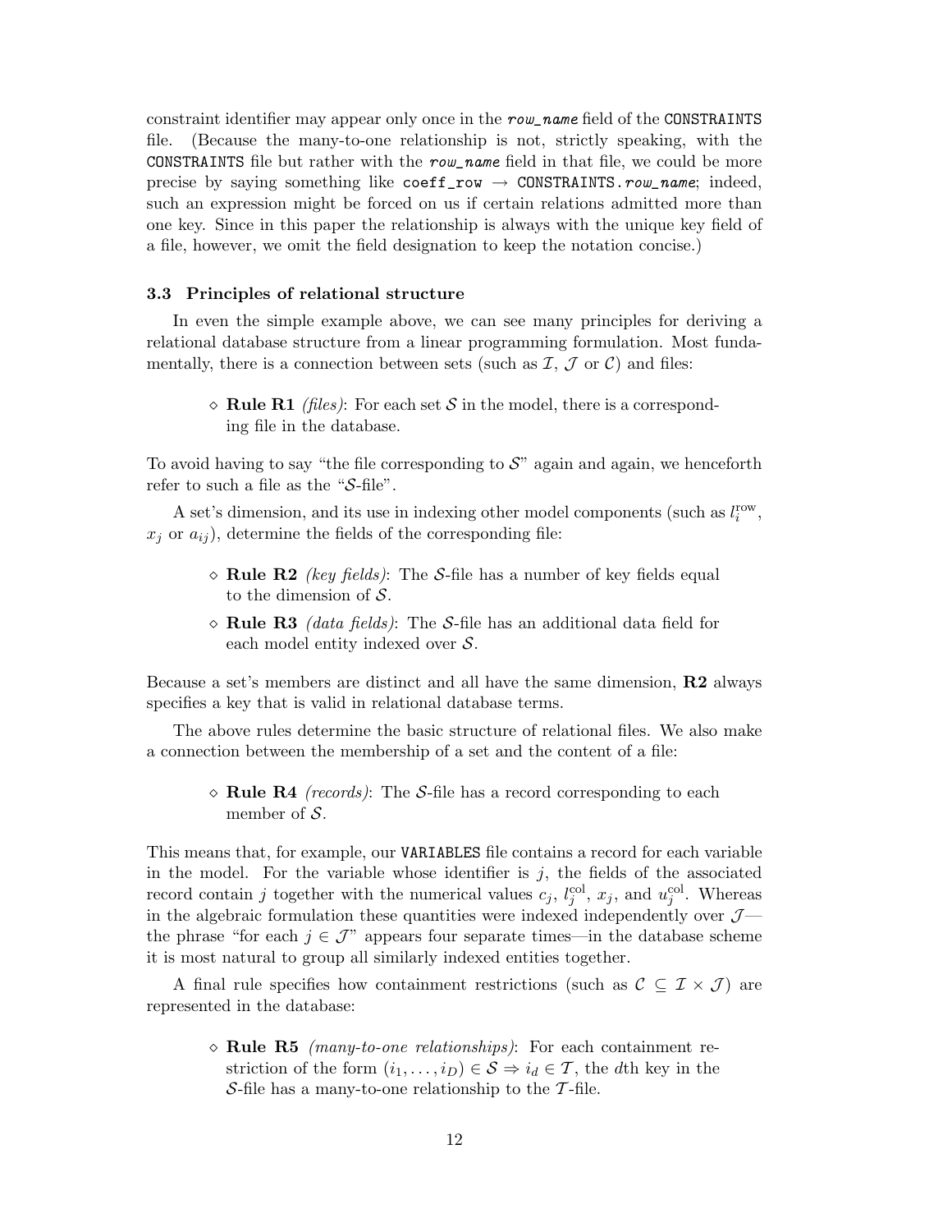constraint identifier may appear only once in the *row_name* field of the `CONSTRAINTS` file. (Because the many-to-one relationship is not, strictly speaking, with the `CONSTRAINTS` file but rather with the *row_name* field in that file, we could be more precise by saying something like `coeff_row` → `CONSTRAINTS.`*row_name*; indeed, such an expression might be forced on us if certain relations admitted more than one key. Since in this paper the relationship is always with the unique key field of a file, however, we omit the field designation to keep the notation concise.)

### 3.3 Principles of relational structure

In even the simple example above, we can see many principles for deriving a relational database structure from a linear programming formulation. Most fundamentally, there is a connection between sets (such as $\mathcal{I}$, $\mathcal{J}$ or $\mathcal{C}$) and files:

> ◇ **Rule R1** *(files)*: For each set $\mathcal{S}$ in the model, there is a corresponding file in the database.

To avoid having to say "the file corresponding to $\mathcal{S}$" again and again, we henceforth refer to such a file as the "$\mathcal{S}$-file".

A set's dimension, and its use in indexing other model components (such as $l_i^{\text{row}}$, $x_j$ or $a_{ij}$), determine the fields of the corresponding file:

> ◇ **Rule R2** *(key fields)*: The $\mathcal{S}$-file has a number of key fields equal to the dimension of $\mathcal{S}$.
>
> ◇ **Rule R3** *(data fields)*: The $\mathcal{S}$-file has an additional data field for each model entity indexed over $\mathcal{S}$.

Because a set's members are distinct and all have the same dimension, **R2** always specifies a key that is valid in relational database terms.

The above rules determine the basic structure of relational files. We also make a connection between the membership of a set and the content of a file:

> ◇ **Rule R4** *(records)*: The $\mathcal{S}$-file has a record corresponding to each member of $\mathcal{S}$.

This means that, for example, our `VARIABLES` file contains a record for each variable in the model. For the variable whose identifier is $j$, the fields of the associated record contain $j$ together with the numerical values $c_j$, $l_j^{\text{col}}$, $x_j$, and $u_j^{\text{col}}$. Whereas in the algebraic formulation these quantities were indexed independently over $\mathcal{J}$—the phrase "for each $j \in \mathcal{J}$" appears four separate times—in the database scheme it is most natural to group all similarly indexed entities together.

A final rule specifies how containment restrictions (such as $\mathcal{C} \subseteq \mathcal{I} \times \mathcal{J}$) are represented in the database:

> ◇ **Rule R5** *(many-to-one relationships)*: For each containment restriction of the form $(i_1, \ldots, i_D) \in \mathcal{S} \Rightarrow i_d \in \mathcal{T}$, the $d$th key in the $\mathcal{S}$-file has a many-to-one relationship to the $\mathcal{T}$-file.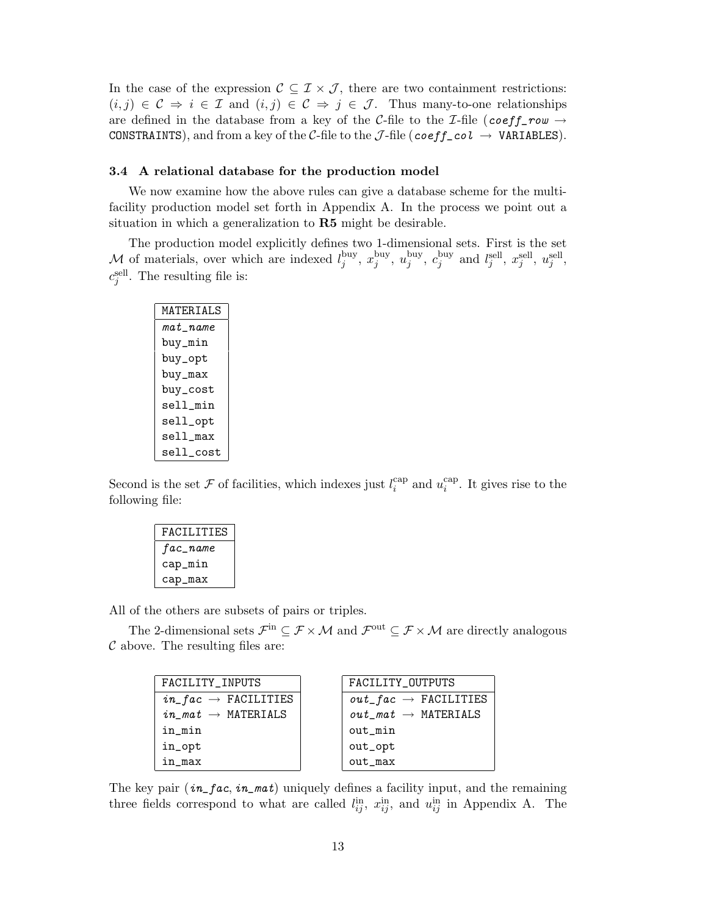In the case of the expression $\mathcal{C} \subseteq \mathcal{I} \times \mathcal{J}$, there are two containment restrictions: $(i,j) \in \mathcal{C} \Rightarrow i \in \mathcal{I}$ and $(i,j) \in \mathcal{C} \Rightarrow j \in \mathcal{J}$. Thus many-to-one relationships are defined in the database from a key of the $\mathcal{C}$-file to the $\mathcal{I}$-file (*coeff_row* → CONSTRAINTS), and from a key of the $\mathcal{C}$-file to the $\mathcal{J}$-file (*coeff_col* → VARIABLES).

### 3.4 A relational database for the production model

We now examine how the above rules can give a database scheme for the multi-facility production model set forth in Appendix A. In the process we point out a situation in which a generalization to **R5** might be desirable.

The production model explicitly defines two 1-dimensional sets. First is the set $\mathcal{M}$ of materials, over which are indexed $l_j^{\text{buy}}$, $x_j^{\text{buy}}$, $u_j^{\text{buy}}$, $c_j^{\text{buy}}$ and $l_j^{\text{sell}}$, $x_j^{\text{sell}}$, $u_j^{\text{sell}}$, $c_j^{\text{sell}}$. The resulting file is:

| MATERIALS |
|---|
| *mat_name* |
| buy_min |
| buy_opt |
| buy_max |
| buy_cost |
| sell_min |
| sell_opt |
| sell_max |
| sell_cost |

Second is the set $\mathcal{F}$ of facilities, which indexes just $l_i^{\text{cap}}$ and $u_i^{\text{cap}}$. It gives rise to the following file:

| FACILITIES |
|---|
| *fac_name* |
| cap_min |
| cap_max |

All of the others are subsets of pairs or triples.

The 2-dimensional sets $\mathcal{F}^{\text{in}} \subseteq \mathcal{F} \times \mathcal{M}$ and $\mathcal{F}^{\text{out}} \subseteq \mathcal{F} \times \mathcal{M}$ are directly analogous $\mathcal{C}$ above. The resulting files are:

| FACILITY_INPUTS |
|---|
| *in_fac* → FACILITIES |
| *in_mat* → MATERIALS |
| in_min |
| in_opt |
| in_max |

| FACILITY_OUTPUTS |
|---|
| *out_fac* → FACILITIES |
| *out_mat* → MATERIALS |
| out_min |
| out_opt |
| out_max |

The key pair (*in_fac*, *in_mat*) uniquely defines a facility input, and the remaining three fields correspond to what are called $l_{ij}^{\text{in}}$, $x_{ij}^{\text{in}}$, and $u_{ij}^{\text{in}}$ in Appendix A. The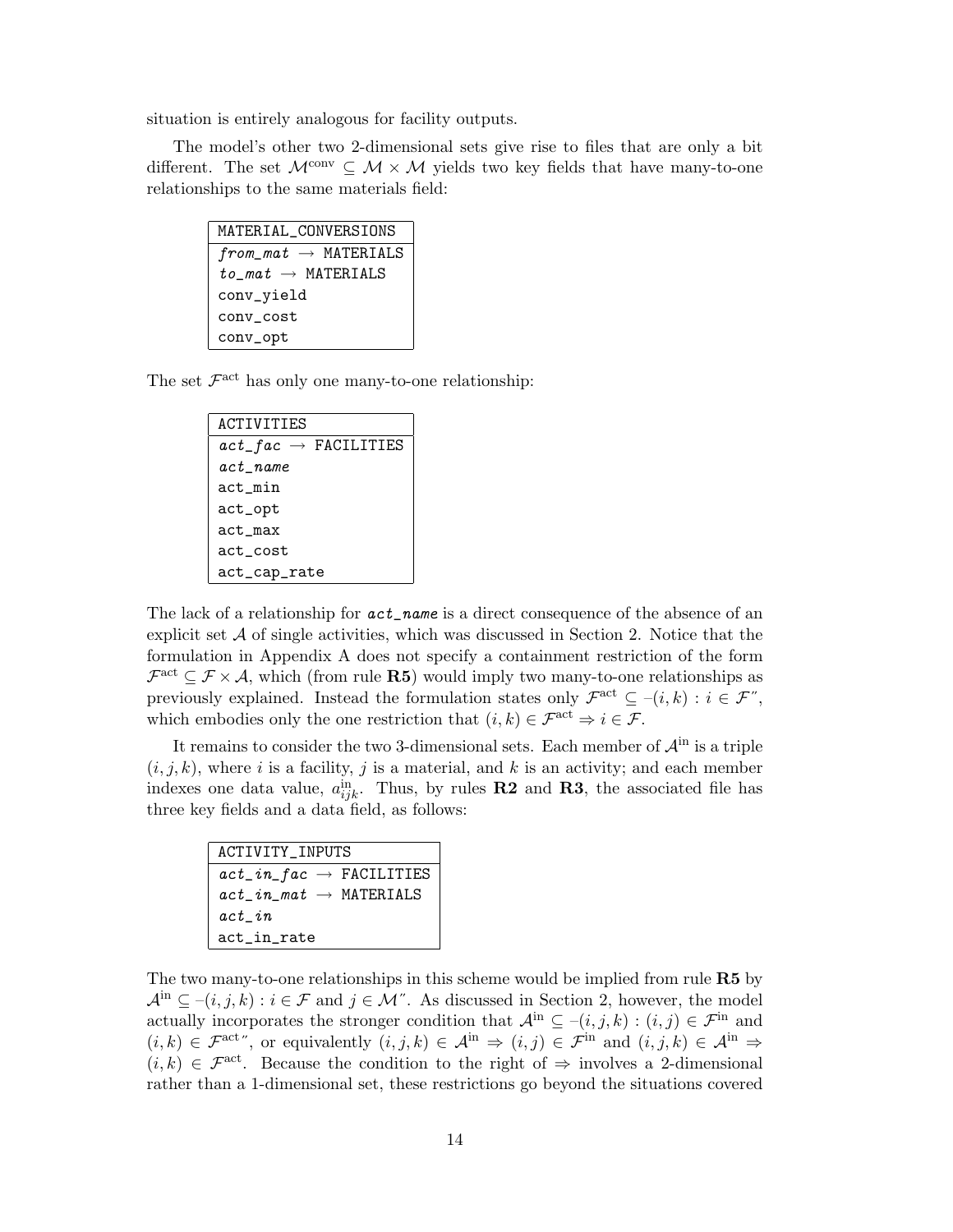situation is entirely analogous for facility outputs.

The model's other two 2-dimensional sets give rise to files that are only a bit different. The set $\mathcal{M}^{\text{conv}} \subseteq \mathcal{M} \times \mathcal{M}$ yields two key fields that have many-to-one relationships to the same materials field:

| MATERIAL_CONVERSIONS |
|---|
| *from_mat* → MATERIALS |
| *to_mat* → MATERIALS |
| conv_yield |
| conv_cost |
| conv_opt |

The set $\mathcal{F}^{\text{act}}$ has only one many-to-one relationship:

| ACTIVITIES |
|---|
| *act_fac* → FACILITIES |
| *act_name* |
| act_min |
| act_opt |
| act_max |
| act_cost |
| act_cap_rate |

The lack of a relationship for ***act_name*** is a direct consequence of the absence of an explicit set $\mathcal{A}$ of single activities, which was discussed in Section 2. Notice that the formulation in Appendix A does not specify a containment restriction of the form $\mathcal{F}^{\text{act}} \subseteq \mathcal{F} \times \mathcal{A}$, which (from rule **R5**) would imply two many-to-one relationships as previously explained. Instead the formulation states only $\mathcal{F}^{\text{act}} \subseteq \{(i,k) : i \in \mathcal{F}\}$, which embodies only the one restriction that $(i,k) \in \mathcal{F}^{\text{act}} \Rightarrow i \in \mathcal{F}$.

It remains to consider the two 3-dimensional sets. Each member of $\mathcal{A}^{\text{in}}$ is a triple $(i,j,k)$, where $i$ is a facility, $j$ is a material, and $k$ is an activity; and each member indexes one data value, $a^{\text{in}}_{ijk}$. Thus, by rules **R2** and **R3**, the associated file has three key fields and a data field, as follows:

| ACTIVITY_INPUTS |
|---|
| *act_in_fac* → FACILITIES |
| *act_in_mat* → MATERIALS |
| *act_in* |
| act_in_rate |

The two many-to-one relationships in this scheme would be implied from rule **R5** by $\mathcal{A}^{\text{in}} \subseteq \{(i,j,k) : i \in \mathcal{F} \text{ and } j \in \mathcal{M}\}$. As discussed in Section 2, however, the model actually incorporates the stronger condition that $\mathcal{A}^{\text{in}} \subseteq \{(i,j,k) : (i,j) \in \mathcal{F}^{\text{in}} \text{ and } (i,k) \in \mathcal{F}^{\text{act}}\}$, or equivalently $(i,j,k) \in \mathcal{A}^{\text{in}} \Rightarrow (i,j) \in \mathcal{F}^{\text{in}}$ and $(i,j,k) \in \mathcal{A}^{\text{in}} \Rightarrow (i,k) \in \mathcal{F}^{\text{act}}$. Because the condition to the right of $\Rightarrow$ involves a 2-dimensional rather than a 1-dimensional set, these restrictions go beyond the situations covered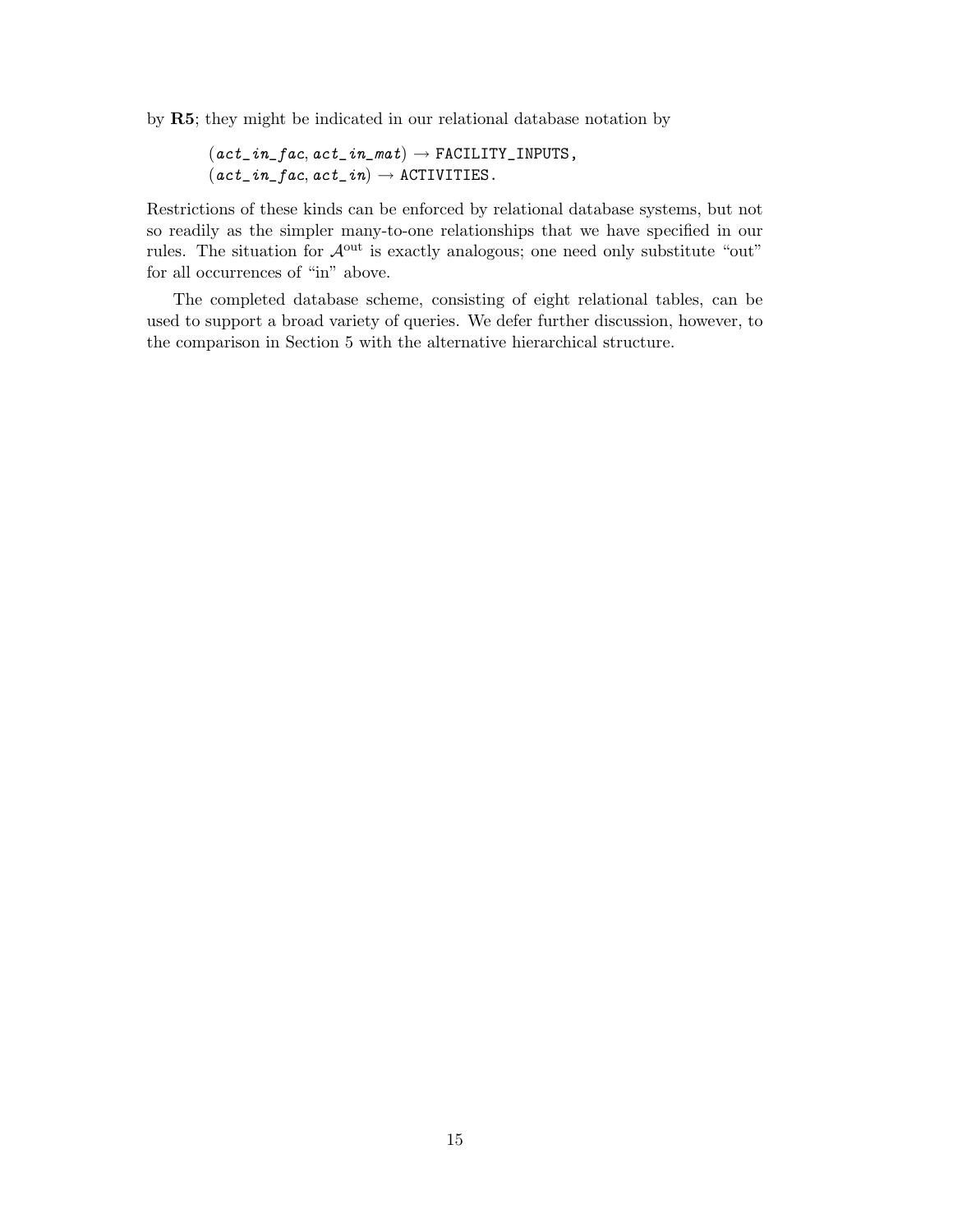by **R5**; they might be indicated in our relational database notation by

$$(act\_in\_fac, act\_in\_mat) \rightarrow \texttt{FACILITY\_INPUTS},$$
$$(act\_in\_fac, act\_in) \rightarrow \texttt{ACTIVITIES}.$$

Restrictions of these kinds can be enforced by relational database systems, but not so readily as the simpler many-to-one relationships that we have specified in our rules. The situation for $\mathcal{A}^{\text{out}}$ is exactly analogous; one need only substitute "out" for all occurrences of "in" above.

The completed database scheme, consisting of eight relational tables, can be used to support a broad variety of queries. We defer further discussion, however, to the comparison in Section 5 with the alternative hierarchical structure.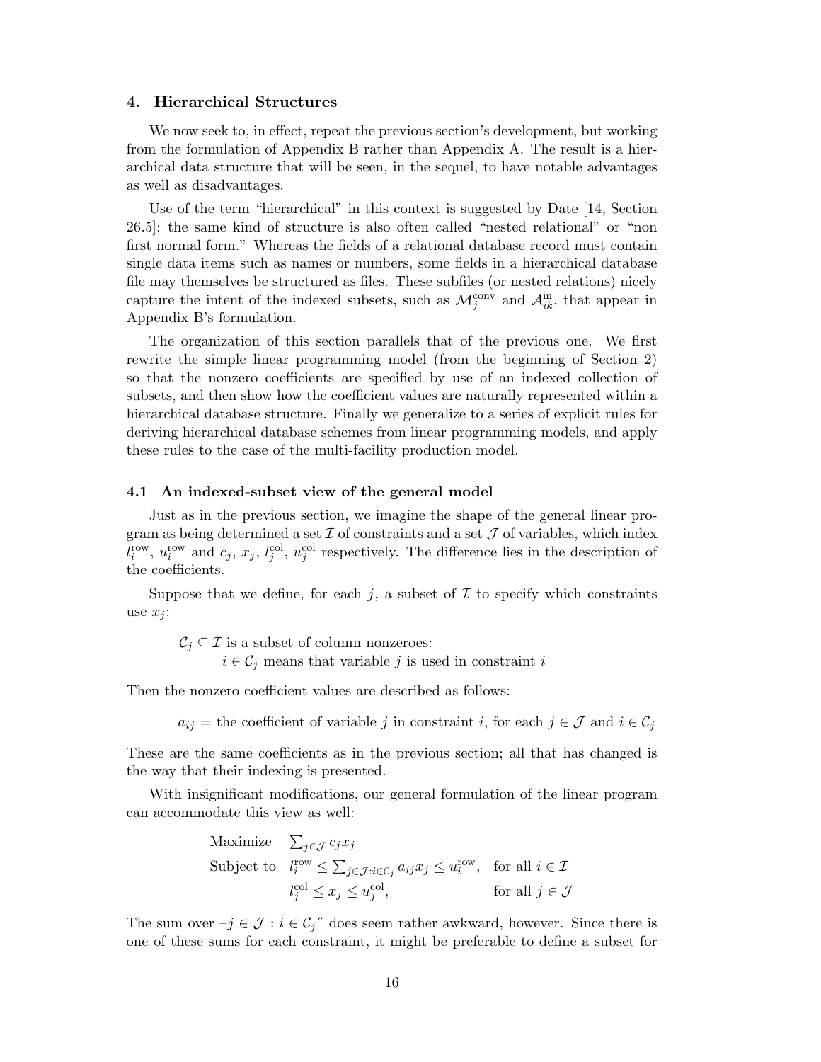## 4. Hierarchical Structures

We now seek to, in effect, repeat the previous section's development, but working from the formulation of Appendix B rather than Appendix A. The result is a hierarchical data structure that will be seen, in the sequel, to have notable advantages as well as disadvantages.

Use of the term "hierarchical" in this context is suggested by Date [14, Section 26.5]; the same kind of structure is also often called "nested relational" or "non first normal form." Whereas the fields of a relational database record must contain single data items such as names or numbers, some fields in a hierarchical database file may themselves be structured as files. These subfiles (or nested relations) nicely capture the intent of the indexed subsets, such as $\mathcal{M}_j^{\text{conv}}$ and $\mathcal{A}_{ik}^{\text{in}}$, that appear in Appendix B's formulation.

The organization of this section parallels that of the previous one. We first rewrite the simple linear programming model (from the beginning of Section 2) so that the nonzero coefficients are specified by use of an indexed collection of subsets, and then show how the coefficient values are naturally represented within a hierarchical database structure. Finally we generalize to a series of explicit rules for deriving hierarchical database schemes from linear programming models, and apply these rules to the case of the multi-facility production model.

### 4.1 An indexed-subset view of the general model

Just as in the previous section, we imagine the shape of the general linear program as being determined a set $\mathcal{I}$ of constraints and a set $\mathcal{J}$ of variables, which index $l_i^{\text{row}}$, $u_i^{\text{row}}$ and $c_j$, $x_j$, $l_j^{\text{col}}$, $u_j^{\text{col}}$ respectively. The difference lies in the description of the coefficients.

Suppose that we define, for each $j$, a subset of $\mathcal{I}$ to specify which constraints use $x_j$:

> $\mathcal{C}_j \subseteq \mathcal{I}$ is a subset of column nonzeroes:
> $i \in \mathcal{C}_j$ means that variable $j$ is used in constraint $i$

Then the nonzero coefficient values are described as follows:

> $a_{ij}$ = the coefficient of variable $j$ in constraint $i$, for each $j \in \mathcal{J}$ and $i \in \mathcal{C}_j$

These are the same coefficients as in the previous section; all that has changed is the way that their indexing is presented.

With insignificant modifications, our general formulation of the linear program can accommodate this view as well:

$$
\begin{array}{lll}
\text{Maximize} & \sum_{j \in \mathcal{J}} c_j x_j & \\
\text{Subject to} & l_i^{\text{row}} \le \sum_{j \in \mathcal{J} : i \in \mathcal{C}_j} a_{ij} x_j \le u_i^{\text{row}}, & \text{for all } i \in \mathcal{I} \\
& l_j^{\text{col}} \le x_j \le u_j^{\text{col}}, & \text{for all } j \in \mathcal{J}
\end{array}
$$

The sum over –$j \in \mathcal{J} : i \in \mathcal{C}_j$" does seem rather awkward, however. Since there is one of these sums for each constraint, it might be preferable to define a subset for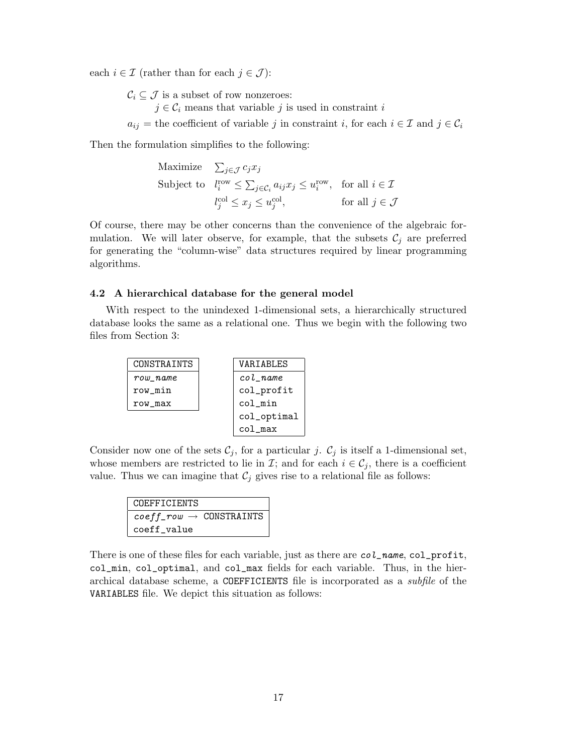each $i \in \mathcal{I}$ (rather than for each $j \in \mathcal{J}$):

> $\mathcal{C}_i \subseteq \mathcal{J}$ is a subset of row nonzeroes:
>
> > $j \in \mathcal{C}_i$ means that variable $j$ is used in constraint $i$
>
> $a_{ij}$ = the coefficient of variable $j$ in constraint $i$, for each $i \in \mathcal{I}$ and $j \in \mathcal{C}_i$

Then the formulation simplifies to the following:

$$
\begin{array}{lll}
\text{Maximize} & \sum_{j \in \mathcal{J}} c_j x_j & \\
\text{Subject to} & l_i^{\text{row}} \leq \sum_{j \in \mathcal{C}_i} a_{ij} x_j \leq u_i^{\text{row}}, & \text{for all } i \in \mathcal{I} \\
 & l_j^{\text{col}} \leq x_j \leq u_j^{\text{col}}, & \text{for all } j \in \mathcal{J}
\end{array}
$$

Of course, there may be other concerns than the convenience of the algebraic formulation. We will later observe, for example, that the subsets $\mathcal{C}_j$ are preferred for generating the "column-wise" data structures required by linear programming algorithms.

### 4.2 A hierarchical database for the general model

With respect to the unindexed 1-dimensional sets, a hierarchically structured database looks the same as a relational one. Thus we begin with the following two files from Section 3:

| CONSTRAINTS |
| --- |
| *row_name* |
| row_min |
| row_max |

| VARIABLES |
| --- |
| *col_name* |
| col_profit |
| col_min |
| col_optimal |
| col_max |

Consider now one of the sets $\mathcal{C}_j$, for a particular $j$. $\mathcal{C}_j$ is itself a 1-dimensional set, whose members are restricted to lie in $\mathcal{I}$; and for each $i \in \mathcal{C}_j$, there is a coefficient value. Thus we can imagine that $\mathcal{C}_j$ gives rise to a relational file as follows:

| COEFFICIENTS |
| --- |
| *coeff_row* → CONSTRAINTS |
| coeff_value |

There is one of these files for each variable, just as there are *col_name*, col_profit, col_min, col_optimal, and col_max fields for each variable. Thus, in the hierarchical database scheme, a COEFFICIENTS file is incorporated as a *subfile* of the VARIABLES file. We depict this situation as follows: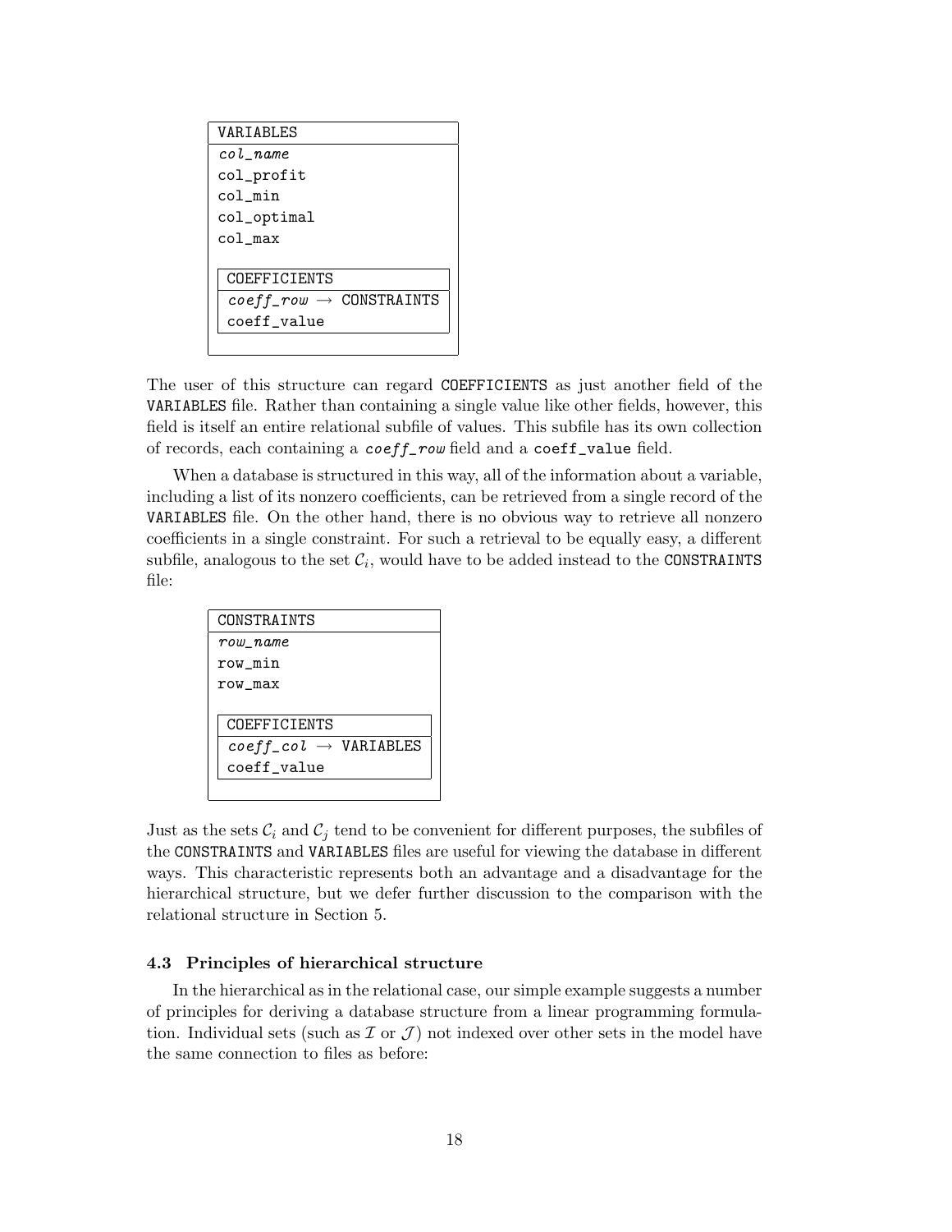```
VARIABLES
─────────────────────────────
col_name
col_profit
col_min
col_optimal
col_max

  COEFFICIENTS
  ───────────────────────────
  coeff_row → CONSTRAINTS
  coeff_value
```

The user of this structure can regard `COEFFICIENTS` as just another field of the `VARIABLES` file. Rather than containing a single value like other fields, however, this field is itself an entire relational subfile of values. This subfile has its own collection of records, each containing a *`coeff_row`* field and a `coeff_value` field.

When a database is structured in this way, all of the information about a variable, including a list of its nonzero coefficients, can be retrieved from a single record of the `VARIABLES` file. On the other hand, there is no obvious way to retrieve all nonzero coefficients in a single constraint. For such a retrieval to be equally easy, a different subfile, analogous to the set $\mathcal{C}_i$, would have to be added instead to the `CONSTRAINTS` file:

```
CONSTRAINTS
─────────────────────────────
row_name
row_min
row_max

  COEFFICIENTS
  ───────────────────────────
  coeff_col → VARIABLES
  coeff_value
```

Just as the sets $\mathcal{C}_i$ and $\mathcal{C}_j$ tend to be convenient for different purposes, the subfiles of the `CONSTRAINTS` and `VARIABLES` files are useful for viewing the database in different ways. This characteristic represents both an advantage and a disadvantage for the hierarchical structure, but we defer further discussion to the comparison with the relational structure in Section 5.

### 4.3 Principles of hierarchical structure

In the hierarchical as in the relational case, our simple example suggests a number of principles for deriving a database structure from a linear programming formulation. Individual sets (such as $\mathcal{I}$ or $\mathcal{J}$) not indexed over other sets in the model have the same connection to files as before: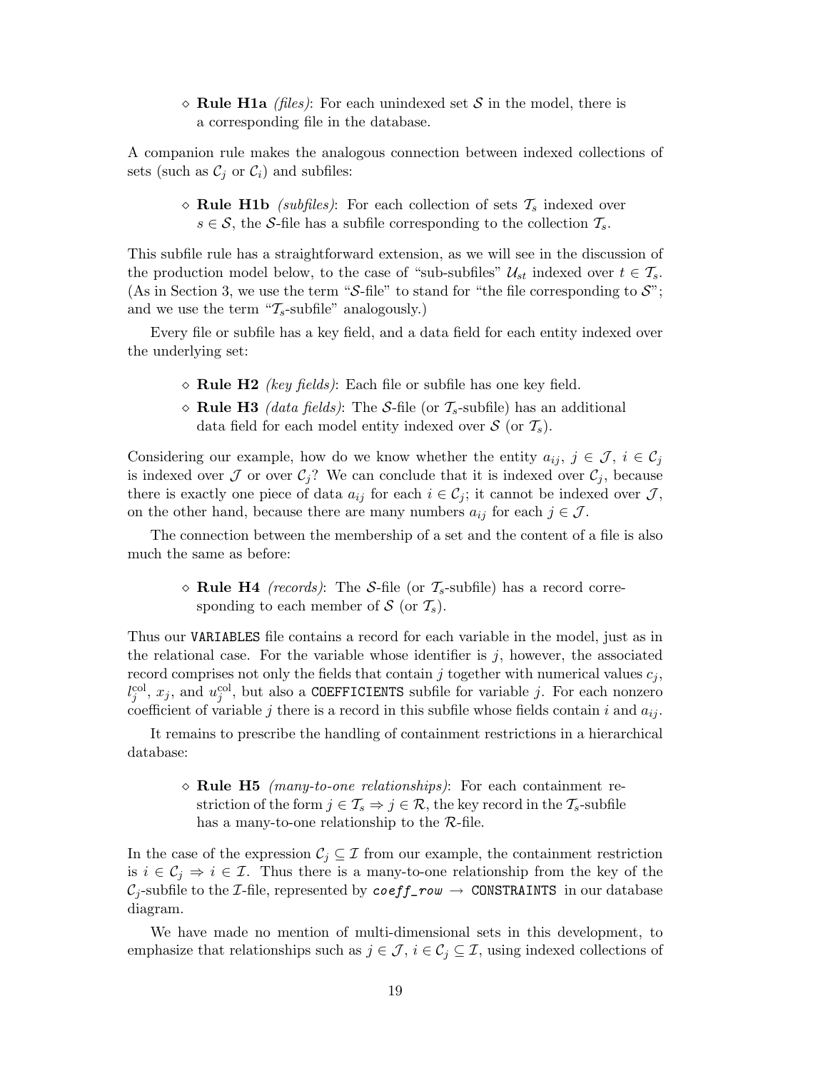◇ **Rule H1a** *(files)*: For each unindexed set $\mathcal{S}$ in the model, there is a corresponding file in the database.

A companion rule makes the analogous connection between indexed collections of sets (such as $\mathcal{C}_j$ or $\mathcal{C}_i$) and subfiles:

◇ **Rule H1b** *(subfiles)*: For each collection of sets $\mathcal{T}_s$ indexed over $s \in \mathcal{S}$, the $\mathcal{S}$-file has a subfile corresponding to the collection $\mathcal{T}_s$.

This subfile rule has a straightforward extension, as we will see in the discussion of the production model below, to the case of "sub-subfiles" $\mathcal{U}_{st}$ indexed over $t \in \mathcal{T}_s$. (As in Section 3, we use the term "$\mathcal{S}$-file" to stand for "the file corresponding to $\mathcal{S}$"; and we use the term "$\mathcal{T}_s$-subfile" analogously.)

Every file or subfile has a key field, and a data field for each entity indexed over the underlying set:

◇ **Rule H2** *(key fields)*: Each file or subfile has one key field.

◇ **Rule H3** *(data fields)*: The $\mathcal{S}$-file (or $\mathcal{T}_s$-subfile) has an additional data field for each model entity indexed over $\mathcal{S}$ (or $\mathcal{T}_s$).

Considering our example, how do we know whether the entity $a_{ij}$, $j \in \mathcal{J}$, $i \in \mathcal{C}_j$ is indexed over $\mathcal{J}$ or over $\mathcal{C}_j$? We can conclude that it is indexed over $\mathcal{C}_j$, because there is exactly one piece of data $a_{ij}$ for each $i \in \mathcal{C}_j$; it cannot be indexed over $\mathcal{J}$, on the other hand, because there are many numbers $a_{ij}$ for each $j \in \mathcal{J}$.

The connection between the membership of a set and the content of a file is also much the same as before:

◇ **Rule H4** *(records)*: The $\mathcal{S}$-file (or $\mathcal{T}_s$-subfile) has a record corresponding to each member of $\mathcal{S}$ (or $\mathcal{T}_s$).

Thus our `VARIABLES` file contains a record for each variable in the model, just as in the relational case. For the variable whose identifier is $j$, however, the associated record comprises not only the fields that contain $j$ together with numerical values $c_j$, $l_j^{\text{col}}$, $x_j$, and $u_j^{\text{col}}$, but also a `COEFFICIENTS` subfile for variable $j$. For each nonzero coefficient of variable $j$ there is a record in this subfile whose fields contain $i$ and $a_{ij}$.

It remains to prescribe the handling of containment restrictions in a hierarchical database:

◇ **Rule H5** *(many-to-one relationships)*: For each containment restriction of the form $j \in \mathcal{T}_s \Rightarrow j \in \mathcal{R}$, the key record in the $\mathcal{T}_s$-subfile has a many-to-one relationship to the $\mathcal{R}$-file.

In the case of the expression $\mathcal{C}_j \subseteq \mathcal{I}$ from our example, the containment restriction is $i \in \mathcal{C}_j \Rightarrow i \in \mathcal{I}$. Thus there is a many-to-one relationship from the key of the $\mathcal{C}_j$-subfile to the $\mathcal{I}$-file, represented by ***coeff_row*** $\rightarrow$ `CONSTRAINTS` in our database diagram.

We have made no mention of multi-dimensional sets in this development, to emphasize that relationships such as $j \in \mathcal{J}$, $i \in \mathcal{C}_j \subseteq \mathcal{I}$, using indexed collections of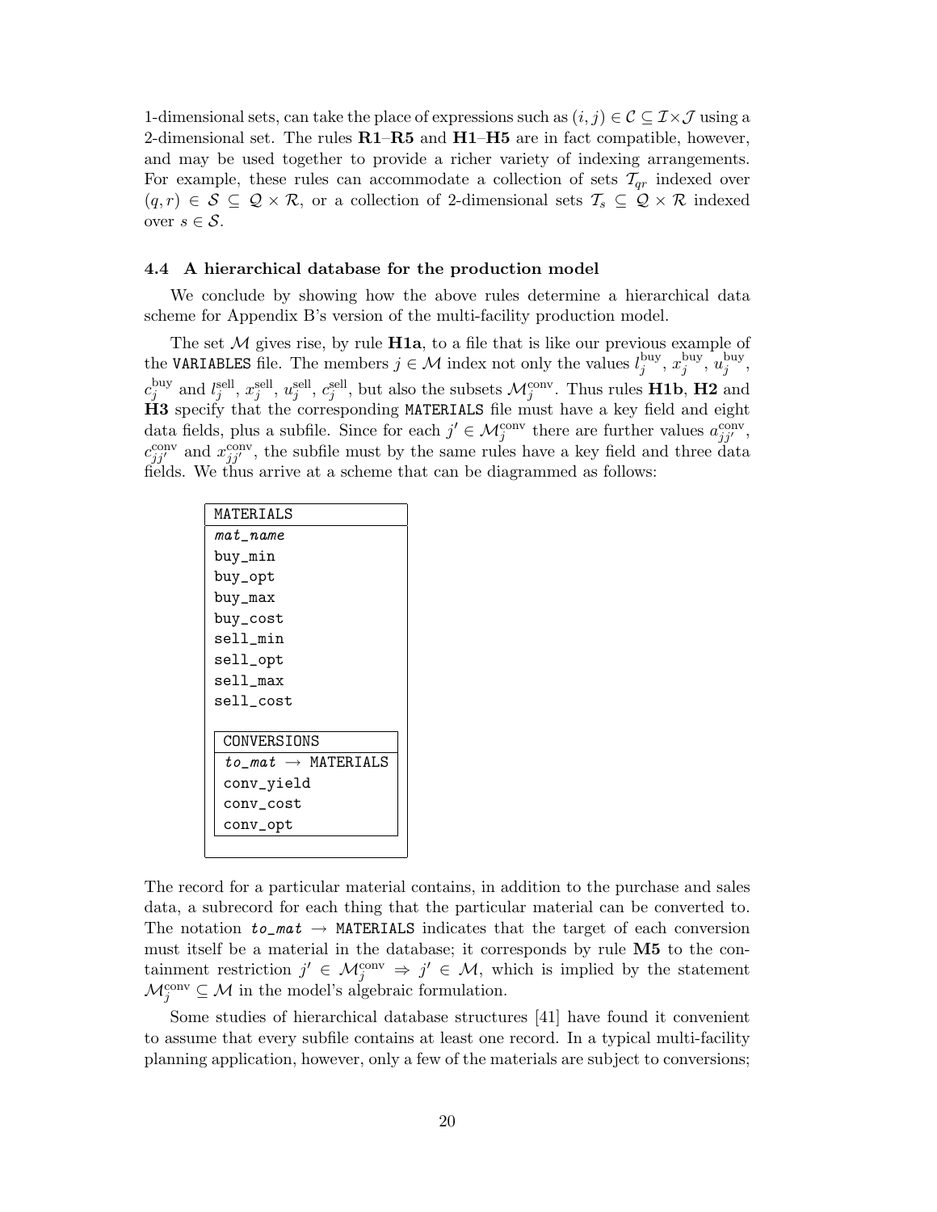1-dimensional sets, can take the place of expressions such as $(i,j) \in \mathcal{C} \subseteq \mathcal{I} \times \mathcal{J}$ using a 2-dimensional set. The rules **R1**–**R5** and **H1**–**H5** are in fact compatible, however, and may be used together to provide a richer variety of indexing arrangements. For example, these rules can accommodate a collection of sets $\mathcal{T}_{qr}$ indexed over $(q,r) \in \mathcal{S} \subseteq \mathcal{Q} \times \mathcal{R}$, or a collection of 2-dimensional sets $\mathcal{T}_s \subseteq \mathcal{Q} \times \mathcal{R}$ indexed over $s \in \mathcal{S}$.

### 4.4 A hierarchical database for the production model

We conclude by showing how the above rules determine a hierarchical data scheme for Appendix B's version of the multi-facility production model.

The set $\mathcal{M}$ gives rise, by rule **H1a**, to a file that is like our previous example of the VARIABLES file. The members $j \in \mathcal{M}$ index not only the values $l_j^{\text{buy}}$, $x_j^{\text{buy}}$, $u_j^{\text{buy}}$, $c_j^{\text{buy}}$ and $l_j^{\text{sell}}$, $x_j^{\text{sell}}$, $u_j^{\text{sell}}$, $c_j^{\text{sell}}$, but also the subsets $\mathcal{M}_j^{\text{conv}}$. Thus rules **H1b**, **H2** and **H3** specify that the corresponding MATERIALS file must have a key field and eight data fields, plus a subfile. Since for each $j' \in \mathcal{M}_j^{\text{conv}}$ there are further values $a_{jj'}^{\text{conv}}$, $c_{jj'}^{\text{conv}}$ and $x_{jj'}^{\text{conv}}$, the subfile must by the same rules have a key field and three data fields. We thus arrive at a scheme that can be diagrammed as follows:

```
MATERIALS
  mat_name
  buy_min
  buy_opt
  buy_max
  buy_cost
  sell_min
  sell_opt
  sell_max
  sell_cost

  CONVERSIONS
    to_mat → MATERIALS
    conv_yield
    conv_cost
    conv_opt
```

The record for a particular material contains, in addition to the purchase and sales data, a subrecord for each thing that the particular material can be converted to. The notation *to_mat* → MATERIALS indicates that the target of each conversion must itself be a material in the database; it corresponds by rule **M5** to the containment restriction $j' \in \mathcal{M}_j^{\text{conv}} \Rightarrow j' \in \mathcal{M}$, which is implied by the statement $\mathcal{M}_j^{\text{conv}} \subseteq \mathcal{M}$ in the model's algebraic formulation.

Some studies of hierarchical database structures [41] have found it convenient to assume that every subfile contains at least one record. In a typical multi-facility planning application, however, only a few of the materials are subject to conversions;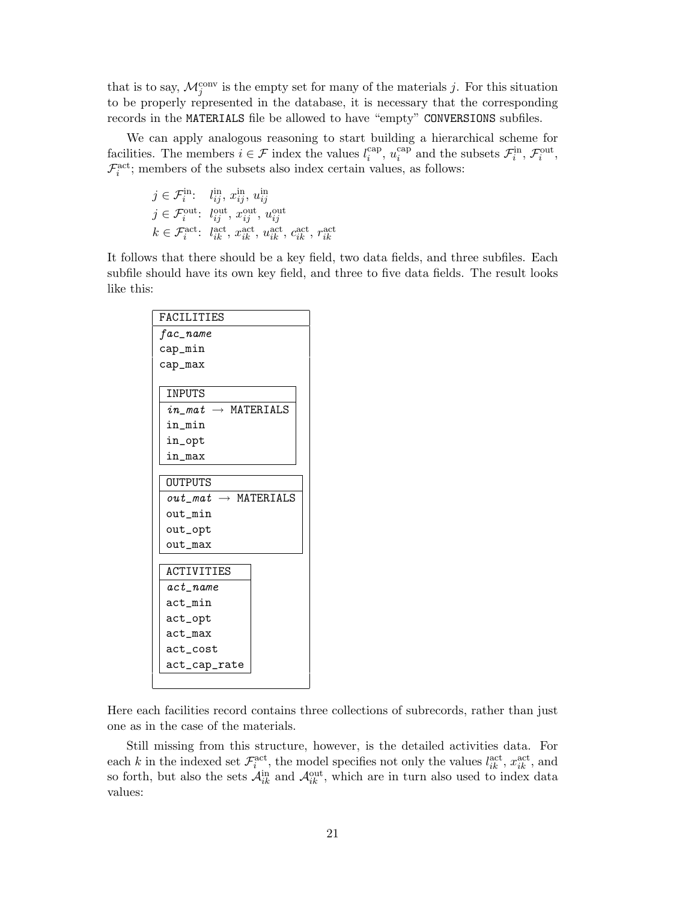that is to say, $\mathcal{M}_j^{\text{conv}}$ is the empty set for many of the materials $j$. For this situation to be properly represented in the database, it is necessary that the corresponding records in the `MATERIALS` file be allowed to have "empty" `CONVERSIONS` subfiles.

We can apply analogous reasoning to start building a hierarchical scheme for facilities. The members $i \in \mathcal{F}$ index the values $l_i^{\text{cap}}$, $u_i^{\text{cap}}$ and the subsets $\mathcal{F}_i^{\text{in}}$, $\mathcal{F}_i^{\text{out}}$, $\mathcal{F}_i^{\text{act}}$; members of the subsets also index certain values, as follows:

$j \in \mathcal{F}_i^{\text{in}}$: $l_{ij}^{\text{in}}$, $x_{ij}^{\text{in}}$, $u_{ij}^{\text{in}}$
$j \in \mathcal{F}_i^{\text{out}}$: $l_{ij}^{\text{out}}$, $x_{ij}^{\text{out}}$, $u_{ij}^{\text{out}}$
$k \in \mathcal{F}_i^{\text{act}}$: $l_{ik}^{\text{act}}$, $x_{ik}^{\text{act}}$, $u_{ik}^{\text{act}}$, $c_{ik}^{\text{act}}$, $r_{ik}^{\text{act}}$

It follows that there should be a key field, two data fields, and three subfiles. Each subfile should have its own key field, and three to five data fields. The result looks like this:

```
FACILITIES
  fac_name
  cap_min
  cap_max

  INPUTS
    in_mat → MATERIALS
    in_min
    in_opt
    in_max

  OUTPUTS
    out_mat → MATERIALS
    out_min
    out_opt
    out_max

  ACTIVITIES
    act_name
    act_min
    act_opt
    act_max
    act_cost
    act_cap_rate
```

Here each facilities record contains three collections of subrecords, rather than just one as in the case of the materials.

Still missing from this structure, however, is the detailed activities data. For each $k$ in the indexed set $\mathcal{F}_i^{\text{act}}$, the model specifies not only the values $l_{ik}^{\text{act}}$, $x_{ik}^{\text{act}}$, and so forth, but also the sets $\mathcal{A}_{ik}^{\text{in}}$ and $\mathcal{A}_{ik}^{\text{out}}$, which are in turn also used to index data values: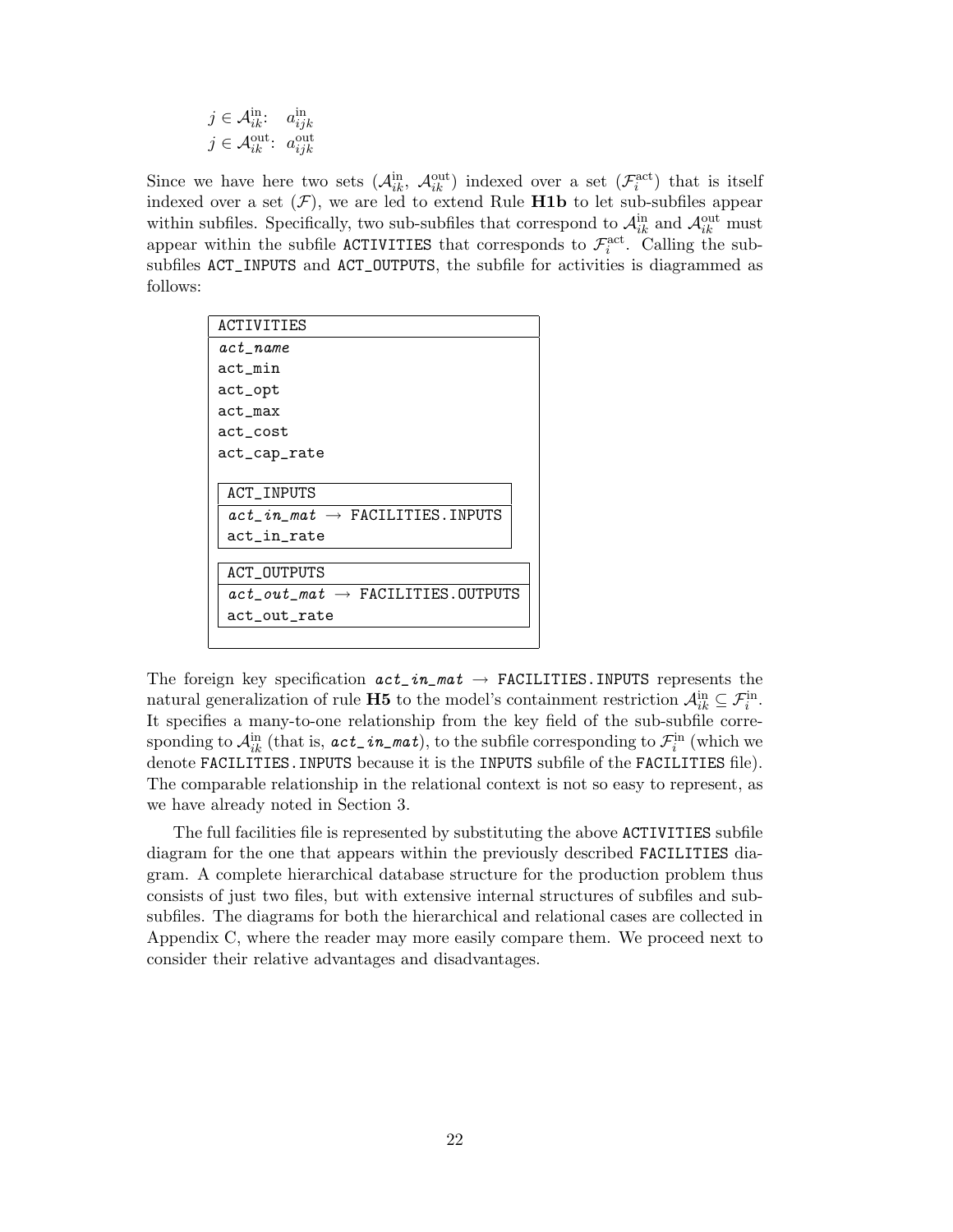$j \in \mathcal{A}^{\text{in}}_{ik}$: $a^{\text{in}}_{ijk}$
$j \in \mathcal{A}^{\text{out}}_{ik}$: $a^{\text{out}}_{ijk}$

Since we have here two sets ($\mathcal{A}^{\text{in}}_{ik}$, $\mathcal{A}^{\text{out}}_{ik}$) indexed over a set ($\mathcal{F}^{\text{act}}_i$) that is itself indexed over a set ($\mathcal{F}$), we are led to extend Rule **H1b** to let sub-subfiles appear within subfiles. Specifically, two sub-subfiles that correspond to $\mathcal{A}^{\text{in}}_{ik}$ and $\mathcal{A}^{\text{out}}_{ik}$ must appear within the subfile `ACTIVITIES` that corresponds to $\mathcal{F}^{\text{act}}_i$. Calling the sub-subfiles `ACT_INPUTS` and `ACT_OUTPUTS`, the subfile for activities is diagrammed as follows:

```
ACTIVITIES
---------------------------------------
act_name
act_min
act_opt
act_max
act_cost
act_cap_rate

    ACT_INPUTS
    -----------------------------------
    act_in_mat → FACILITIES.INPUTS
    act_in_rate

    ACT_OUTPUTS
    -----------------------------------
    act_out_mat → FACILITIES.OUTPUTS
    act_out_rate
```

The foreign key specification ***act_in_mat*** → `FACILITIES.INPUTS` represents the natural generalization of rule **H5** to the model's containment restriction $\mathcal{A}^{\text{in}}_{ik} \subseteq \mathcal{F}^{\text{in}}_i$. It specifies a many-to-one relationship from the key field of the sub-subfile corresponding to $\mathcal{A}^{\text{in}}_{ik}$ (that is, ***act_in_mat***), to the subfile corresponding to $\mathcal{F}^{\text{in}}_i$ (which we denote `FACILITIES.INPUTS` because it is the `INPUTS` subfile of the `FACILITIES` file). The comparable relationship in the relational context is not so easy to represent, as we have already noted in Section 3.

The full facilities file is represented by substituting the above `ACTIVITIES` subfile diagram for the one that appears within the previously described `FACILITIES` diagram. A complete hierarchical database structure for the production problem thus consists of just two files, but with extensive internal structures of subfiles and sub-subfiles. The diagrams for both the hierarchical and relational cases are collected in Appendix C, where the reader may more easily compare them. We proceed next to consider their relative advantages and disadvantages.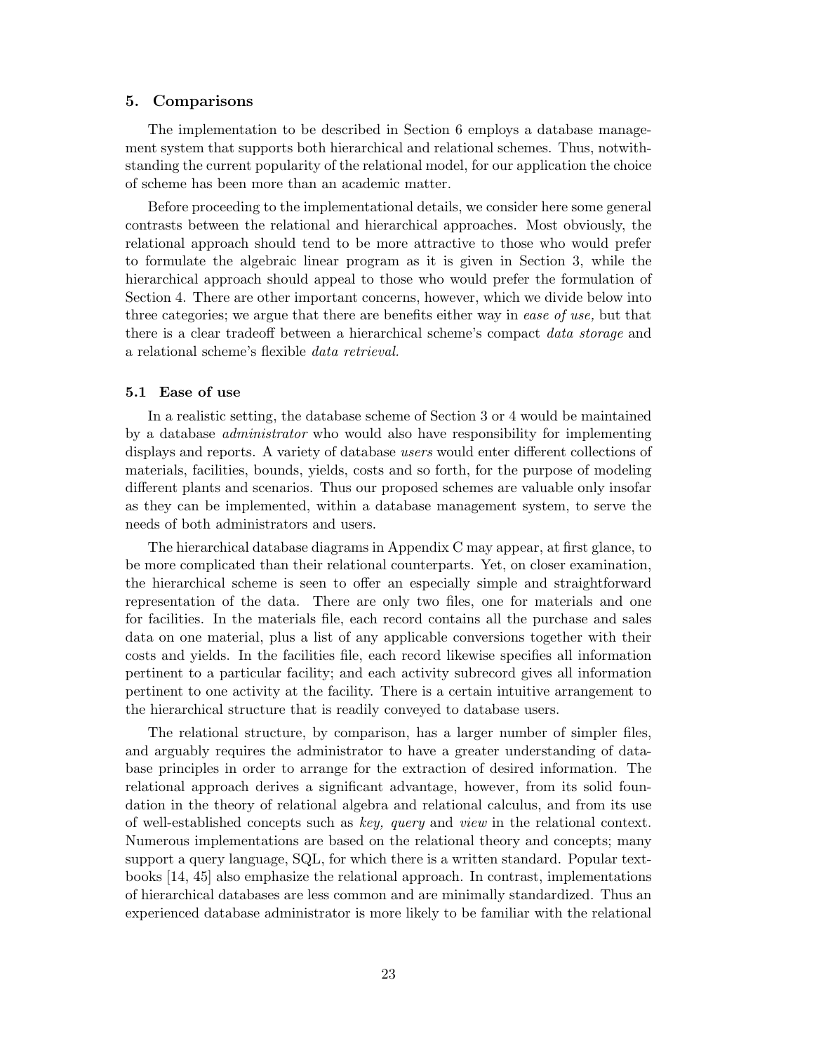## 5. Comparisons

The implementation to be described in Section 6 employs a database management system that supports both hierarchical and relational schemes. Thus, notwithstanding the current popularity of the relational model, for our application the choice of scheme has been more than an academic matter.

Before proceeding to the implementational details, we consider here some general contrasts between the relational and hierarchical approaches. Most obviously, the relational approach should tend to be more attractive to those who would prefer to formulate the algebraic linear program as it is given in Section 3, while the hierarchical approach should appeal to those who would prefer the formulation of Section 4. There are other important concerns, however, which we divide below into three categories; we argue that there are benefits either way in *ease of use,* but that there is a clear tradeoff between a hierarchical scheme's compact *data storage* and a relational scheme's flexible *data retrieval.*

### 5.1 Ease of use

In a realistic setting, the database scheme of Section 3 or 4 would be maintained by a database *administrator* who would also have responsibility for implementing displays and reports. A variety of database *users* would enter different collections of materials, facilities, bounds, yields, costs and so forth, for the purpose of modeling different plants and scenarios. Thus our proposed schemes are valuable only insofar as they can be implemented, within a database management system, to serve the needs of both administrators and users.

The hierarchical database diagrams in Appendix C may appear, at first glance, to be more complicated than their relational counterparts. Yet, on closer examination, the hierarchical scheme is seen to offer an especially simple and straightforward representation of the data. There are only two files, one for materials and one for facilities. In the materials file, each record contains all the purchase and sales data on one material, plus a list of any applicable conversions together with their costs and yields. In the facilities file, each record likewise specifies all information pertinent to a particular facility; and each activity subrecord gives all information pertinent to one activity at the facility. There is a certain intuitive arrangement to the hierarchical structure that is readily conveyed to database users.

The relational structure, by comparison, has a larger number of simpler files, and arguably requires the administrator to have a greater understanding of database principles in order to arrange for the extraction of desired information. The relational approach derives a significant advantage, however, from its solid foundation in the theory of relational algebra and relational calculus, and from its use of well-established concepts such as *key, query* and *view* in the relational context. Numerous implementations are based on the relational theory and concepts; many support a query language, SQL, for which there is a written standard. Popular textbooks [14, 45] also emphasize the relational approach. In contrast, implementations of hierarchical databases are less common and are minimally standardized. Thus an experienced database administrator is more likely to be familiar with the relational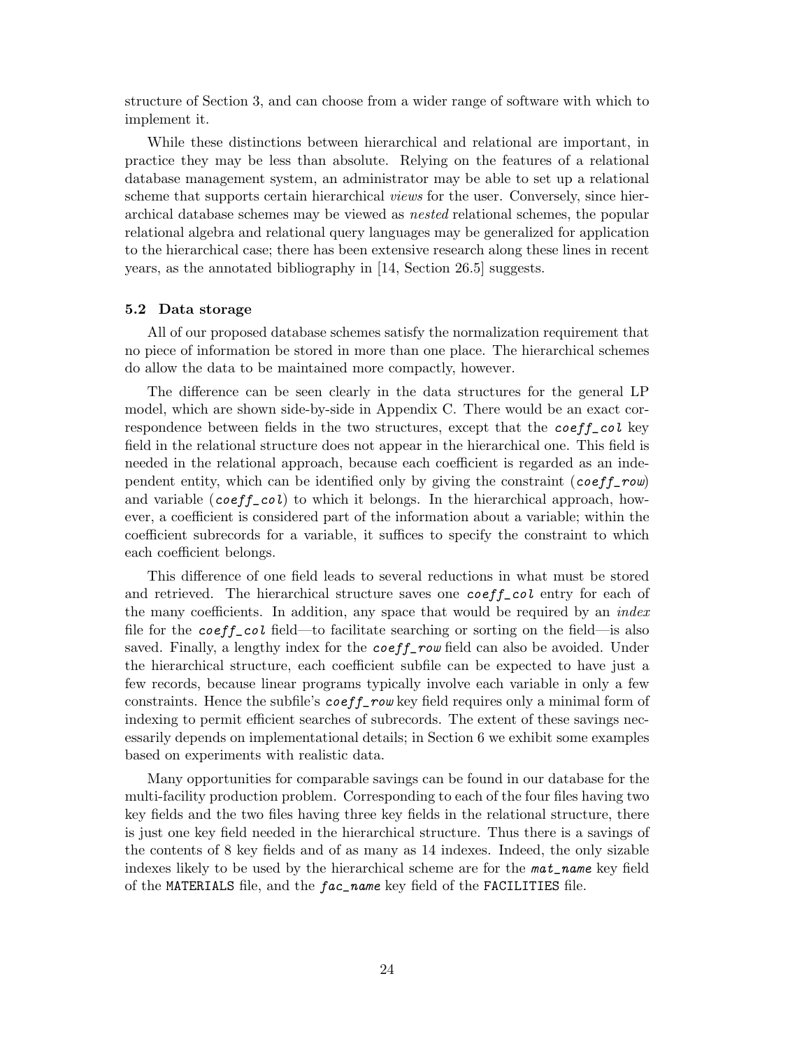structure of Section 3, and can choose from a wider range of software with which to implement it.

While these distinctions between hierarchical and relational are important, in practice they may be less than absolute. Relying on the features of a relational database management system, an administrator may be able to set up a relational scheme that supports certain hierarchical *views* for the user. Conversely, since hierarchical database schemes may be viewed as *nested* relational schemes, the popular relational algebra and relational query languages may be generalized for application to the hierarchical case; there has been extensive research along these lines in recent years, as the annotated bibliography in [14, Section 26.5] suggests.

### 5.2 Data storage

All of our proposed database schemes satisfy the normalization requirement that no piece of information be stored in more than one place. The hierarchical schemes do allow the data to be maintained more compactly, however.

The difference can be seen clearly in the data structures for the general LP model, which are shown side-by-side in Appendix C. There would be an exact correspondence between fields in the two structures, except that the *coeff_col* key field in the relational structure does not appear in the hierarchical one. This field is needed in the relational approach, because each coefficient is regarded as an independent entity, which can be identified only by giving the constraint (*coeff_row*) and variable (*coeff_col*) to which it belongs. In the hierarchical approach, however, a coefficient is considered part of the information about a variable; within the coefficient subrecords for a variable, it suffices to specify the constraint to which each coefficient belongs.

This difference of one field leads to several reductions in what must be stored and retrieved. The hierarchical structure saves one *coeff_col* entry for each of the many coefficients. In addition, any space that would be required by an *index* file for the *coeff_col* field—to facilitate searching or sorting on the field—is also saved. Finally, a lengthy index for the *coeff_row* field can also be avoided. Under the hierarchical structure, each coefficient subfile can be expected to have just a few records, because linear programs typically involve each variable in only a few constraints. Hence the subfile's *coeff_row* key field requires only a minimal form of indexing to permit efficient searches of subrecords. The extent of these savings necessarily depends on implementational details; in Section 6 we exhibit some examples based on experiments with realistic data.

Many opportunities for comparable savings can be found in our database for the multi-facility production problem. Corresponding to each of the four files having two key fields and the two files having three key fields in the relational structure, there is just one key field needed in the hierarchical structure. Thus there is a savings of the contents of 8 key fields and of as many as 14 indexes. Indeed, the only sizable indexes likely to be used by the hierarchical scheme are for the *mat_name* key field of the `MATERIALS` file, and the *fac_name* key field of the `FACILITIES` file.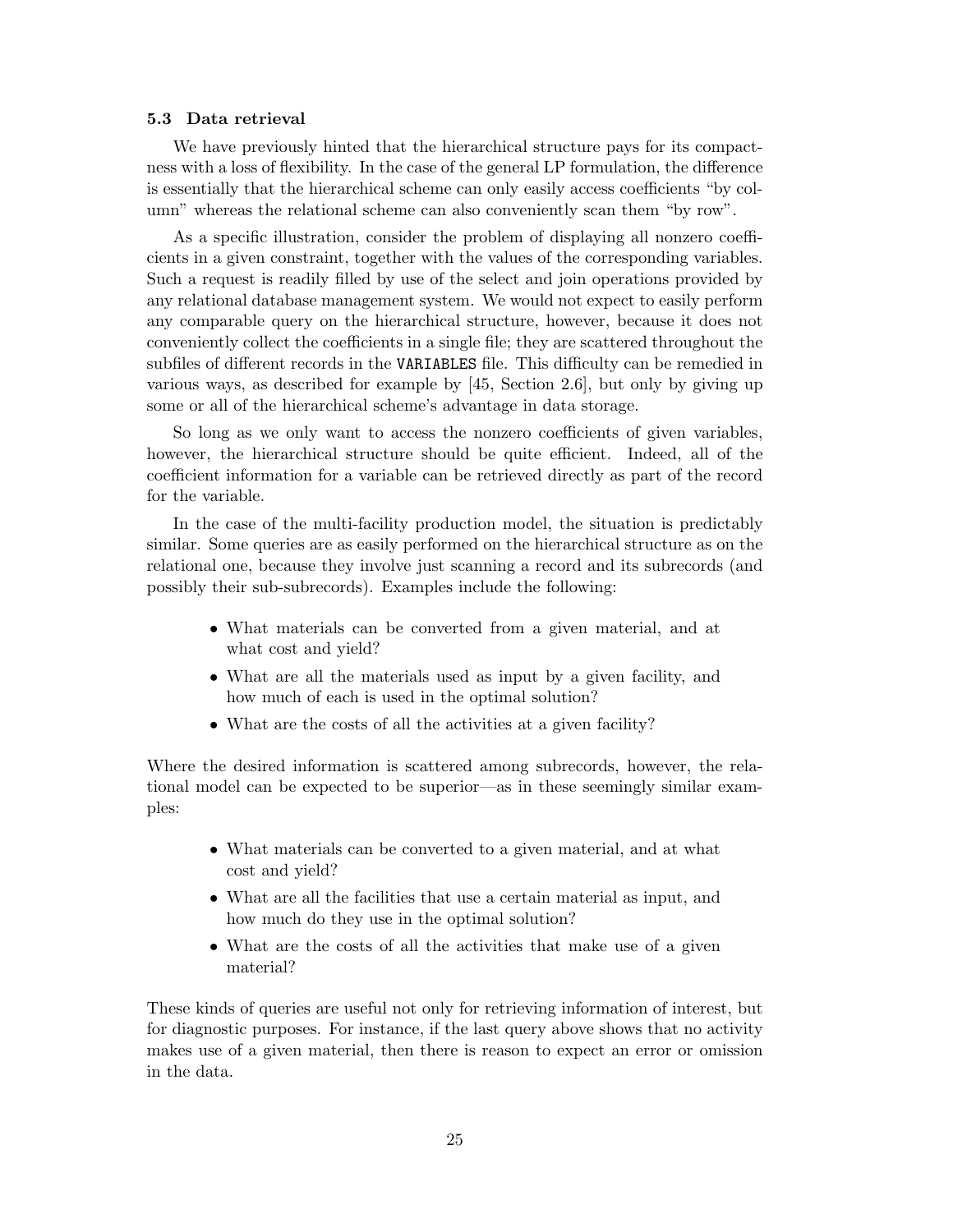### 5.3 Data retrieval

We have previously hinted that the hierarchical structure pays for its compactness with a loss of flexibility. In the case of the general LP formulation, the difference is essentially that the hierarchical scheme can only easily access coefficients "by column" whereas the relational scheme can also conveniently scan them "by row".

As a specific illustration, consider the problem of displaying all nonzero coefficients in a given constraint, together with the values of the corresponding variables. Such a request is readily filled by use of the select and join operations provided by any relational database management system. We would not expect to easily perform any comparable query on the hierarchical structure, however, because it does not conveniently collect the coefficients in a single file; they are scattered throughout the subfiles of different records in the `VARIABLES` file. This difficulty can be remedied in various ways, as described for example by [45, Section 2.6], but only by giving up some or all of the hierarchical scheme's advantage in data storage.

So long as we only want to access the nonzero coefficients of given variables, however, the hierarchical structure should be quite efficient. Indeed, all of the coefficient information for a variable can be retrieved directly as part of the record for the variable.

In the case of the multi-facility production model, the situation is predictably similar. Some queries are as easily performed on the hierarchical structure as on the relational one, because they involve just scanning a record and its subrecords (and possibly their sub-subrecords). Examples include the following:

- What materials can be converted from a given material, and at what cost and yield?
- What are all the materials used as input by a given facility, and how much of each is used in the optimal solution?
- What are the costs of all the activities at a given facility?

Where the desired information is scattered among subrecords, however, the relational model can be expected to be superior—as in these seemingly similar examples:

- What materials can be converted to a given material, and at what cost and yield?
- What are all the facilities that use a certain material as input, and how much do they use in the optimal solution?
- What are the costs of all the activities that make use of a given material?

These kinds of queries are useful not only for retrieving information of interest, but for diagnostic purposes. For instance, if the last query above shows that no activity makes use of a given material, then there is reason to expect an error or omission in the data.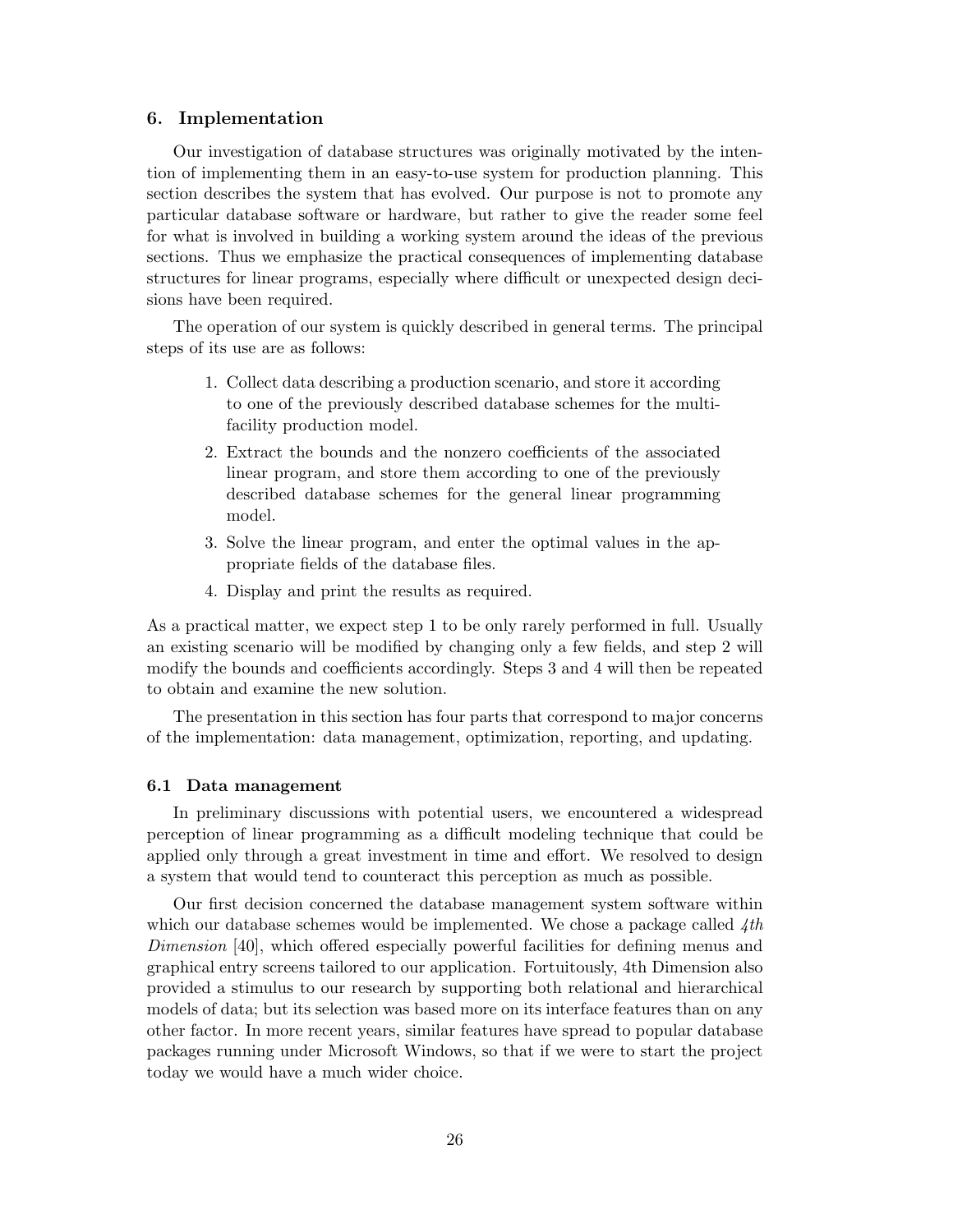## 6. Implementation

Our investigation of database structures was originally motivated by the intention of implementing them in an easy-to-use system for production planning. This section describes the system that has evolved. Our purpose is not to promote any particular database software or hardware, but rather to give the reader some feel for what is involved in building a working system around the ideas of the previous sections. Thus we emphasize the practical consequences of implementing database structures for linear programs, especially where difficult or unexpected design decisions have been required.

The operation of our system is quickly described in general terms. The principal steps of its use are as follows:

1. Collect data describing a production scenario, and store it according to one of the previously described database schemes for the multifacility production model.
2. Extract the bounds and the nonzero coefficients of the associated linear program, and store them according to one of the previously described database schemes for the general linear programming model.
3. Solve the linear program, and enter the optimal values in the appropriate fields of the database files.
4. Display and print the results as required.

As a practical matter, we expect step 1 to be only rarely performed in full. Usually an existing scenario will be modified by changing only a few fields, and step 2 will modify the bounds and coefficients accordingly. Steps 3 and 4 will then be repeated to obtain and examine the new solution.

The presentation in this section has four parts that correspond to major concerns of the implementation: data management, optimization, reporting, and updating.

### 6.1 Data management

In preliminary discussions with potential users, we encountered a widespread perception of linear programming as a difficult modeling technique that could be applied only through a great investment in time and effort. We resolved to design a system that would tend to counteract this perception as much as possible.

Our first decision concerned the database management system software within which our database schemes would be implemented. We chose a package called *4th Dimension* [40], which offered especially powerful facilities for defining menus and graphical entry screens tailored to our application. Fortuitously, 4th Dimension also provided a stimulus to our research by supporting both relational and hierarchical models of data; but its selection was based more on its interface features than on any other factor. In more recent years, similar features have spread to popular database packages running under Microsoft Windows, so that if we were to start the project today we would have a much wider choice.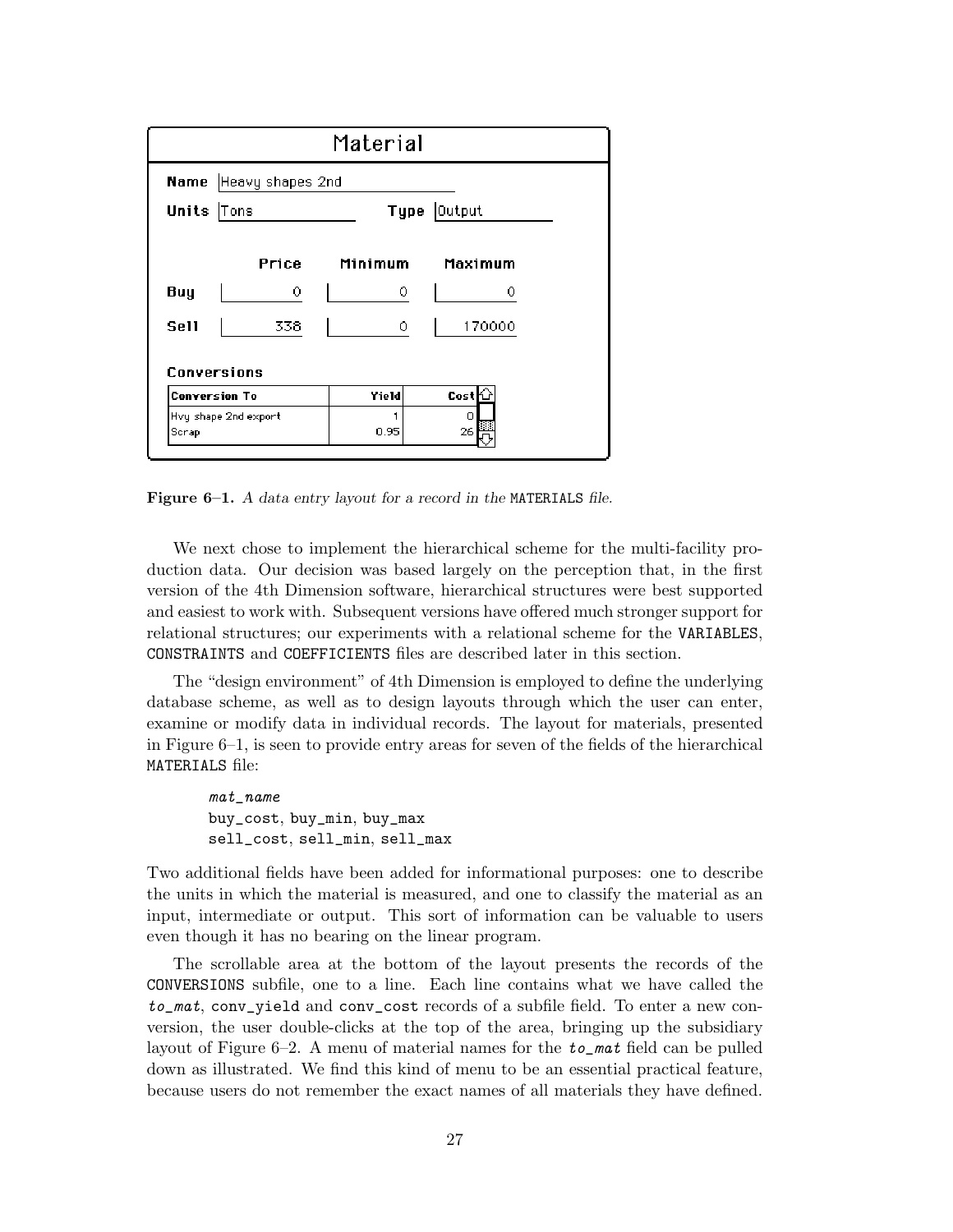| Material | | | |
|---|---|---|---|
| **Name** Heavy shapes 2nd | | | |
| **Units** Tons | | **Type** Output | |
| | **Price** | **Minimum** | **Maximum** |
| **Buy** | 0 | 0 | 0 |
| **Sell** | 338 | 0 | 170000 |

**Conversions**

| Conversion To | Yield | Cost |
|---|---|---|
| Hvy shape 2nd export | 1 | 0 |
| Scrap | 0.95 | 26 |

**Figure 6–1.** *A data entry layout for a record in the* `MATERIALS` *file.*

We next chose to implement the hierarchical scheme for the multi-facility production data. Our decision was based largely on the perception that, in the first version of the 4th Dimension software, hierarchical structures were best supported and easiest to work with. Subsequent versions have offered much stronger support for relational structures; our experiments with a relational scheme for the `VARIABLES`, `CONSTRAINTS` and `COEFFICIENTS` files are described later in this section.

The "design environment" of 4th Dimension is employed to define the underlying database scheme, as well as to design layouts through which the user can enter, examine or modify data in individual records. The layout for materials, presented in Figure 6–1, is seen to provide entry areas for seven of the fields of the hierarchical `MATERIALS` file:

```
mat_name
buy_cost, buy_min, buy_max
sell_cost, sell_min, sell_max
```

Two additional fields have been added for informational purposes: one to describe the units in which the material is measured, and one to classify the material as an input, intermediate or output. This sort of information can be valuable to users even though it has no bearing on the linear program.

The scrollable area at the bottom of the layout presents the records of the `CONVERSIONS` subfile, one to a line. Each line contains what we have called the *`to_mat`*, `conv_yield` and `conv_cost` records of a subfile field. To enter a new conversion, the user double-clicks at the top of the area, bringing up the subsidiary layout of Figure 6–2. A menu of material names for the *`to_mat`* field can be pulled down as illustrated. We find this kind of menu to be an essential practical feature, because users do not remember the exact names of all materials they have defined.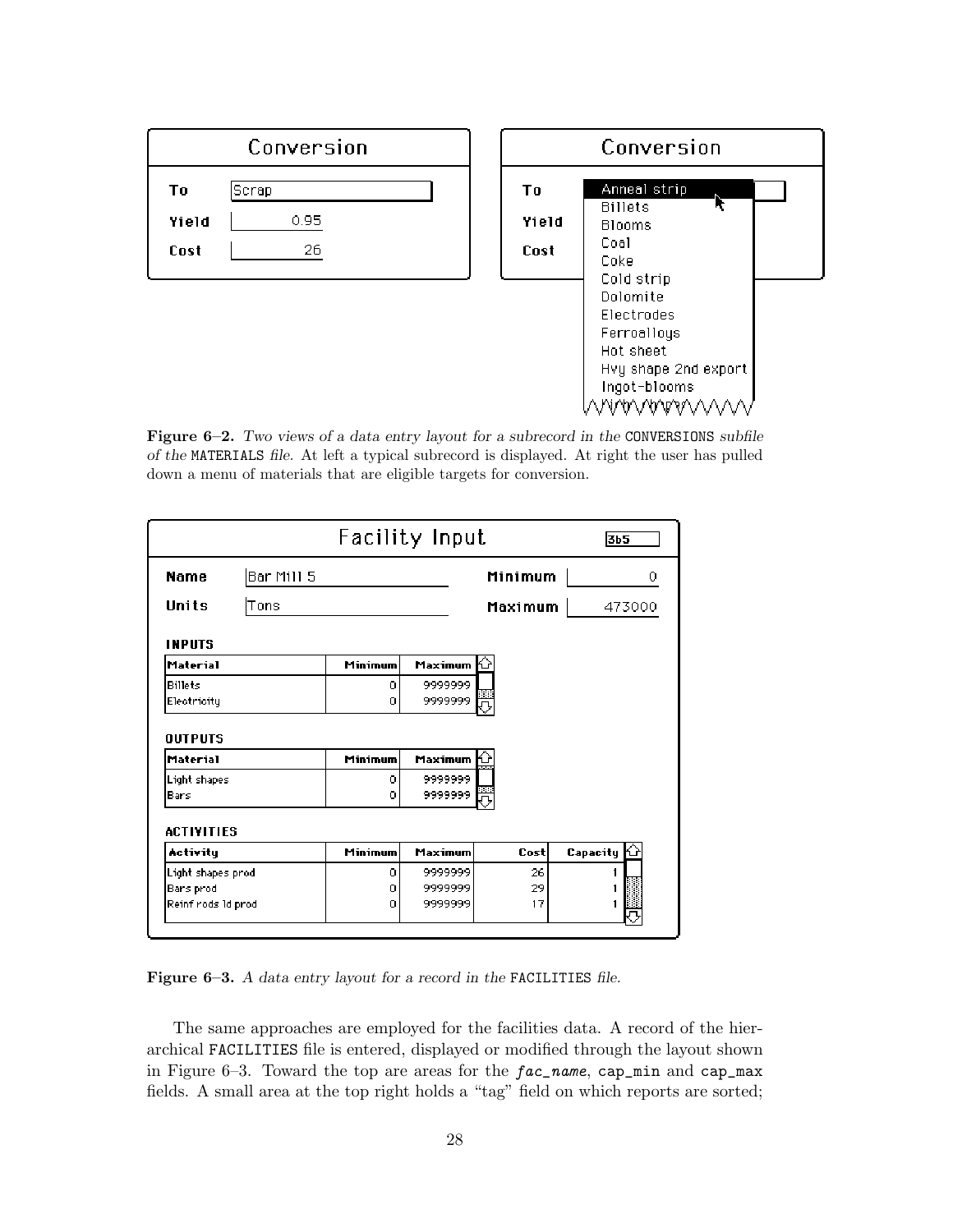Conversion

| | |
|---|---|
| To | Scrap |
| Yield | 0.95 |
| Cost | 26 |

Conversion

To: Anneal strip, Billets, Blooms, Coal, Coke, Cold strip, Dolomite, Electrodes, Ferroalloys, Hot sheet, Hvy shape 2nd export, Ingot-blooms

Yield

Cost

**Figure 6–2.** *Two views of a data entry layout for a subrecord in the* CONVERSIONS *subfile of the* MATERIALS *file. At left a typical subrecord is displayed. At right the user has pulled down a menu of materials that are eligible targets for conversion.*

Facility Input — 3b5

| | | | |
|---|---|---|---|
| Name | Bar Mill 5 | Minimum | 0 |
| Units | Tons | Maximum | 473000 |

INPUTS

| Material | Minimum | Maximum |
|---|---|---|
| Billets | 0 | 9999999 |
| Electricity | 0 | 9999999 |

OUTPUTS

| Material | Minimum | Maximum |
|---|---|---|
| Light shapes | 0 | 9999999 |
| Bars | 0 | 9999999 |

ACTIVITIES

| Activity | Minimum | Maximum | Cost | Capacity |
|---|---|---|---|---|
| Light shapes prod | 0 | 9999999 | 26 | 1 |
| Bars prod | 0 | 9999999 | 29 | 1 |
| Reinf rods ld prod | 0 | 9999999 | 17 | 1 |

**Figure 6–3.** *A data entry layout for a record in the* FACILITIES *file.*

The same approaches are employed for the facilities data. A record of the hierarchical FACILITIES file is entered, displayed or modified through the layout shown in Figure 6–3. Toward the top are areas for the ***fac_name***, cap_min and cap_max fields. A small area at the top right holds a "tag" field on which reports are sorted;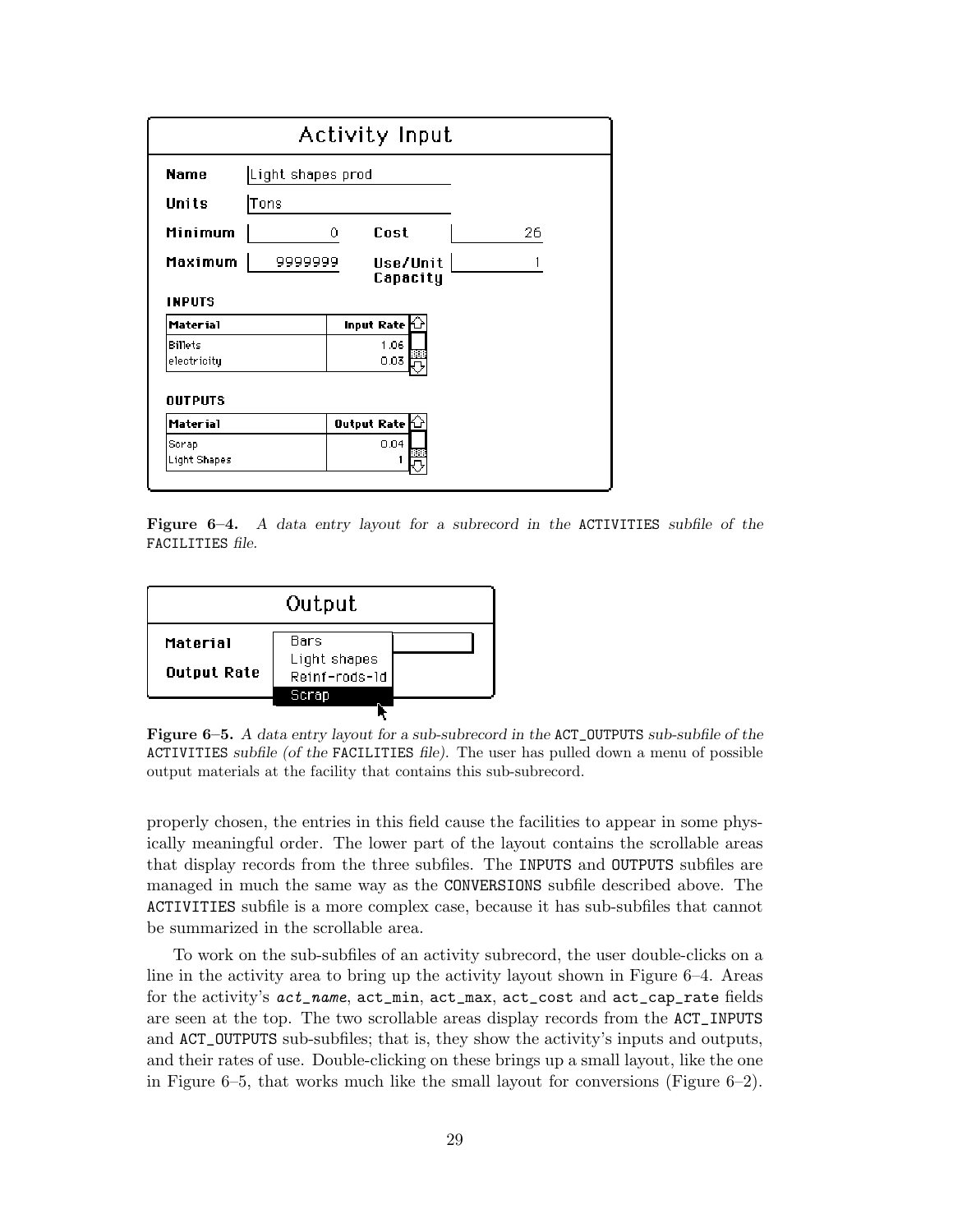Activity Input

| | | | |
|---|---|---|---|
| **Name** | Light shapes prod | | |
| **Units** | Tons | | |
| **Minimum** | 0 | **Cost** | 26 |
| **Maximum** | 9999999 | **Use/Unit Capacity** | 1 |

**INPUTS**

| Material | Input Rate |
|---|---|
| Billets | 1.06 |
| electricity | 0.03 |

**OUTPUTS**

| Material | Output Rate |
|---|---|
| Scrap | 0.04 |
| Light Shapes | 1 |

**Figure 6–4.** *A data entry layout for a subrecord in the* ACTIVITIES *subfile of the* FACILITIES *file.*

Output

**Material**

**Output Rate**

Bars
Light shapes
Reinf-rods-ld
Scrap

**Figure 6–5.** *A data entry layout for a sub-subrecord in the* ACT_OUTPUTS *sub-subfile of the* ACTIVITIES *subfile (of the* FACILITIES *file).* The user has pulled down a menu of possible output materials at the facility that contains this sub-subrecord.

properly chosen, the entries in this field cause the facilities to appear in some physically meaningful order. The lower part of the layout contains the scrollable areas that display records from the three subfiles. The INPUTS and OUTPUTS subfiles are managed in much the same way as the CONVERSIONS subfile described above. The ACTIVITIES subfile is a more complex case, because it has sub-subfiles that cannot be summarized in the scrollable area.

To work on the sub-subfiles of an activity subrecord, the user double-clicks on a line in the activity area to bring up the activity layout shown in Figure 6–4. Areas for the activity's *act_name*, act_min, act_max, act_cost and act_cap_rate fields are seen at the top. The two scrollable areas display records from the ACT_INPUTS and ACT_OUTPUTS sub-subfiles; that is, they show the activity's inputs and outputs, and their rates of use. Double-clicking on these brings up a small layout, like the one in Figure 6–5, that works much like the small layout for conversions (Figure 6–2).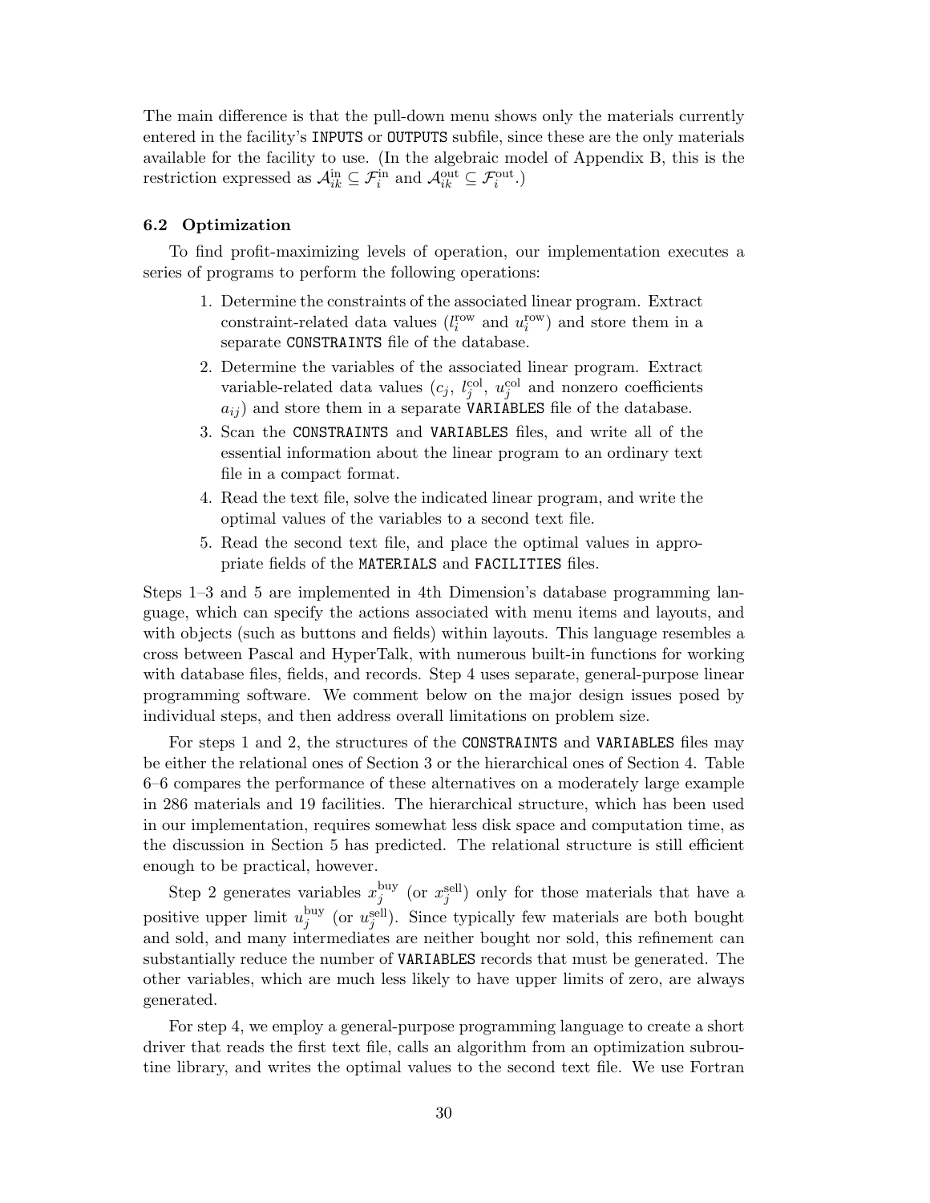The main difference is that the pull-down menu shows only the materials currently entered in the facility's INPUTS or OUTPUTS subfile, since these are the only materials available for the facility to use. (In the algebraic model of Appendix B, this is the restriction expressed as $\mathcal{A}_{ik}^{\text{in}} \subseteq \mathcal{F}_i^{\text{in}}$ and $\mathcal{A}_{ik}^{\text{out}} \subseteq \mathcal{F}_i^{\text{out}}$.)

### 6.2 Optimization

To find profit-maximizing levels of operation, our implementation executes a series of programs to perform the following operations:

1. Determine the constraints of the associated linear program. Extract constraint-related data values ($l_i^{\text{row}}$ and $u_i^{\text{row}}$) and store them in a separate CONSTRAINTS file of the database.
2. Determine the variables of the associated linear program. Extract variable-related data values ($c_j$, $l_j^{\text{col}}$, $u_j^{\text{col}}$ and nonzero coefficients $a_{ij}$) and store them in a separate VARIABLES file of the database.
3. Scan the CONSTRAINTS and VARIABLES files, and write all of the essential information about the linear program to an ordinary text file in a compact format.
4. Read the text file, solve the indicated linear program, and write the optimal values of the variables to a second text file.
5. Read the second text file, and place the optimal values in appropriate fields of the MATERIALS and FACILITIES files.

Steps 1–3 and 5 are implemented in 4th Dimension's database programming language, which can specify the actions associated with menu items and layouts, and with objects (such as buttons and fields) within layouts. This language resembles a cross between Pascal and HyperTalk, with numerous built-in functions for working with database files, fields, and records. Step 4 uses separate, general-purpose linear programming software. We comment below on the major design issues posed by individual steps, and then address overall limitations on problem size.

For steps 1 and 2, the structures of the CONSTRAINTS and VARIABLES files may be either the relational ones of Section 3 or the hierarchical ones of Section 4. Table 6–6 compares the performance of these alternatives on a moderately large example in 286 materials and 19 facilities. The hierarchical structure, which has been used in our implementation, requires somewhat less disk space and computation time, as the discussion in Section 5 has predicted. The relational structure is still efficient enough to be practical, however.

Step 2 generates variables $x_j^{\text{buy}}$ (or $x_j^{\text{sell}}$) only for those materials that have a positive upper limit $u_j^{\text{buy}}$ (or $u_j^{\text{sell}}$). Since typically few materials are both bought and sold, and many intermediates are neither bought nor sold, this refinement can substantially reduce the number of VARIABLES records that must be generated. The other variables, which are much less likely to have upper limits of zero, are always generated.

For step 4, we employ a general-purpose programming language to create a short driver that reads the first text file, calls an algorithm from an optimization subroutine library, and writes the optimal values to the second text file. We use Fortran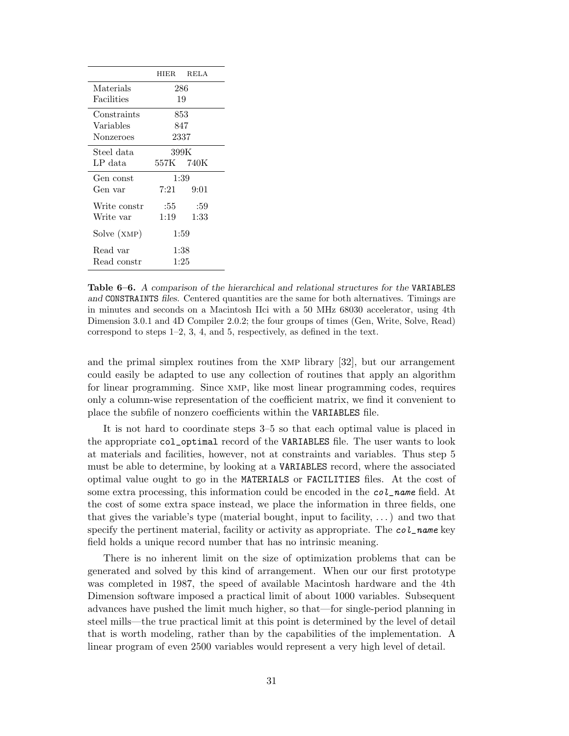| | HIER | RELA |
|---|---|---|
| Materials | 286 | |
| Facilities | 19 | |
| Constraints | 853 | |
| Variables | 847 | |
| Nonzeroes | 2337 | |
| Steel data | 399K | |
| LP data | 557K | 740K |
| Gen const | 1:39 | |
| Gen var | 7:21 | 9:01 |
| Write constr | :55 | :59 |
| Write var | 1:19 | 1:33 |
| Solve (XMP) | 1:59 | |
| Read var | 1:38 | |
| Read constr | 1:25 | |

**Table 6–6.** *A comparison of the hierarchical and relational structures for the* `VARIABLES` *and* `CONSTRAINTS` *files.* Centered quantities are the same for both alternatives. Timings are in minutes and seconds on a Macintosh IIci with a 50 MHz 68030 accelerator, using 4th Dimension 3.0.1 and 4D Compiler 2.0.2; the four groups of times (Gen, Write, Solve, Read) correspond to steps 1–2, 3, 4, and 5, respectively, as defined in the text.

and the primal simplex routines from the XMP library [32], but our arrangement could easily be adapted to use any collection of routines that apply an algorithm for linear programming. Since XMP, like most linear programming codes, requires only a column-wise representation of the coefficient matrix, we find it convenient to place the subfile of nonzero coefficients within the `VARIABLES` file.

It is not hard to coordinate steps 3–5 so that each optimal value is placed in the appropriate `col_optimal` record of the `VARIABLES` file. The user wants to look at materials and facilities, however, not at constraints and variables. Thus step 5 must be able to determine, by looking at a `VARIABLES` record, where the associated optimal value ought to go in the `MATERIALS` or `FACILITIES` files. At the cost of some extra processing, this information could be encoded in the ***col_name*** field. At the cost of some extra space instead, we place the information in three fields, one that gives the variable's type (material bought, input to facility, ...) and two that specify the pertinent material, facility or activity as appropriate. The ***col_name*** key field holds a unique record number that has no intrinsic meaning.

There is no inherent limit on the size of optimization problems that can be generated and solved by this kind of arrangement. When our our first prototype was completed in 1987, the speed of available Macintosh hardware and the 4th Dimension software imposed a practical limit of about 1000 variables. Subsequent advances have pushed the limit much higher, so that—for single-period planning in steel mills—the true practical limit at this point is determined by the level of detail that is worth modeling, rather than by the capabilities of the implementation. A linear program of even 2500 variables would represent a very high level of detail.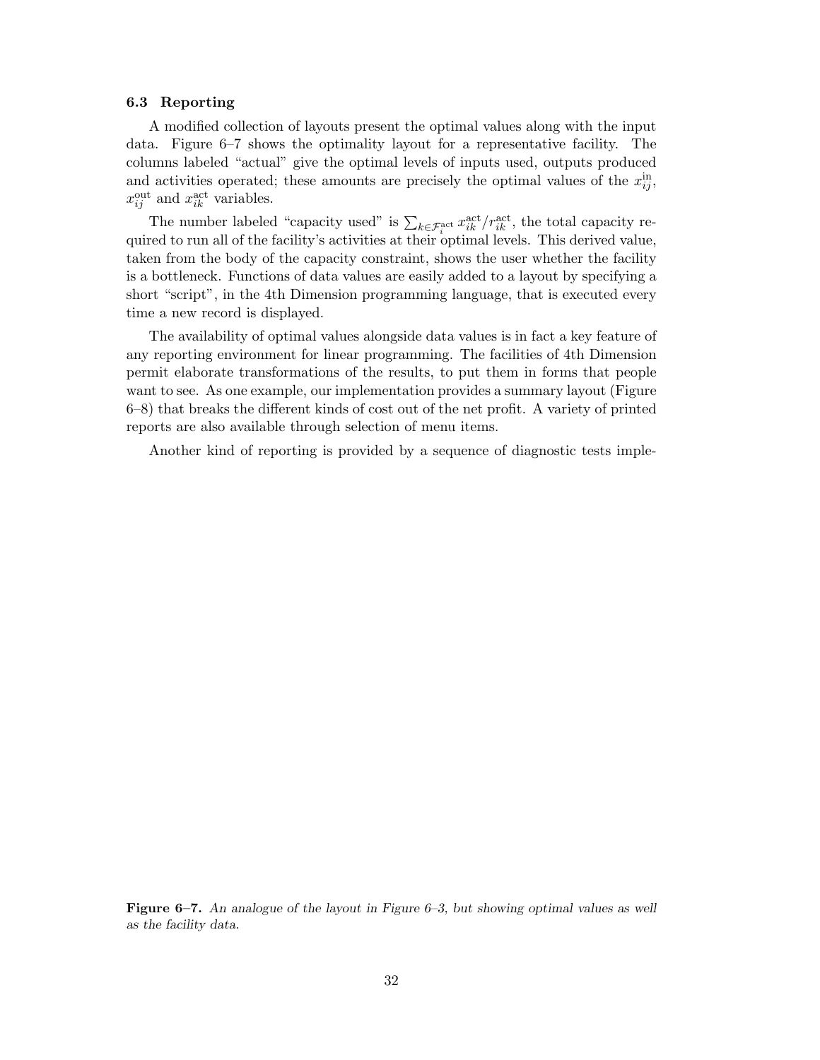### 6.3 Reporting

A modified collection of layouts present the optimal values along with the input data. Figure 6–7 shows the optimality layout for a representative facility. The columns labeled "actual" give the optimal levels of inputs used, outputs produced and activities operated; these amounts are precisely the optimal values of the $x^{\text{in}}_{ij}$, $x^{\text{out}}_{ij}$ and $x^{\text{act}}_{ik}$ variables.

The number labeled "capacity used" is $\sum_{k \in \mathcal{F}^{\text{act}}_i} x^{\text{act}}_{ik}/r^{\text{act}}_{ik}$, the total capacity required to run all of the facility's activities at their optimal levels. This derived value, taken from the body of the capacity constraint, shows the user whether the facility is a bottleneck. Functions of data values are easily added to a layout by specifying a short "script", in the 4th Dimension programming language, that is executed every time a new record is displayed.

The availability of optimal values alongside data values is in fact a key feature of any reporting environment for linear programming. The facilities of 4th Dimension permit elaborate transformations of the results, to put them in forms that people want to see. As one example, our implementation provides a summary layout (Figure 6–8) that breaks the different kinds of cost out of the net profit. A variety of printed reports are also available through selection of menu items.

Another kind of reporting is provided by a sequence of diagnostic tests imple-

**Figure 6–7.** *An analogue of the layout in Figure 6–3, but showing optimal values as well as the facility data.*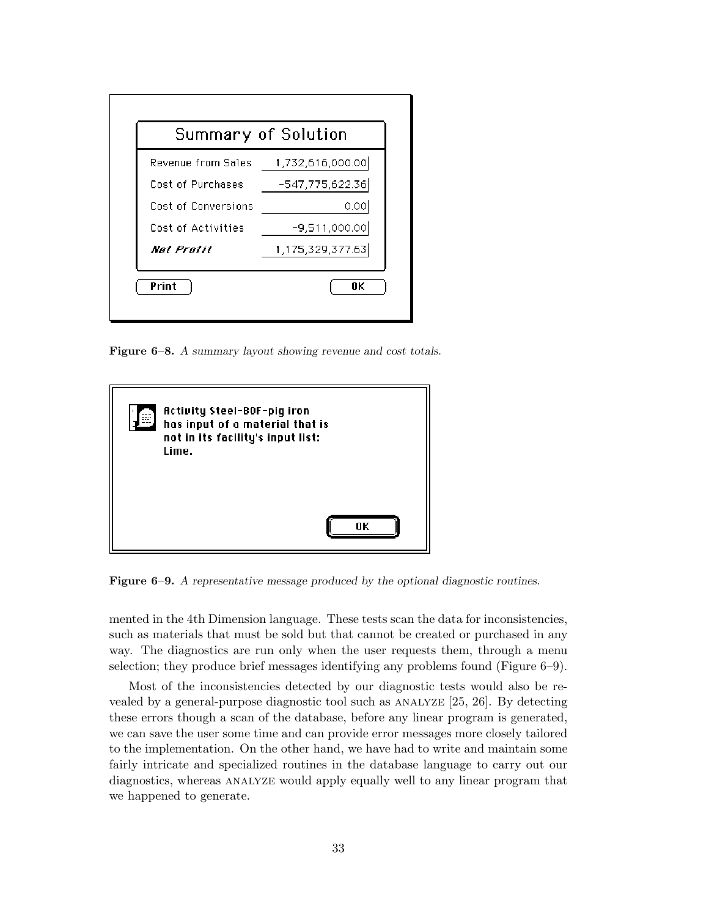| Summary of Solution | |
|---|---|
| Revenue from Sales | 1,732,616,000.00 |
| Cost of Purchases | -547,775,622.36 |
| Cost of Conversions | 0.00 |
| Cost of Activities | -9,511,000.00 |
| *Net Profit* | 1,175,329,377.63 |

Print OK

**Figure 6–8.** *A summary layout showing revenue and cost totals.*

**Activity Steel-BOF-pig iron has input of a material that is not in its facility's input list: Lime.**

OK

**Figure 6–9.** *A representative message produced by the optional diagnostic routines.*

mented in the 4th Dimension language. These tests scan the data for inconsistencies, such as materials that must be sold but that cannot be created or purchased in any way. The diagnostics are run only when the user requests them, through a menu selection; they produce brief messages identifying any problems found (Figure 6–9).

Most of the inconsistencies detected by our diagnostic tests would also be revealed by a general-purpose diagnostic tool such as ANALYZE [25, 26]. By detecting these errors though a scan of the database, before any linear program is generated, we can save the user some time and can provide error messages more closely tailored to the implementation. On the other hand, we have had to write and maintain some fairly intricate and specialized routines in the database language to carry out our diagnostics, whereas ANALYZE would apply equally well to any linear program that we happened to generate.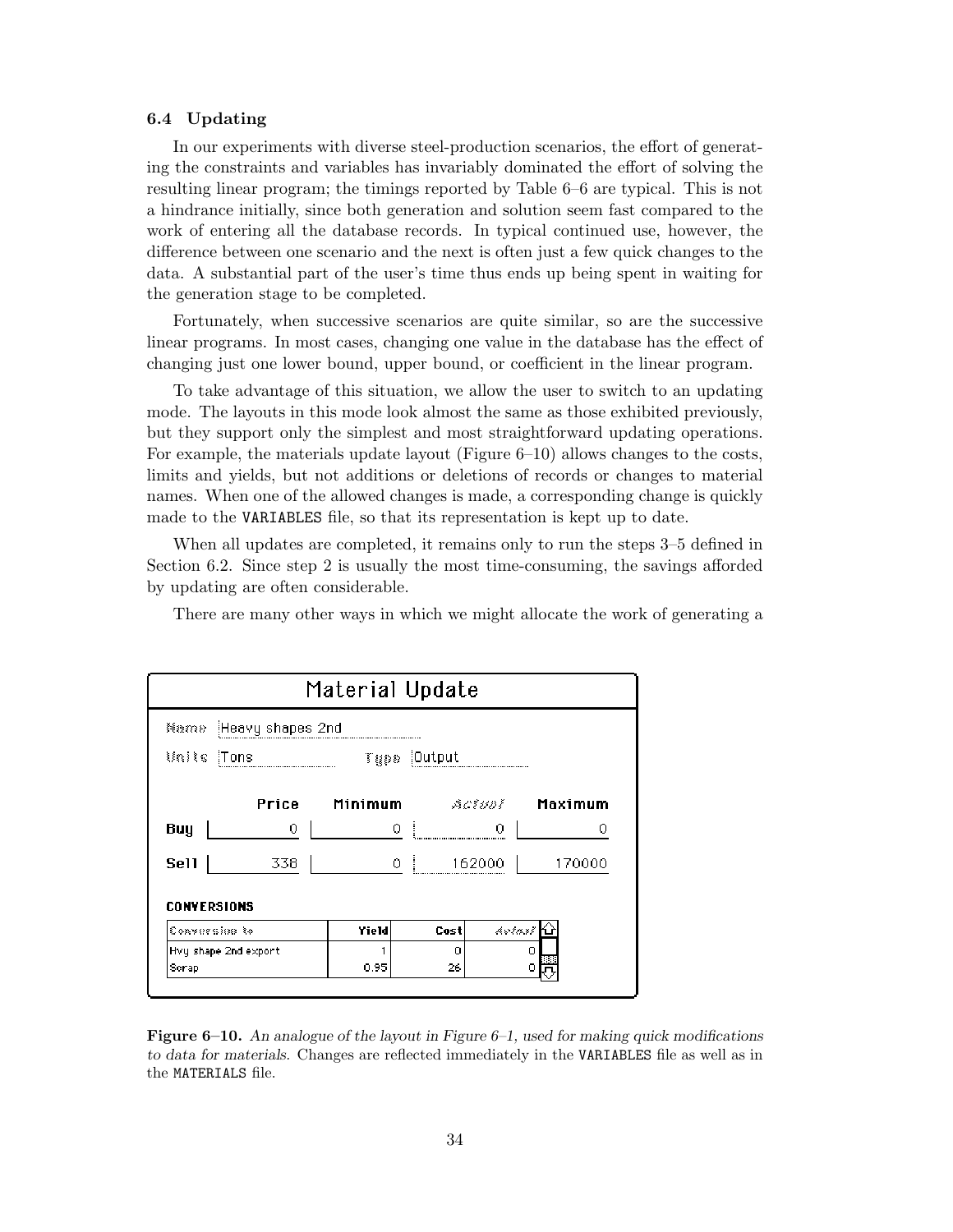### 6.4 Updating

In our experiments with diverse steel-production scenarios, the effort of generating the constraints and variables has invariably dominated the effort of solving the resulting linear program; the timings reported by Table 6–6 are typical. This is not a hindrance initially, since both generation and solution seem fast compared to the work of entering all the database records. In typical continued use, however, the difference between one scenario and the next is often just a few quick changes to the data. A substantial part of the user's time thus ends up being spent in waiting for the generation stage to be completed.

Fortunately, when successive scenarios are quite similar, so are the successive linear programs. In most cases, changing one value in the database has the effect of changing just one lower bound, upper bound, or coefficient in the linear program.

To take advantage of this situation, we allow the user to switch to an updating mode. The layouts in this mode look almost the same as those exhibited previously, but they support only the simplest and most straightforward updating operations. For example, the materials update layout (Figure 6–10) allows changes to the costs, limits and yields, but not additions or deletions of records or changes to material names. When one of the allowed changes is made, a corresponding change is quickly made to the `VARIABLES` file, so that its representation is kept up to date.

When all updates are completed, it remains only to run the steps 3–5 defined in Section 6.2. Since step 2 is usually the most time-consuming, the savings afforded by updating are often considerable.

There are many other ways in which we might allocate the work of generating a

**Material Update**

Name: Heavy shapes 2nd
Units: Tons    Type: Output

| | Price | Minimum | Actual | Maximum |
|---|---|---|---|---|
| Buy | 0 | 0 | 0 | 0 |
| Sell | 338 | 0 | 162000 | 170000 |

**CONVERSIONS**

| Conversion to | Yield | Cost | Actual |
|---|---|---|---|
| Hvy shape 2nd export | 1 | 0 | 0 |
| Scrap | 0.95 | 26 | 0 |

**Figure 6–10.** *An analogue of the layout in Figure 6–1, used for making quick modifications to data for materials.* Changes are reflected immediately in the `VARIABLES` file as well as in the `MATERIALS` file.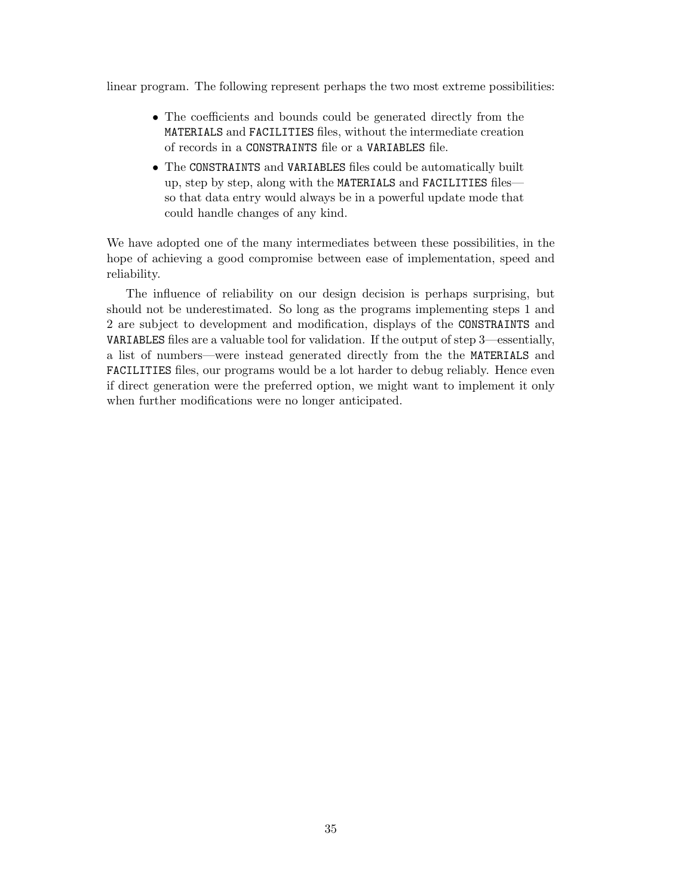linear program. The following represent perhaps the two most extreme possibilities:

- The coefficients and bounds could be generated directly from the `MATERIALS` and `FACILITIES` files, without the intermediate creation of records in a `CONSTRAINTS` file or a `VARIABLES` file.
- The `CONSTRAINTS` and `VARIABLES` files could be automatically built up, step by step, along with the `MATERIALS` and `FACILITIES` files—so that data entry would always be in a powerful update mode that could handle changes of any kind.

We have adopted one of the many intermediates between these possibilities, in the hope of achieving a good compromise between ease of implementation, speed and reliability.

The influence of reliability on our design decision is perhaps surprising, but should not be underestimated. So long as the programs implementing steps 1 and 2 are subject to development and modification, displays of the `CONSTRAINTS` and `VARIABLES` files are a valuable tool for validation. If the output of step 3—essentially, a list of numbers—were instead generated directly from the the `MATERIALS` and `FACILITIES` files, our programs would be a lot harder to debug reliably. Hence even if direct generation were the preferred option, we might want to implement it only when further modifications were no longer anticipated.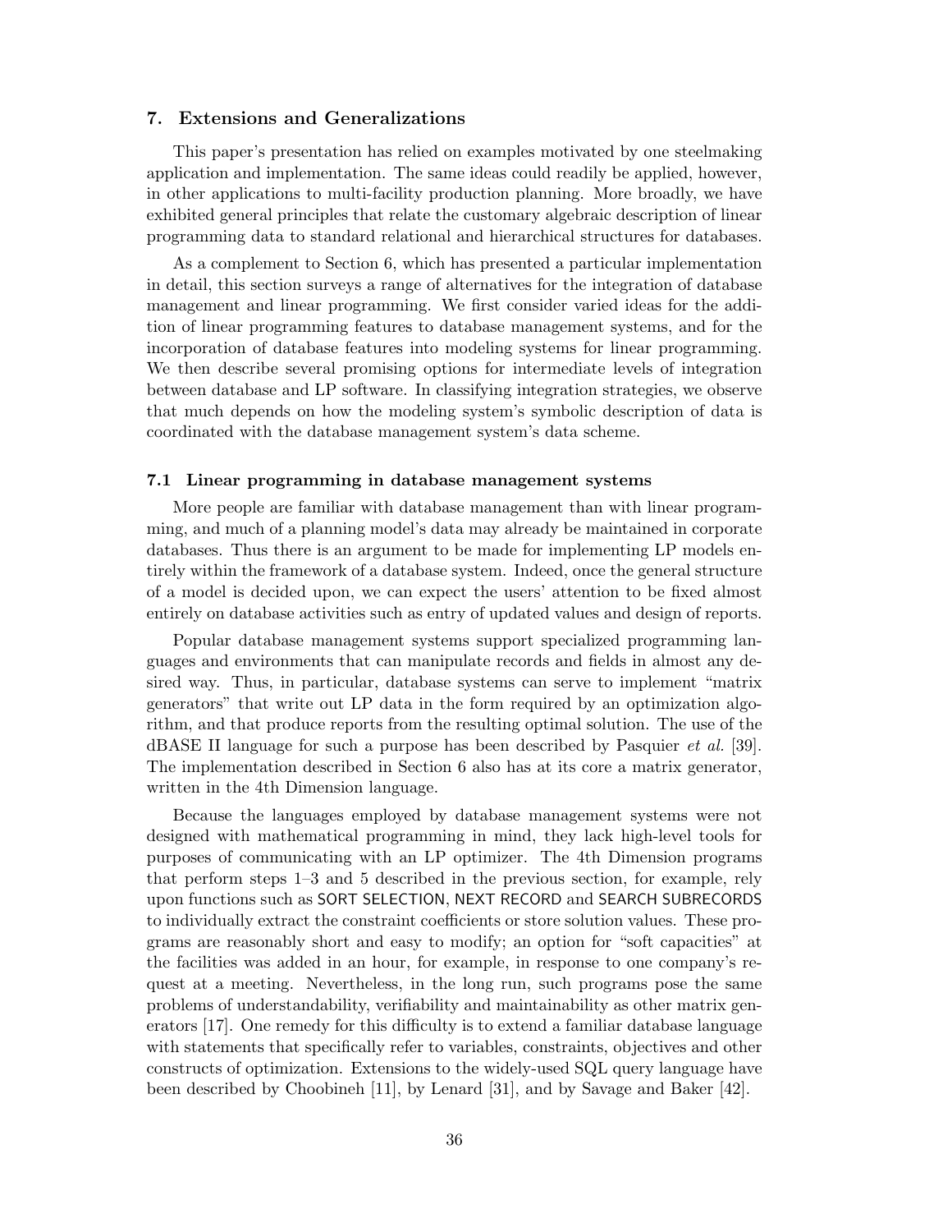## 7. Extensions and Generalizations

This paper's presentation has relied on examples motivated by one steelmaking application and implementation. The same ideas could readily be applied, however, in other applications to multi-facility production planning. More broadly, we have exhibited general principles that relate the customary algebraic description of linear programming data to standard relational and hierarchical structures for databases.

As a complement to Section 6, which has presented a particular implementation in detail, this section surveys a range of alternatives for the integration of database management and linear programming. We first consider varied ideas for the addition of linear programming features to database management systems, and for the incorporation of database features into modeling systems for linear programming. We then describe several promising options for intermediate levels of integration between database and LP software. In classifying integration strategies, we observe that much depends on how the modeling system's symbolic description of data is coordinated with the database management system's data scheme.

### 7.1 Linear programming in database management systems

More people are familiar with database management than with linear programming, and much of a planning model's data may already be maintained in corporate databases. Thus there is an argument to be made for implementing LP models entirely within the framework of a database system. Indeed, once the general structure of a model is decided upon, we can expect the users' attention to be fixed almost entirely on database activities such as entry of updated values and design of reports.

Popular database management systems support specialized programming languages and environments that can manipulate records and fields in almost any desired way. Thus, in particular, database systems can serve to implement "matrix generators" that write out LP data in the form required by an optimization algorithm, and that produce reports from the resulting optimal solution. The use of the dBASE II language for such a purpose has been described by Pasquier *et al.* [39]. The implementation described in Section 6 also has at its core a matrix generator, written in the 4th Dimension language.

Because the languages employed by database management systems were not designed with mathematical programming in mind, they lack high-level tools for purposes of communicating with an LP optimizer. The 4th Dimension programs that perform steps 1–3 and 5 described in the previous section, for example, rely upon functions such as SORT SELECTION, NEXT RECORD and SEARCH SUBRECORDS to individually extract the constraint coefficients or store solution values. These programs are reasonably short and easy to modify; an option for "soft capacities" at the facilities was added in an hour, for example, in response to one company's request at a meeting. Nevertheless, in the long run, such programs pose the same problems of understandability, verifiability and maintainability as other matrix generators [17]. One remedy for this difficulty is to extend a familiar database language with statements that specifically refer to variables, constraints, objectives and other constructs of optimization. Extensions to the widely-used SQL query language have been described by Choobineh [11], by Lenard [31], and by Savage and Baker [42].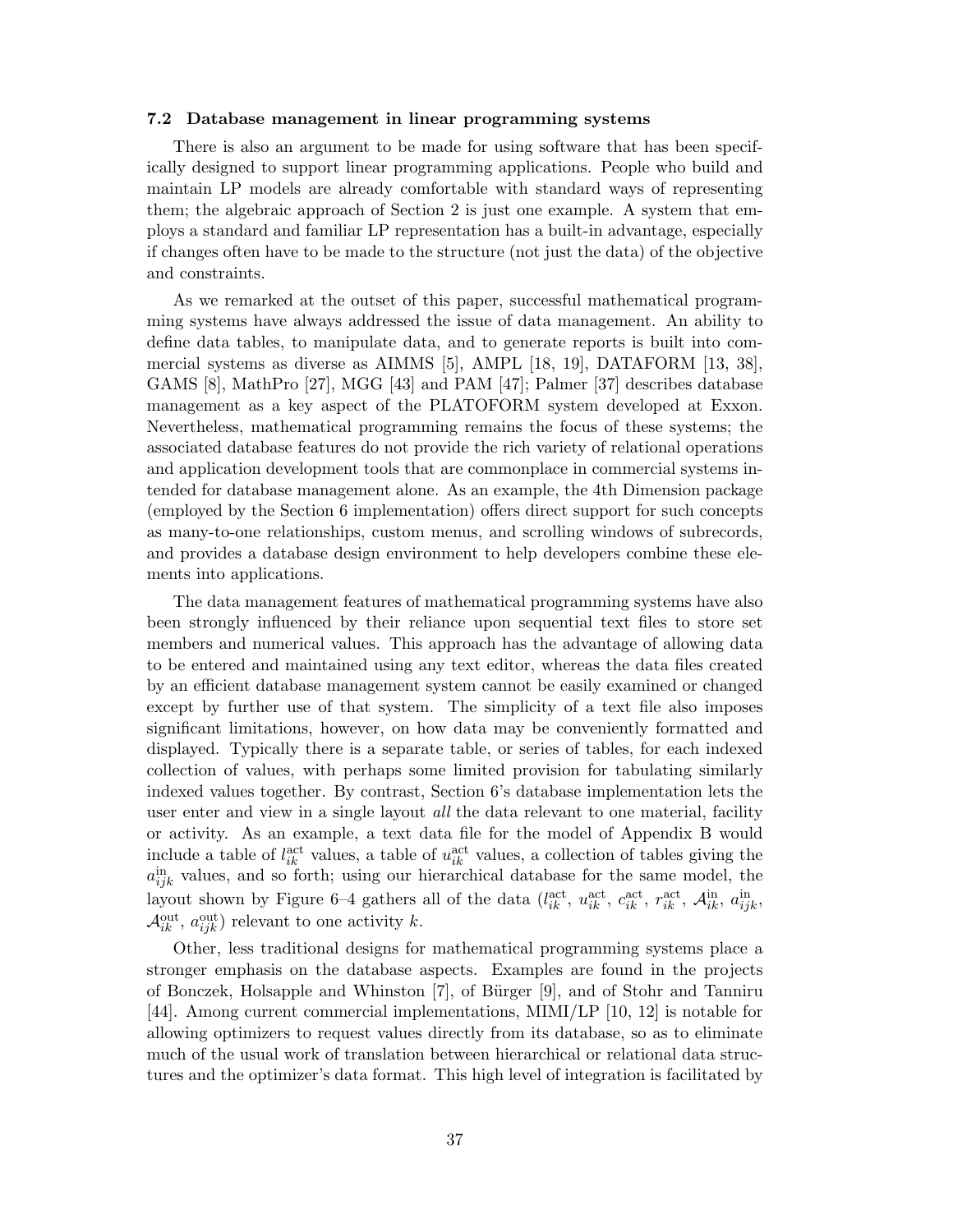### 7.2 Database management in linear programming systems

There is also an argument to be made for using software that has been specifically designed to support linear programming applications. People who build and maintain LP models are already comfortable with standard ways of representing them; the algebraic approach of Section 2 is just one example. A system that employs a standard and familiar LP representation has a built-in advantage, especially if changes often have to be made to the structure (not just the data) of the objective and constraints.

As we remarked at the outset of this paper, successful mathematical programming systems have always addressed the issue of data management. An ability to define data tables, to manipulate data, and to generate reports is built into commercial systems as diverse as AIMMS [5], AMPL [18, 19], DATAFORM [13, 38], GAMS [8], MathPro [27], MGG [43] and PAM [47]; Palmer [37] describes database management as a key aspect of the PLATOFORM system developed at Exxon. Nevertheless, mathematical programming remains the focus of these systems; the associated database features do not provide the rich variety of relational operations and application development tools that are commonplace in commercial systems intended for database management alone. As an example, the 4th Dimension package (employed by the Section 6 implementation) offers direct support for such concepts as many-to-one relationships, custom menus, and scrolling windows of subrecords, and provides a database design environment to help developers combine these elements into applications.

The data management features of mathematical programming systems have also been strongly influenced by their reliance upon sequential text files to store set members and numerical values. This approach has the advantage of allowing data to be entered and maintained using any text editor, whereas the data files created by an efficient database management system cannot be easily examined or changed except by further use of that system. The simplicity of a text file also imposes significant limitations, however, on how data may be conveniently formatted and displayed. Typically there is a separate table, or series of tables, for each indexed collection of values, with perhaps some limited provision for tabulating similarly indexed values together. By contrast, Section 6's database implementation lets the user enter and view in a single layout *all* the data relevant to one material, facility or activity. As an example, a text data file for the model of Appendix B would include a table of $l_{ik}^{\text{act}}$ values, a table of $u_{ik}^{\text{act}}$ values, a collection of tables giving the $a_{ijk}^{\text{in}}$ values, and so forth; using our hierarchical database for the same model, the layout shown by Figure 6–4 gathers all of the data ($l_{ik}^{\text{act}}$, $u_{ik}^{\text{act}}$, $c_{ik}^{\text{act}}$, $r_{ik}^{\text{act}}$, $\mathcal{A}_{ik}^{\text{in}}$, $a_{ijk}^{\text{in}}$, $\mathcal{A}_{ik}^{\text{out}}$, $a_{ijk}^{\text{out}}$) relevant to one activity $k$.

Other, less traditional designs for mathematical programming systems place a stronger emphasis on the database aspects. Examples are found in the projects of Bonczek, Holsapple and Whinston [7], of Bürger [9], and of Stohr and Tanniru [44]. Among current commercial implementations, MIMI/LP [10, 12] is notable for allowing optimizers to request values directly from its database, so as to eliminate much of the usual work of translation between hierarchical or relational data structures and the optimizer's data format. This high level of integration is facilitated by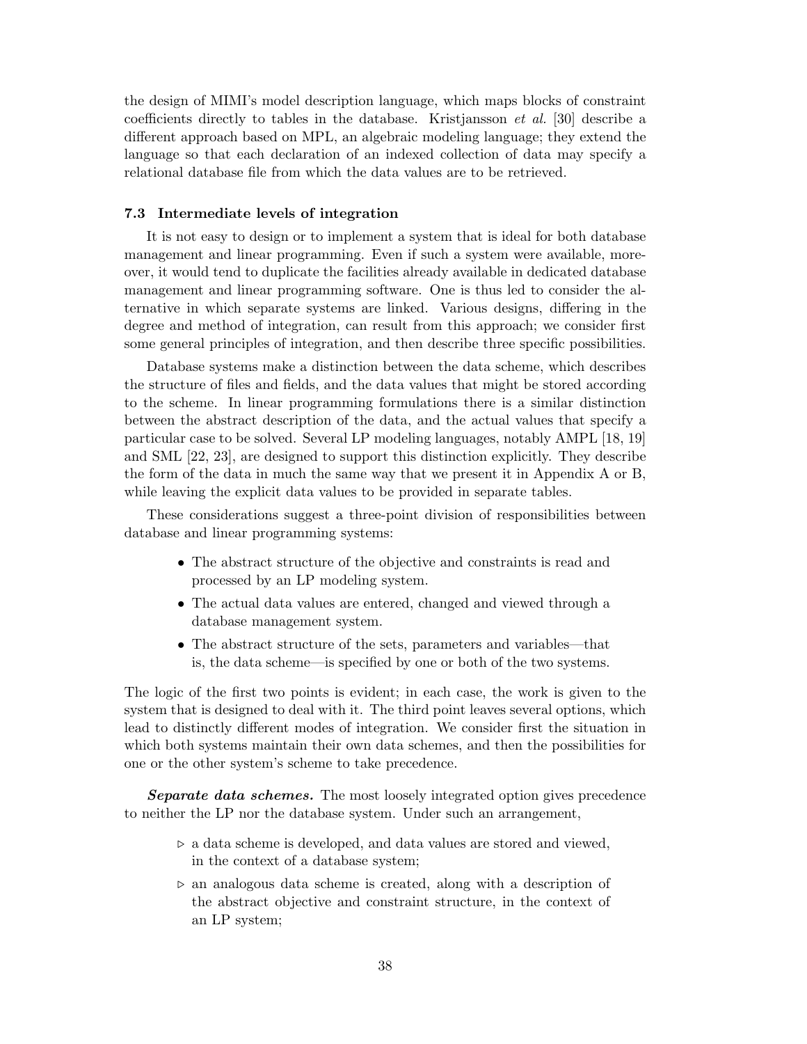the design of MIMI's model description language, which maps blocks of constraint coefficients directly to tables in the database. Kristjansson *et al.* [30] describe a different approach based on MPL, an algebraic modeling language; they extend the language so that each declaration of an indexed collection of data may specify a relational database file from which the data values are to be retrieved.

### 7.3 Intermediate levels of integration

It is not easy to design or to implement a system that is ideal for both database management and linear programming. Even if such a system were available, moreover, it would tend to duplicate the facilities already available in dedicated database management and linear programming software. One is thus led to consider the alternative in which separate systems are linked. Various designs, differing in the degree and method of integration, can result from this approach; we consider first some general principles of integration, and then describe three specific possibilities.

Database systems make a distinction between the data scheme, which describes the structure of files and fields, and the data values that might be stored according to the scheme. In linear programming formulations there is a similar distinction between the abstract description of the data, and the actual values that specify a particular case to be solved. Several LP modeling languages, notably AMPL [18, 19] and SML [22, 23], are designed to support this distinction explicitly. They describe the form of the data in much the same way that we present it in Appendix A or B, while leaving the explicit data values to be provided in separate tables.

These considerations suggest a three-point division of responsibilities between database and linear programming systems:

- The abstract structure of the objective and constraints is read and processed by an LP modeling system.
- The actual data values are entered, changed and viewed through a database management system.
- The abstract structure of the sets, parameters and variables—that is, the data scheme—is specified by one or both of the two systems.

The logic of the first two points is evident; in each case, the work is given to the system that is designed to deal with it. The third point leaves several options, which lead to distinctly different modes of integration. We consider first the situation in which both systems maintain their own data schemes, and then the possibilities for one or the other system's scheme to take precedence.

***Separate data schemes.*** The most loosely integrated option gives precedence to neither the LP nor the database system. Under such an arrangement,

- ▹ a data scheme is developed, and data values are stored and viewed, in the context of a database system;
- ▹ an analogous data scheme is created, along with a description of the abstract objective and constraint structure, in the context of an LP system;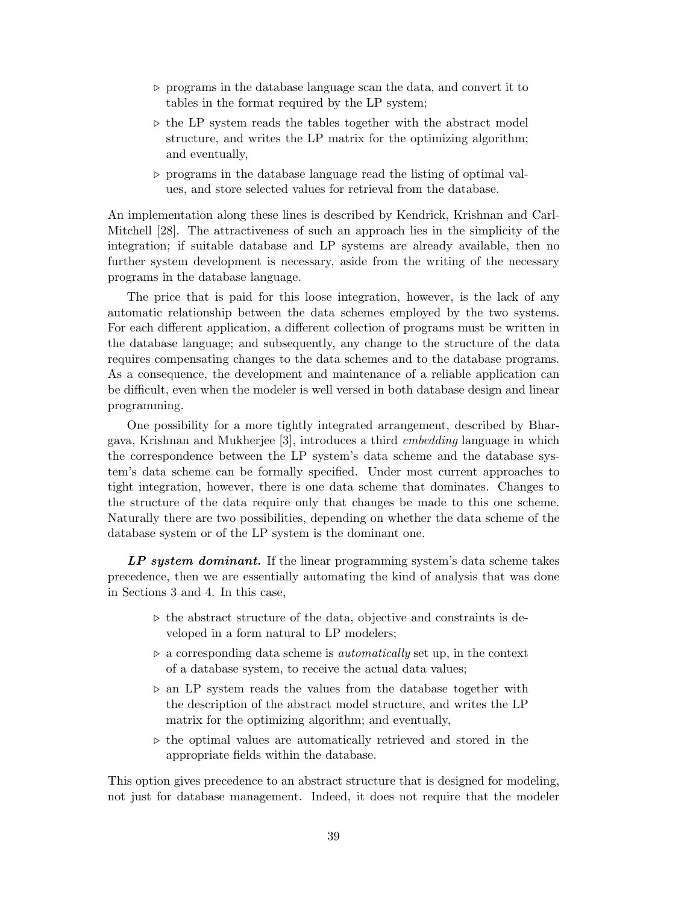- ▹ programs in the database language scan the data, and convert it to tables in the format required by the LP system;
- ▹ the LP system reads the tables together with the abstract model structure, and writes the LP matrix for the optimizing algorithm; and eventually,
- ▹ programs in the database language read the listing of optimal values, and store selected values for retrieval from the database.

An implementation along these lines is described by Kendrick, Krishnan and Carl-Mitchell [28]. The attractiveness of such an approach lies in the simplicity of the integration; if suitable database and LP systems are already available, then no further system development is necessary, aside from the writing of the necessary programs in the database language.

The price that is paid for this loose integration, however, is the lack of any automatic relationship between the data schemes employed by the two systems. For each different application, a different collection of programs must be written in the database language; and subsequently, any change to the structure of the data requires compensating changes to the data schemes and to the database programs. As a consequence, the development and maintenance of a reliable application can be difficult, even when the modeler is well versed in both database design and linear programming.

One possibility for a more tightly integrated arrangement, described by Bhargava, Krishnan and Mukherjee [3], introduces a third *embedding* language in which the correspondence between the LP system's data scheme and the database system's data scheme can be formally specified. Under most current approaches to tight integration, however, there is one data scheme that dominates. Changes to the structure of the data require only that changes be made to this one scheme. Naturally there are two possibilities, depending on whether the data scheme of the database system or of the LP system is the dominant one.

***LP system dominant.*** If the linear programming system's data scheme takes precedence, then we are essentially automating the kind of analysis that was done in Sections 3 and 4. In this case,

- ▹ the abstract structure of the data, objective and constraints is developed in a form natural to LP modelers;
- ▹ a corresponding data scheme is *automatically* set up, in the context of a database system, to receive the actual data values;
- ▹ an LP system reads the values from the database together with the description of the abstract model structure, and writes the LP matrix for the optimizing algorithm; and eventually,
- ▹ the optimal values are automatically retrieved and stored in the appropriate fields within the database.

This option gives precedence to an abstract structure that is designed for modeling, not just for database management. Indeed, it does not require that the modeler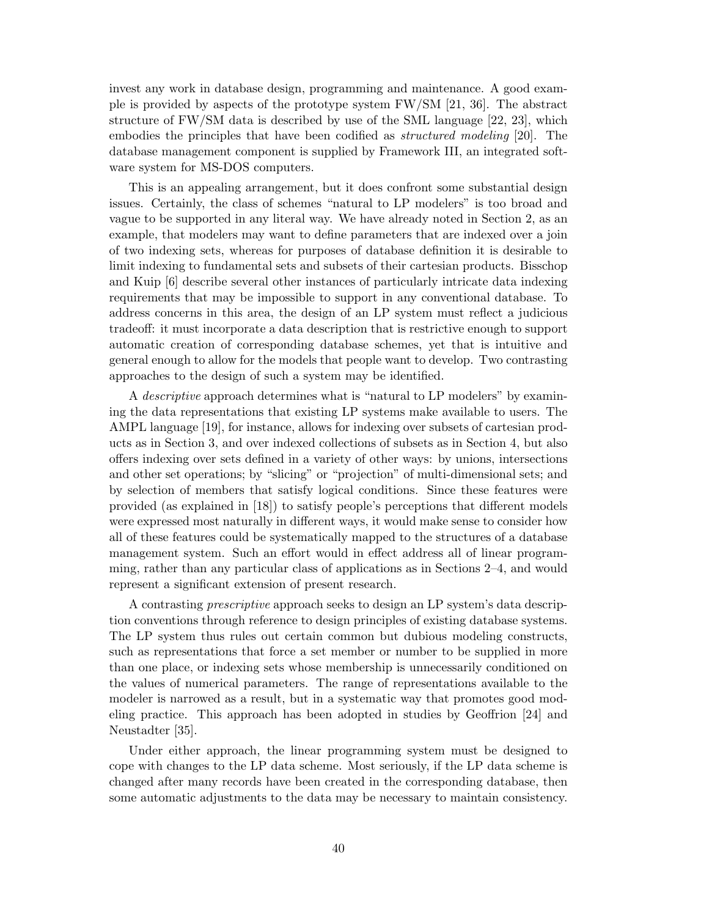invest any work in database design, programming and maintenance. A good example is provided by aspects of the prototype system FW/SM [21, 36]. The abstract structure of FW/SM data is described by use of the SML language [22, 23], which embodies the principles that have been codified as *structured modeling* [20]. The database management component is supplied by Framework III, an integrated software system for MS-DOS computers.

This is an appealing arrangement, but it does confront some substantial design issues. Certainly, the class of schemes "natural to LP modelers" is too broad and vague to be supported in any literal way. We have already noted in Section 2, as an example, that modelers may want to define parameters that are indexed over a join of two indexing sets, whereas for purposes of database definition it is desirable to limit indexing to fundamental sets and subsets of their cartesian products. Bisschop and Kuip [6] describe several other instances of particularly intricate data indexing requirements that may be impossible to support in any conventional database. To address concerns in this area, the design of an LP system must reflect a judicious tradeoff: it must incorporate a data description that is restrictive enough to support automatic creation of corresponding database schemes, yet that is intuitive and general enough to allow for the models that people want to develop. Two contrasting approaches to the design of such a system may be identified.

A *descriptive* approach determines what is "natural to LP modelers" by examining the data representations that existing LP systems make available to users. The AMPL language [19], for instance, allows for indexing over subsets of cartesian products as in Section 3, and over indexed collections of subsets as in Section 4, but also offers indexing over sets defined in a variety of other ways: by unions, intersections and other set operations; by "slicing" or "projection" of multi-dimensional sets; and by selection of members that satisfy logical conditions. Since these features were provided (as explained in [18]) to satisfy people's perceptions that different models were expressed most naturally in different ways, it would make sense to consider how all of these features could be systematically mapped to the structures of a database management system. Such an effort would in effect address all of linear programming, rather than any particular class of applications as in Sections 2–4, and would represent a significant extension of present research.

A contrasting *prescriptive* approach seeks to design an LP system's data description conventions through reference to design principles of existing database systems. The LP system thus rules out certain common but dubious modeling constructs, such as representations that force a set member or number to be supplied in more than one place, or indexing sets whose membership is unnecessarily conditioned on the values of numerical parameters. The range of representations available to the modeler is narrowed as a result, but in a systematic way that promotes good modeling practice. This approach has been adopted in studies by Geoffrion [24] and Neustadter [35].

Under either approach, the linear programming system must be designed to cope with changes to the LP data scheme. Most seriously, if the LP data scheme is changed after many records have been created in the corresponding database, then some automatic adjustments to the data may be necessary to maintain consistency.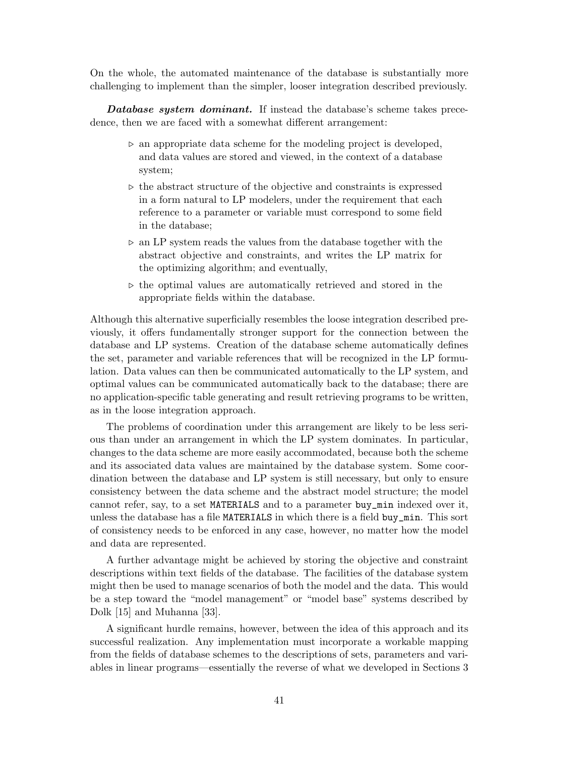On the whole, the automated maintenance of the database is substantially more challenging to implement than the simpler, looser integration described previously.

***Database system dominant.*** If instead the database's scheme takes precedence, then we are faced with a somewhat different arrangement:

- ▹ an appropriate data scheme for the modeling project is developed, and data values are stored and viewed, in the context of a database system;
- ▹ the abstract structure of the objective and constraints is expressed in a form natural to LP modelers, under the requirement that each reference to a parameter or variable must correspond to some field in the database;
- ▹ an LP system reads the values from the database together with the abstract objective and constraints, and writes the LP matrix for the optimizing algorithm; and eventually,
- ▹ the optimal values are automatically retrieved and stored in the appropriate fields within the database.

Although this alternative superficially resembles the loose integration described previously, it offers fundamentally stronger support for the connection between the database and LP systems. Creation of the database scheme automatically defines the set, parameter and variable references that will be recognized in the LP formulation. Data values can then be communicated automatically to the LP system, and optimal values can be communicated automatically back to the database; there are no application-specific table generating and result retrieving programs to be written, as in the loose integration approach.

The problems of coordination under this arrangement are likely to be less serious than under an arrangement in which the LP system dominates. In particular, changes to the data scheme are more easily accommodated, because both the scheme and its associated data values are maintained by the database system. Some coordination between the database and LP system is still necessary, but only to ensure consistency between the data scheme and the abstract model structure; the model cannot refer, say, to a set `MATERIALS` and to a parameter `buy_min` indexed over it, unless the database has a file `MATERIALS` in which there is a field `buy_min`. This sort of consistency needs to be enforced in any case, however, no matter how the model and data are represented.

A further advantage might be achieved by storing the objective and constraint descriptions within text fields of the database. The facilities of the database system might then be used to manage scenarios of both the model and the data. This would be a step toward the "model management" or "model base" systems described by Dolk [15] and Muhanna [33].

A significant hurdle remains, however, between the idea of this approach and its successful realization. Any implementation must incorporate a workable mapping from the fields of database schemes to the descriptions of sets, parameters and variables in linear programs—essentially the reverse of what we developed in Sections 3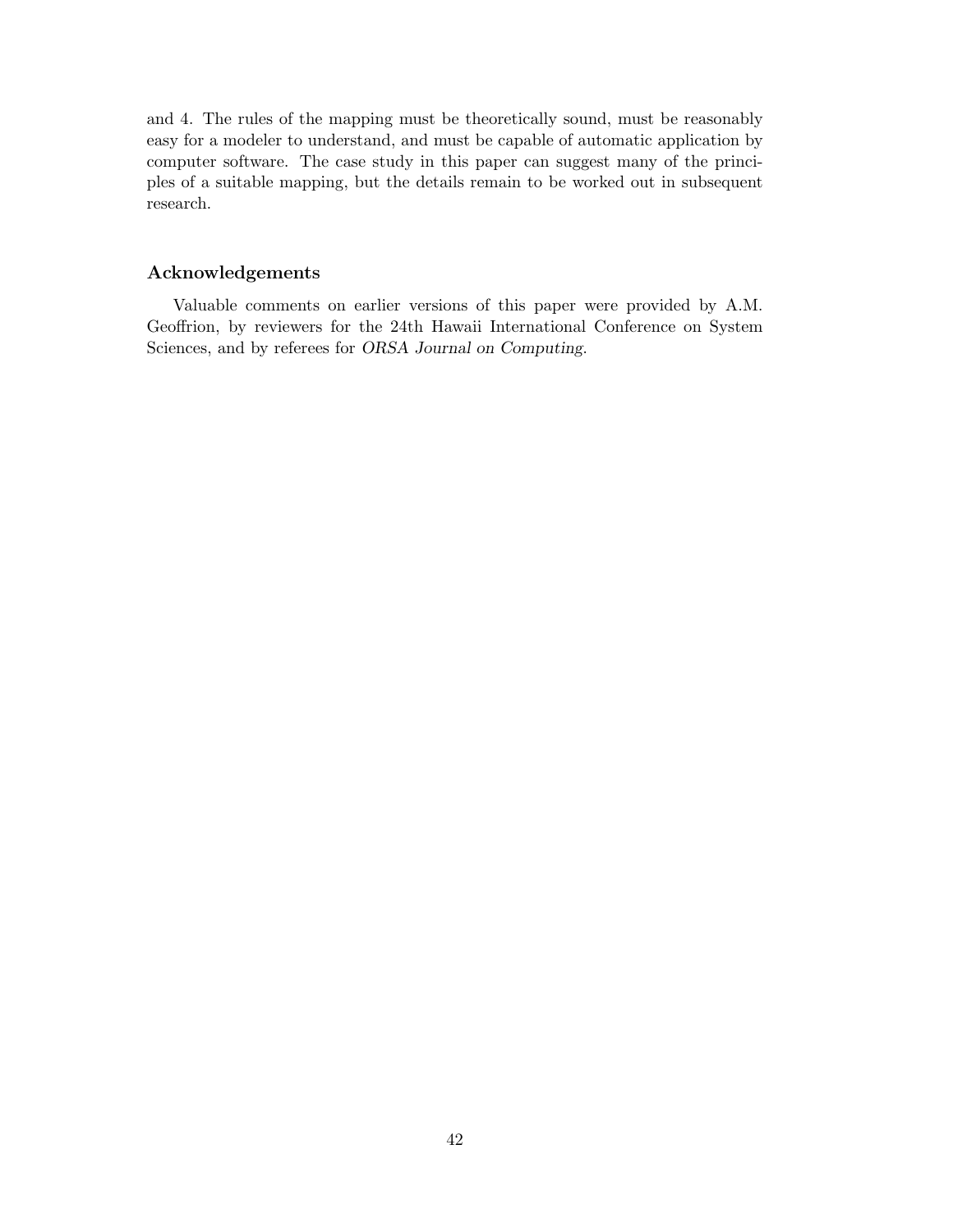and 4. The rules of the mapping must be theoretically sound, must be reasonably easy for a modeler to understand, and must be capable of automatic application by computer software. The case study in this paper can suggest many of the principles of a suitable mapping, but the details remain to be worked out in subsequent research.

## Acknowledgements

Valuable comments on earlier versions of this paper were provided by A.M. Geoffrion, by reviewers for the 24th Hawaii International Conference on System Sciences, and by referees for *ORSA Journal on Computing*.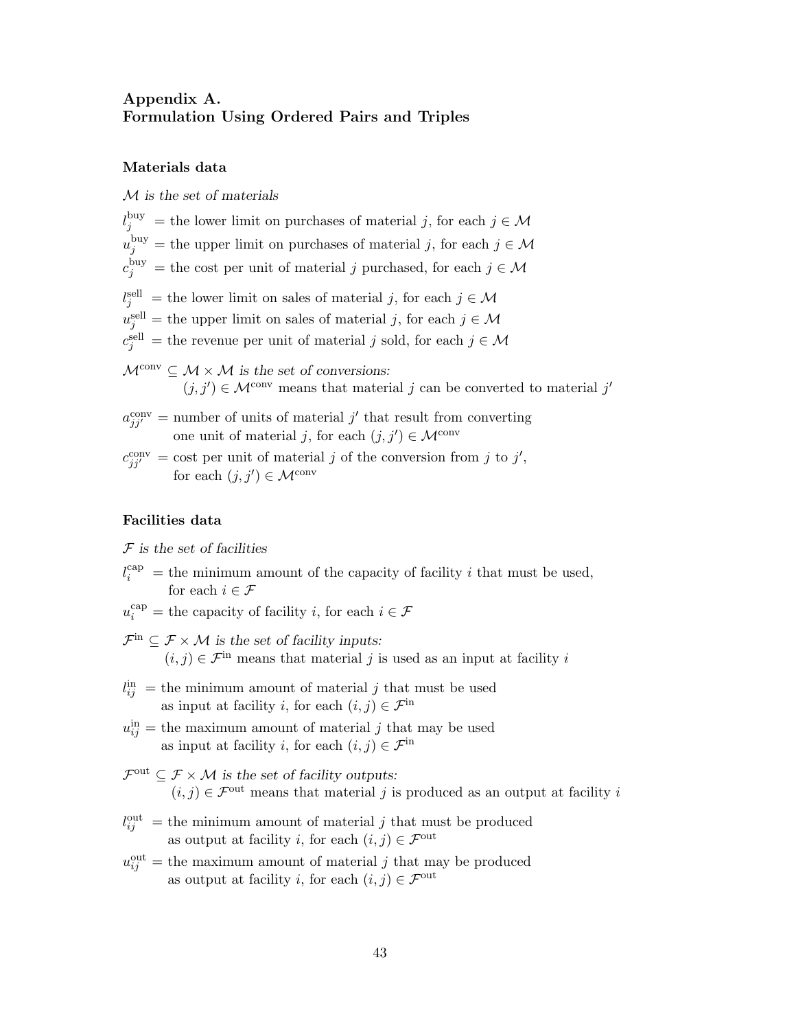## Appendix A.
## Formulation Using Ordered Pairs and Triples

### Materials data

*$\mathcal{M}$ is the set of materials*

$l_j^{\text{buy}}$ = the lower limit on purchases of material $j$, for each $j \in \mathcal{M}$
$u_j^{\text{buy}}$ = the upper limit on purchases of material $j$, for each $j \in \mathcal{M}$
$c_j^{\text{buy}}$ = the cost per unit of material $j$ purchased, for each $j \in \mathcal{M}$

$l_j^{\text{sell}}$ = the lower limit on sales of material $j$, for each $j \in \mathcal{M}$
$u_j^{\text{sell}}$ = the upper limit on sales of material $j$, for each $j \in \mathcal{M}$
$c_j^{\text{sell}}$ = the revenue per unit of material $j$ sold, for each $j \in \mathcal{M}$

*$\mathcal{M}^{\text{conv}} \subseteq \mathcal{M} \times \mathcal{M}$ is the set of conversions:*
$(j, j') \in \mathcal{M}^{\text{conv}}$ means that material $j$ can be converted to material $j'$

$a_{jj'}^{\text{conv}}$ = number of units of material $j'$ that result from converting one unit of material $j$, for each $(j, j') \in \mathcal{M}^{\text{conv}}$

$c_{jj'}^{\text{conv}}$ = cost per unit of material $j$ of the conversion from $j$ to $j'$, for each $(j, j') \in \mathcal{M}^{\text{conv}}$

### Facilities data

*$\mathcal{F}$ is the set of facilities*

$l_i^{\text{cap}}$ = the minimum amount of the capacity of facility $i$ that must be used, for each $i \in \mathcal{F}$

$u_i^{\text{cap}}$ = the capacity of facility $i$, for each $i \in \mathcal{F}$

*$\mathcal{F}^{\text{in}} \subseteq \mathcal{F} \times \mathcal{M}$ is the set of facility inputs:*
$(i, j) \in \mathcal{F}^{\text{in}}$ means that material $j$ is used as an input at facility $i$

$l_{ij}^{\text{in}}$ = the minimum amount of material $j$ that must be used as input at facility $i$, for each $(i, j) \in \mathcal{F}^{\text{in}}$

$u_{ij}^{\text{in}}$ = the maximum amount of material $j$ that may be used as input at facility $i$, for each $(i, j) \in \mathcal{F}^{\text{in}}$

*$\mathcal{F}^{\text{out}} \subseteq \mathcal{F} \times \mathcal{M}$ is the set of facility outputs:*
$(i, j) \in \mathcal{F}^{\text{out}}$ means that material $j$ is produced as an output at facility $i$

$l_{ij}^{\text{out}}$ = the minimum amount of material $j$ that must be produced as output at facility $i$, for each $(i, j) \in \mathcal{F}^{\text{out}}$

$u_{ij}^{\text{out}}$ = the maximum amount of material $j$ that may be produced as output at facility $i$, for each $(i, j) \in \mathcal{F}^{\text{out}}$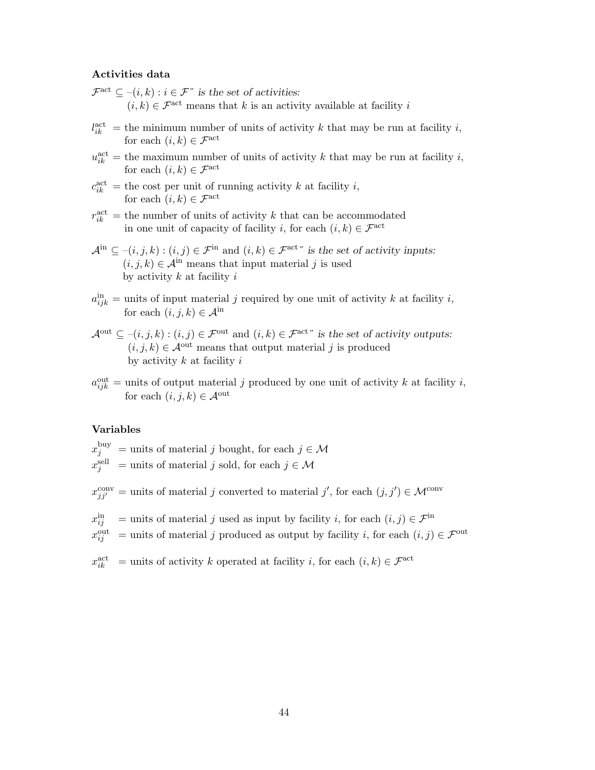**Activities data**

$\mathcal{F}^{\text{act}} \subseteq$ –$(i,k) : i \in \mathcal{F}$" *is the set of activities:*
$(i,k) \in \mathcal{F}^{\text{act}}$ means that $k$ is an activity available at facility $i$

$l^{\text{act}}_{ik}$ = the minimum number of units of activity $k$ that may be run at facility $i$, for each $(i,k) \in \mathcal{F}^{\text{act}}$

$u^{\text{act}}_{ik}$ = the maximum number of units of activity $k$ that may be run at facility $i$, for each $(i,k) \in \mathcal{F}^{\text{act}}$

$c^{\text{act}}_{ik}$ = the cost per unit of running activity $k$ at facility $i$, for each $(i,k) \in \mathcal{F}^{\text{act}}$

$r^{\text{act}}_{ik}$ = the number of units of activity $k$ that can be accommodated in one unit of capacity of facility $i$, for each $(i,k) \in \mathcal{F}^{\text{act}}$

$\mathcal{A}^{\text{in}} \subseteq$ –$(i,j,k) : (i,j) \in \mathcal{F}^{\text{in}}$ and $(i,k) \in \mathcal{F}^{\text{act}}$" *is the set of activity inputs:*
$(i,j,k) \in \mathcal{A}^{\text{in}}$ means that input material $j$ is used by activity $k$ at facility $i$

$a^{\text{in}}_{ijk}$ = units of input material $j$ required by one unit of activity $k$ at facility $i$, for each $(i,j,k) \in \mathcal{A}^{\text{in}}$

$\mathcal{A}^{\text{out}} \subseteq$ –$(i,j,k) : (i,j) \in \mathcal{F}^{\text{out}}$ and $(i,k) \in \mathcal{F}^{\text{act}}$" *is the set of activity outputs:*
$(i,j,k) \in \mathcal{A}^{\text{out}}$ means that output material $j$ is produced by activity $k$ at facility $i$

$a^{\text{out}}_{ijk}$ = units of output material $j$ produced by one unit of activity $k$ at facility $i$, for each $(i,j,k) \in \mathcal{A}^{\text{out}}$

**Variables**

$x^{\text{buy}}_{j}$ = units of material $j$ bought, for each $j \in \mathcal{M}$
$x^{\text{sell}}_{j}$ = units of material $j$ sold, for each $j \in \mathcal{M}$

$x^{\text{conv}}_{jj'}$ = units of material $j$ converted to material $j'$, for each $(j,j') \in \mathcal{M}^{\text{conv}}$

$x^{\text{in}}_{ij}$ = units of material $j$ used as input by facility $i$, for each $(i,j) \in \mathcal{F}^{\text{in}}$
$x^{\text{out}}_{ij}$ = units of material $j$ produced as output by facility $i$, for each $(i,j) \in \mathcal{F}^{\text{out}}$

$x^{\text{act}}_{ik}$ = units of activity $k$ operated at facility $i$, for each $(i,k) \in \mathcal{F}^{\text{act}}$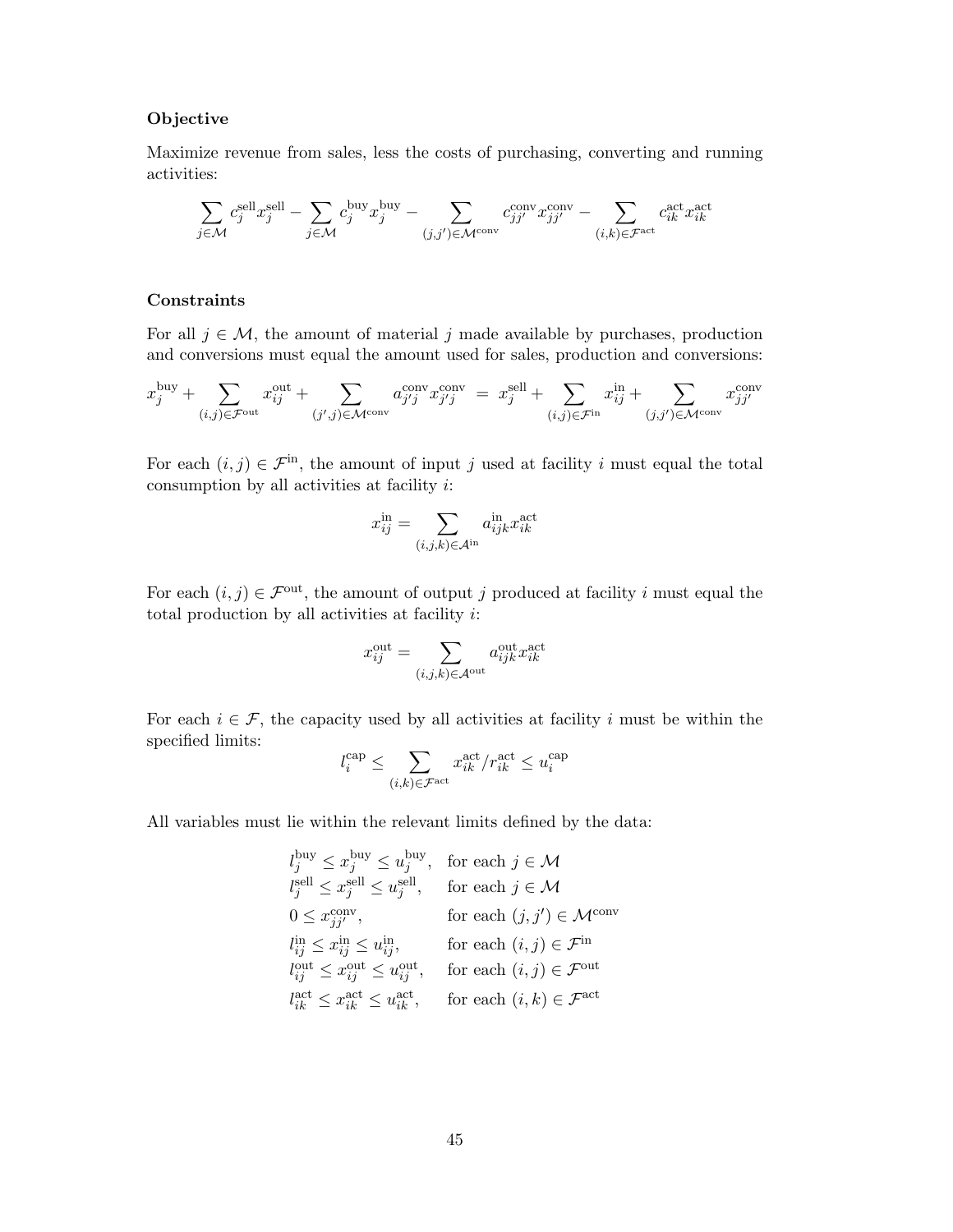**Objective**

Maximize revenue from sales, less the costs of purchasing, converting and running activities:

$$\sum_{j \in \mathcal{M}} c_j^{\text{sell}} x_j^{\text{sell}} - \sum_{j \in \mathcal{M}} c_j^{\text{buy}} x_j^{\text{buy}} - \sum_{(j,j') \in \mathcal{M}^{\text{conv}}} c_{jj'}^{\text{conv}} x_{jj'}^{\text{conv}} - \sum_{(i,k) \in \mathcal{F}^{\text{act}}} c_{ik}^{\text{act}} x_{ik}^{\text{act}}$$

**Constraints**

For all $j \in \mathcal{M}$, the amount of material $j$ made available by purchases, production and conversions must equal the amount used for sales, production and conversions:

$$x_j^{\text{buy}} + \sum_{(i,j) \in \mathcal{F}^{\text{out}}} x_{ij}^{\text{out}} + \sum_{(j',j) \in \mathcal{M}^{\text{conv}}} a_{j'j}^{\text{conv}} x_{j'j}^{\text{conv}} \;=\; x_j^{\text{sell}} + \sum_{(i,j) \in \mathcal{F}^{\text{in}}} x_{ij}^{\text{in}} + \sum_{(j,j') \in \mathcal{M}^{\text{conv}}} x_{jj'}^{\text{conv}}$$

For each $(i,j) \in \mathcal{F}^{\text{in}}$, the amount of input $j$ used at facility $i$ must equal the total consumption by all activities at facility $i$:

$$x_{ij}^{\text{in}} = \sum_{(i,j,k) \in \mathcal{A}^{\text{in}}} a_{ijk}^{\text{in}} x_{ik}^{\text{act}}$$

For each $(i,j) \in \mathcal{F}^{\text{out}}$, the amount of output $j$ produced at facility $i$ must equal the total production by all activities at facility $i$:

$$x_{ij}^{\text{out}} = \sum_{(i,j,k) \in \mathcal{A}^{\text{out}}} a_{ijk}^{\text{out}} x_{ik}^{\text{act}}$$

For each $i \in \mathcal{F}$, the capacity used by all activities at facility $i$ must be within the specified limits:

$$l_i^{\text{cap}} \le \sum_{(i,k) \in \mathcal{F}^{\text{act}}} x_{ik}^{\text{act}} / r_{ik}^{\text{act}} \le u_i^{\text{cap}}$$

All variables must lie within the relevant limits defined by the data:

$$
\begin{array}{ll}
l_j^{\text{buy}} \le x_j^{\text{buy}} \le u_j^{\text{buy}}, & \text{for each } j \in \mathcal{M} \\
l_j^{\text{sell}} \le x_j^{\text{sell}} \le u_j^{\text{sell}}, & \text{for each } j \in \mathcal{M} \\
0 \le x_{jj'}^{\text{conv}}, & \text{for each } (j,j') \in \mathcal{M}^{\text{conv}} \\
l_{ij}^{\text{in}} \le x_{ij}^{\text{in}} \le u_{ij}^{\text{in}}, & \text{for each } (i,j) \in \mathcal{F}^{\text{in}} \\
l_{ij}^{\text{out}} \le x_{ij}^{\text{out}} \le u_{ij}^{\text{out}}, & \text{for each } (i,j) \in \mathcal{F}^{\text{out}} \\
l_{ik}^{\text{act}} \le x_{ik}^{\text{act}} \le u_{ik}^{\text{act}}, & \text{for each } (i,k) \in \mathcal{F}^{\text{act}}
\end{array}
$$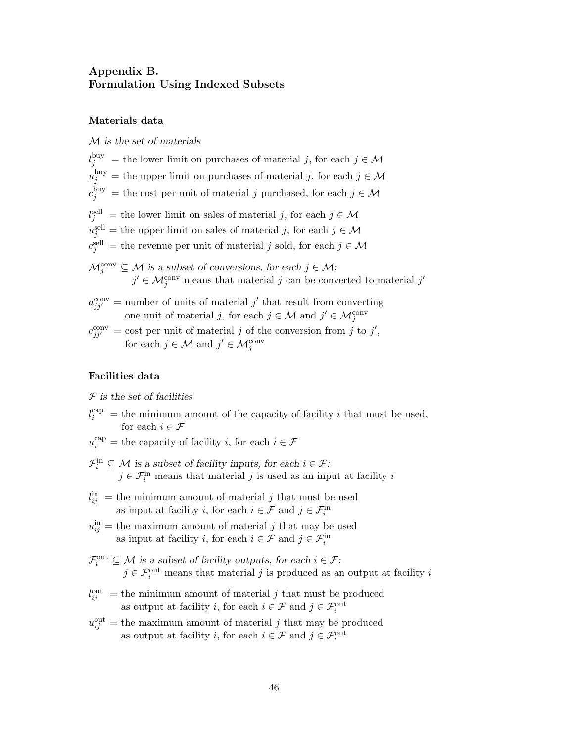## Appendix B.
## Formulation Using Indexed Subsets

### Materials data

*$\mathcal{M}$ is the set of materials*

$l_j^{\text{buy}}$ = the lower limit on purchases of material $j$, for each $j \in \mathcal{M}$

$u_j^{\text{buy}}$ = the upper limit on purchases of material $j$, for each $j \in \mathcal{M}$

$c_j^{\text{buy}}$ = the cost per unit of material $j$ purchased, for each $j \in \mathcal{M}$

$l_j^{\text{sell}}$ = the lower limit on sales of material $j$, for each $j \in \mathcal{M}$

$u_j^{\text{sell}}$ = the upper limit on sales of material $j$, for each $j \in \mathcal{M}$

$c_j^{\text{sell}}$ = the revenue per unit of material $j$ sold, for each $j \in \mathcal{M}$

$\mathcal{M}_j^{\text{conv}} \subseteq \mathcal{M}$ *is a subset of conversions, for each* $j \in \mathcal{M}$*:*
$j' \in \mathcal{M}_j^{\text{conv}}$ means that material $j$ can be converted to material $j'$

$a_{jj'}^{\text{conv}}$ = number of units of material $j'$ that result from converting one unit of material $j$, for each $j \in \mathcal{M}$ and $j' \in \mathcal{M}_j^{\text{conv}}$

$c_{jj'}^{\text{conv}}$ = cost per unit of material $j$ of the conversion from $j$ to $j'$, for each $j \in \mathcal{M}$ and $j' \in \mathcal{M}_j^{\text{conv}}$

### Facilities data

*$\mathcal{F}$ is the set of facilities*

$l_i^{\text{cap}}$ = the minimum amount of the capacity of facility $i$ that must be used, for each $i \in \mathcal{F}$

$u_i^{\text{cap}}$ = the capacity of facility $i$, for each $i \in \mathcal{F}$

$\mathcal{F}_i^{\text{in}} \subseteq \mathcal{M}$ *is a subset of facility inputs, for each* $i \in \mathcal{F}$*:*
$j \in \mathcal{F}_i^{\text{in}}$ means that material $j$ is used as an input at facility $i$

$l_{ij}^{\text{in}}$ = the minimum amount of material $j$ that must be used as input at facility $i$, for each $i \in \mathcal{F}$ and $j \in \mathcal{F}_i^{\text{in}}$

$u_{ij}^{\text{in}}$ = the maximum amount of material $j$ that may be used as input at facility $i$, for each $i \in \mathcal{F}$ and $j \in \mathcal{F}_i^{\text{in}}$

$\mathcal{F}_i^{\text{out}} \subseteq \mathcal{M}$ *is a subset of facility outputs, for each* $i \in \mathcal{F}$*:*
$j \in \mathcal{F}_i^{\text{out}}$ means that material $j$ is produced as an output at facility $i$

$l_{ij}^{\text{out}}$ = the minimum amount of material $j$ that must be produced as output at facility $i$, for each $i \in \mathcal{F}$ and $j \in \mathcal{F}_i^{\text{out}}$

$u_{ij}^{\text{out}}$ = the maximum amount of material $j$ that may be produced as output at facility $i$, for each $i \in \mathcal{F}$ and $j \in \mathcal{F}_i^{\text{out}}$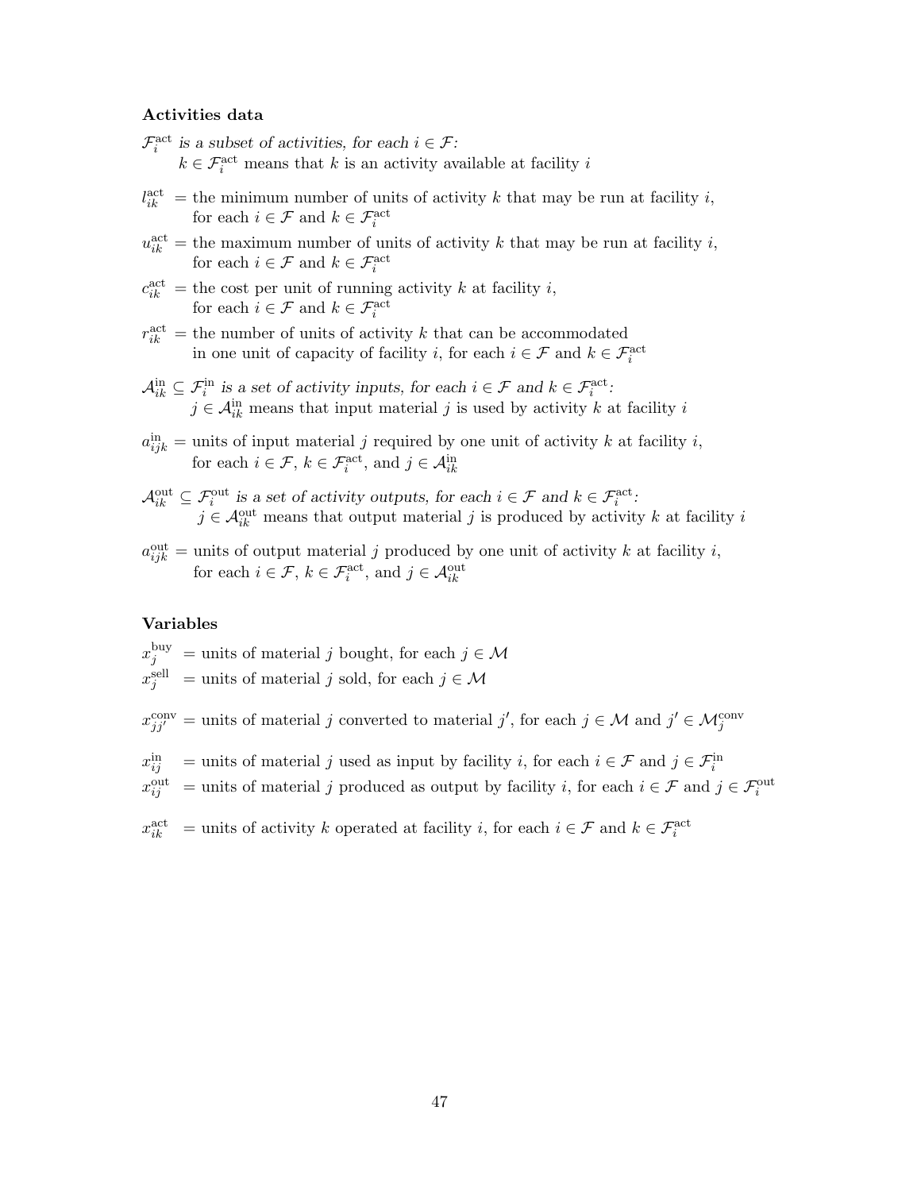**Activities data**

$\mathcal{F}_i^{\text{act}}$ *is a subset of activities, for each* $i \in \mathcal{F}$*:*
  $k \in \mathcal{F}_i^{\text{act}}$ means that $k$ is an activity available at facility $i$

$l_{ik}^{\text{act}}$ = the minimum number of units of activity $k$ that may be run at facility $i$, for each $i \in \mathcal{F}$ and $k \in \mathcal{F}_i^{\text{act}}$

$u_{ik}^{\text{act}}$ = the maximum number of units of activity $k$ that may be run at facility $i$, for each $i \in \mathcal{F}$ and $k \in \mathcal{F}_i^{\text{act}}$

$c_{ik}^{\text{act}}$ = the cost per unit of running activity $k$ at facility $i$, for each $i \in \mathcal{F}$ and $k \in \mathcal{F}_i^{\text{act}}$

$r_{ik}^{\text{act}}$ = the number of units of activity $k$ that can be accommodated in one unit of capacity of facility $i$, for each $i \in \mathcal{F}$ and $k \in \mathcal{F}_i^{\text{act}}$

$\mathcal{A}_{ik}^{\text{in}} \subseteq \mathcal{F}_i^{\text{in}}$ *is a set of activity inputs, for each* $i \in \mathcal{F}$ *and* $k \in \mathcal{F}_i^{\text{act}}$*:*
  $j \in \mathcal{A}_{ik}^{\text{in}}$ means that input material $j$ is used by activity $k$ at facility $i$

$a_{ijk}^{\text{in}}$ = units of input material $j$ required by one unit of activity $k$ at facility $i$, for each $i \in \mathcal{F}$, $k \in \mathcal{F}_i^{\text{act}}$, and $j \in \mathcal{A}_{ik}^{\text{in}}$

$\mathcal{A}_{ik}^{\text{out}} \subseteq \mathcal{F}_i^{\text{out}}$ *is a set of activity outputs, for each* $i \in \mathcal{F}$ *and* $k \in \mathcal{F}_i^{\text{act}}$*:*
  $j \in \mathcal{A}_{ik}^{\text{out}}$ means that output material $j$ is produced by activity $k$ at facility $i$

$a_{ijk}^{\text{out}}$ = units of output material $j$ produced by one unit of activity $k$ at facility $i$, for each $i \in \mathcal{F}$, $k \in \mathcal{F}_i^{\text{act}}$, and $j \in \mathcal{A}_{ik}^{\text{out}}$

**Variables**

$x_j^{\text{buy}}$ = units of material $j$ bought, for each $j \in \mathcal{M}$
$x_j^{\text{sell}}$ = units of material $j$ sold, for each $j \in \mathcal{M}$

$x_{jj'}^{\text{conv}}$ = units of material $j$ converted to material $j'$, for each $j \in \mathcal{M}$ and $j' \in \mathcal{M}_j^{\text{conv}}$

$x_{ij}^{\text{in}}$ = units of material $j$ used as input by facility $i$, for each $i \in \mathcal{F}$ and $j \in \mathcal{F}_i^{\text{in}}$
$x_{ij}^{\text{out}}$ = units of material $j$ produced as output by facility $i$, for each $i \in \mathcal{F}$ and $j \in \mathcal{F}_i^{\text{out}}$

$x_{ik}^{\text{act}}$ = units of activity $k$ operated at facility $i$, for each $i \in \mathcal{F}$ and $k \in \mathcal{F}_i^{\text{act}}$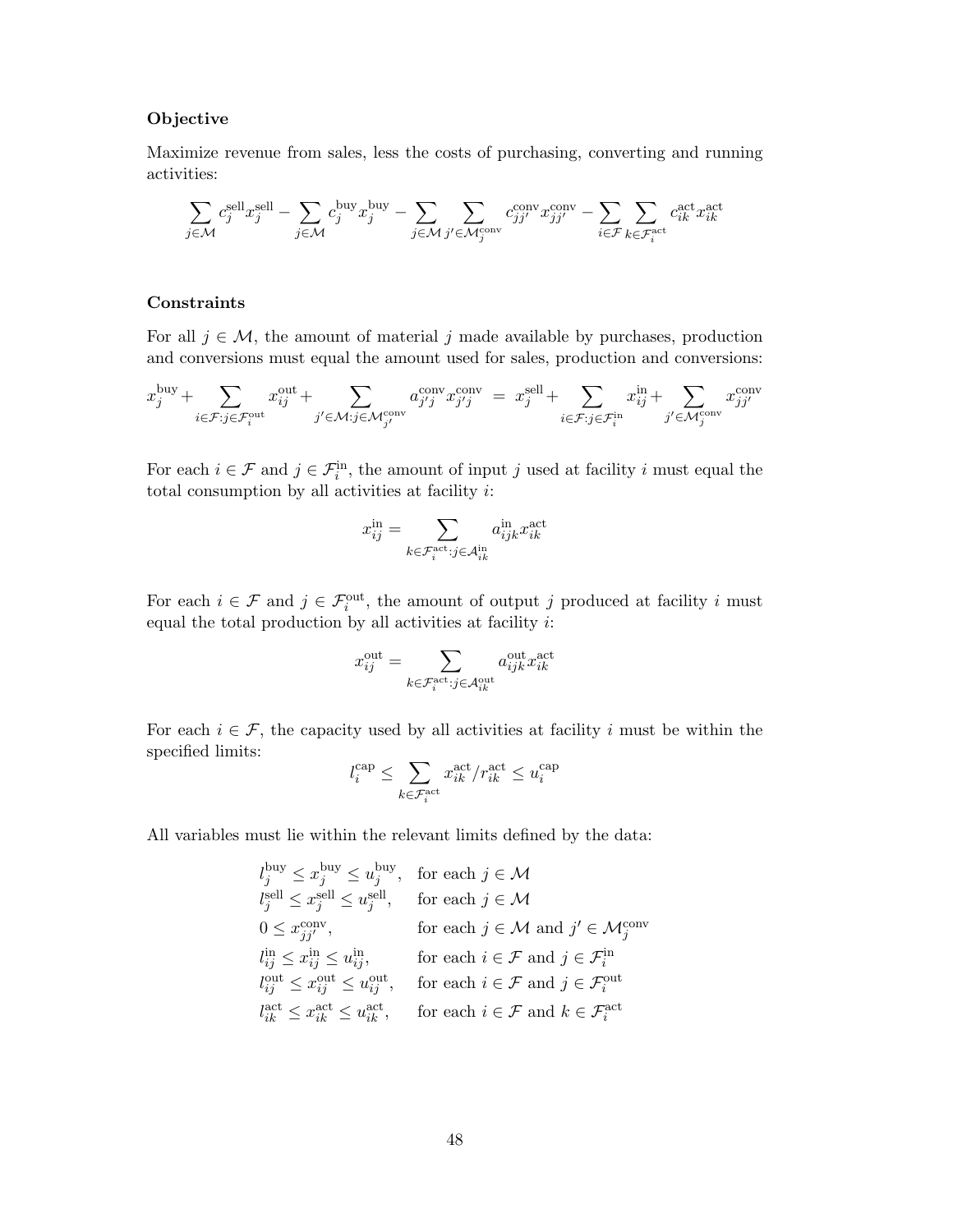**Objective**

Maximize revenue from sales, less the costs of purchasing, converting and running activities:

$$\sum_{j \in \mathcal{M}} c_j^{\text{sell}} x_j^{\text{sell}} - \sum_{j \in \mathcal{M}} c_j^{\text{buy}} x_j^{\text{buy}} - \sum_{j \in \mathcal{M}} \sum_{j' \in \mathcal{M}_j^{\text{conv}}} c_{jj'}^{\text{conv}} x_{jj'}^{\text{conv}} - \sum_{i \in \mathcal{F}} \sum_{k \in \mathcal{F}_i^{\text{act}}} c_{ik}^{\text{act}} x_{ik}^{\text{act}}$$

**Constraints**

For all $j \in \mathcal{M}$, the amount of material $j$ made available by purchases, production and conversions must equal the amount used for sales, production and conversions:

$$x_j^{\text{buy}} + \sum_{i \in \mathcal{F}: j \in \mathcal{F}_i^{\text{out}}} x_{ij}^{\text{out}} + \sum_{j' \in \mathcal{M}: j \in \mathcal{M}_{j'}^{\text{conv}}} a_{j'j}^{\text{conv}} x_{j'j}^{\text{conv}} \;=\; x_j^{\text{sell}} + \sum_{i \in \mathcal{F}: j \in \mathcal{F}_i^{\text{in}}} x_{ij}^{\text{in}} + \sum_{j' \in \mathcal{M}_j^{\text{conv}}} x_{jj'}^{\text{conv}}$$

For each $i \in \mathcal{F}$ and $j \in \mathcal{F}_i^{\text{in}}$, the amount of input $j$ used at facility $i$ must equal the total consumption by all activities at facility $i$:

$$x_{ij}^{\text{in}} = \sum_{k \in \mathcal{F}_i^{\text{act}}: j \in \mathcal{A}_{ik}^{\text{in}}} a_{ijk}^{\text{in}} x_{ik}^{\text{act}}$$

For each $i \in \mathcal{F}$ and $j \in \mathcal{F}_i^{\text{out}}$, the amount of output $j$ produced at facility $i$ must equal the total production by all activities at facility $i$:

$$x_{ij}^{\text{out}} = \sum_{k \in \mathcal{F}_i^{\text{act}}: j \in \mathcal{A}_{ik}^{\text{out}}} a_{ijk}^{\text{out}} x_{ik}^{\text{act}}$$

For each $i \in \mathcal{F}$, the capacity used by all activities at facility $i$ must be within the specified limits:

$$l_i^{\text{cap}} \leq \sum_{k \in \mathcal{F}_i^{\text{act}}} x_{ik}^{\text{act}} / r_{ik}^{\text{act}} \leq u_i^{\text{cap}}$$

All variables must lie within the relevant limits defined by the data:

$$\begin{array}{ll}
l_j^{\text{buy}} \leq x_j^{\text{buy}} \leq u_j^{\text{buy}}, & \text{for each } j \in \mathcal{M} \\
l_j^{\text{sell}} \leq x_j^{\text{sell}} \leq u_j^{\text{sell}}, & \text{for each } j \in \mathcal{M} \\
0 \leq x_{jj'}^{\text{conv}}, & \text{for each } j \in \mathcal{M} \text{ and } j' \in \mathcal{M}_j^{\text{conv}} \\
l_{ij}^{\text{in}} \leq x_{ij}^{\text{in}} \leq u_{ij}^{\text{in}}, & \text{for each } i \in \mathcal{F} \text{ and } j \in \mathcal{F}_i^{\text{in}} \\
l_{ij}^{\text{out}} \leq x_{ij}^{\text{out}} \leq u_{ij}^{\text{out}}, & \text{for each } i \in \mathcal{F} \text{ and } j \in \mathcal{F}_i^{\text{out}} \\
l_{ik}^{\text{act}} \leq x_{ik}^{\text{act}} \leq u_{ik}^{\text{act}}, & \text{for each } i \in \mathcal{F} \text{ and } k \in \mathcal{F}_i^{\text{act}}
\end{array}$$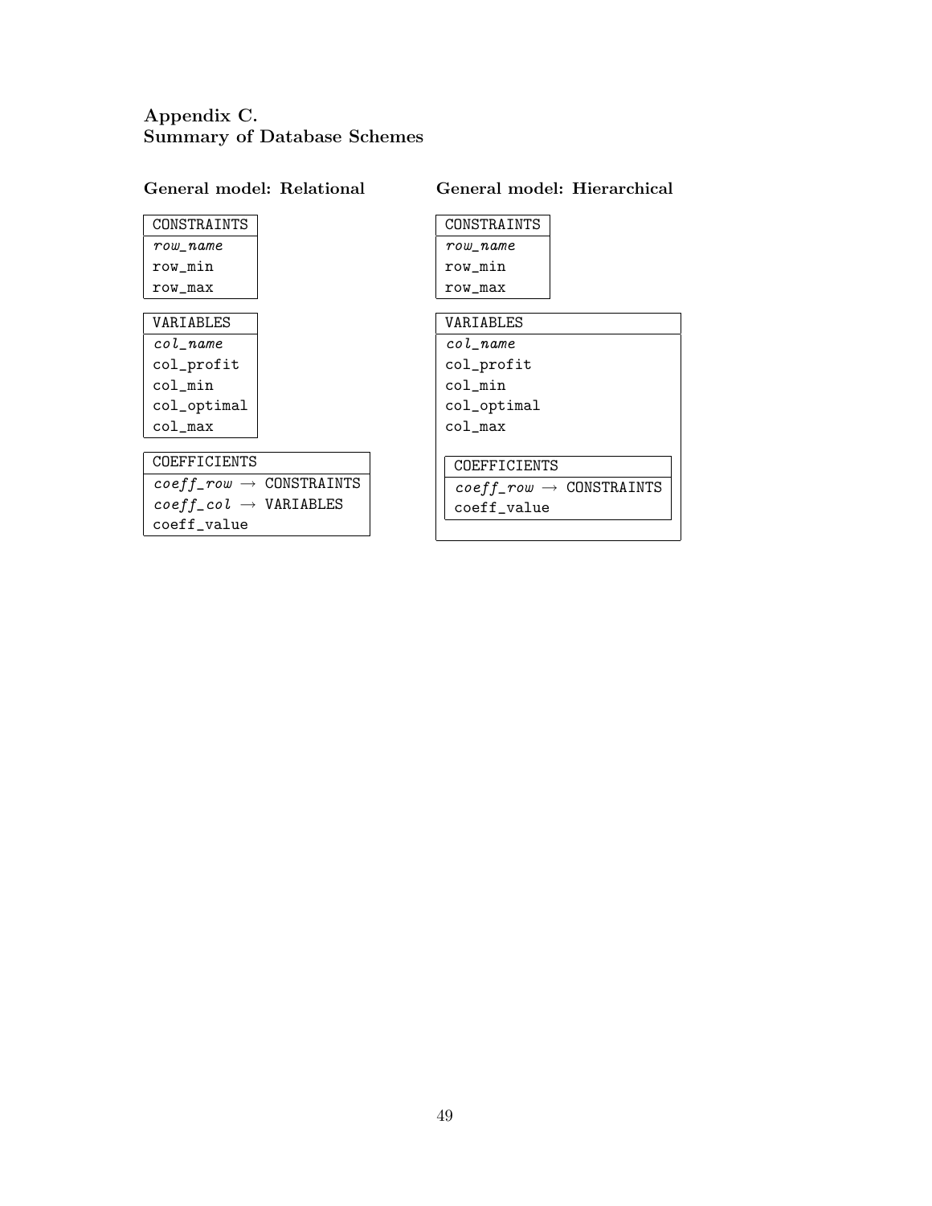# Appendix C.
# Summary of Database Schemes

### General model: Relational

| CONSTRAINTS |
| --- |
| *row_name* |
| row_min |
| row_max |

| VARIABLES |
| --- |
| *col_name* |
| col_profit |
| col_min |
| col_optimal |
| col_max |

| COEFFICIENTS |
| --- |
| *coeff_row* → CONSTRAINTS |
| *coeff_col* → VARIABLES |
| coeff_value |

### General model: Hierarchical

| CONSTRAINTS |
| --- |
| *row_name* |
| row_min |
| row_max |

| VARIABLES |
| --- |
| *col_name* |
| col_profit |
| col_min |
| col_optimal |
| col_max |
| COEFFICIENTS (nested) |

| COEFFICIENTS |
| --- |
| *coeff_row* → CONSTRAINTS |
| coeff_value |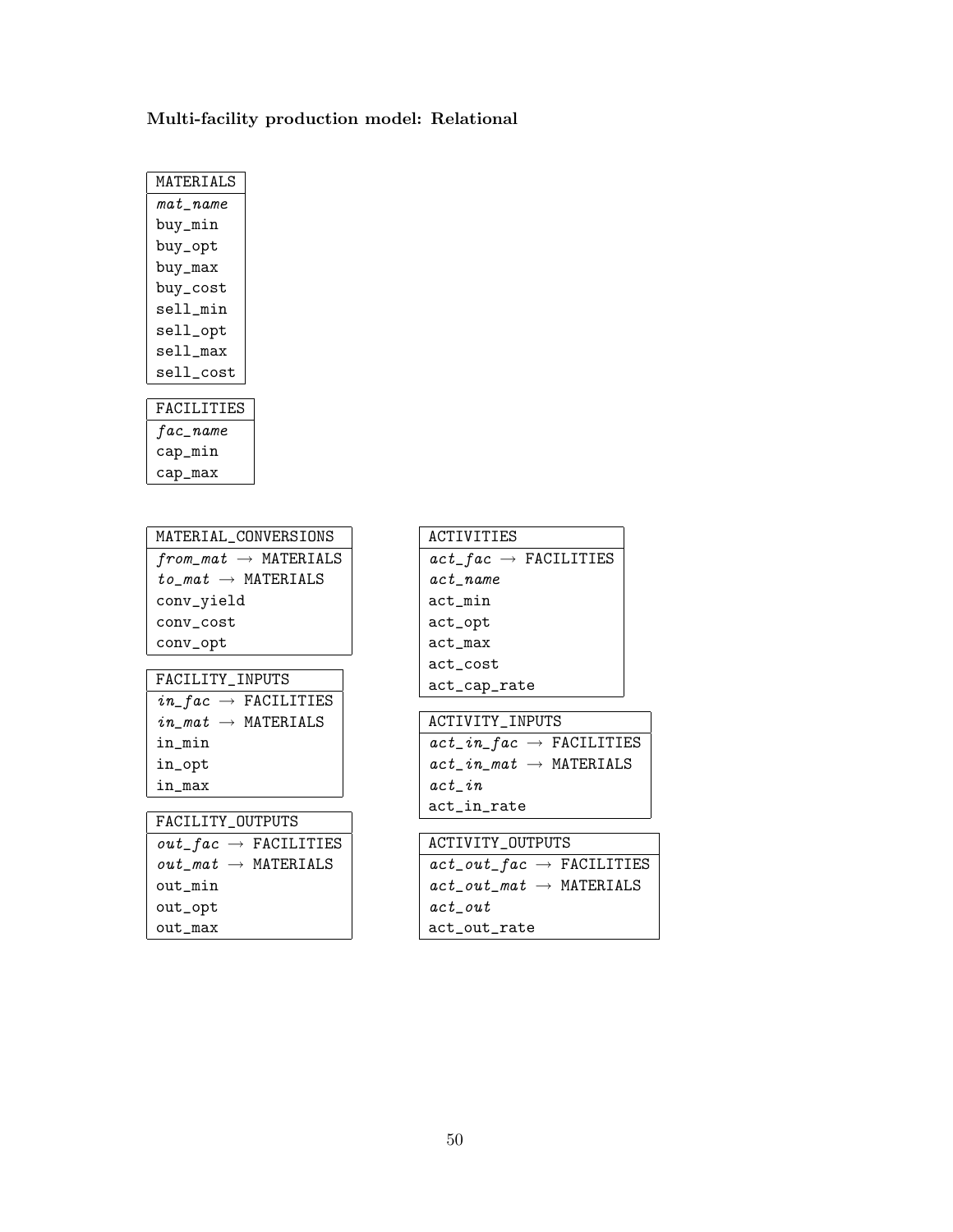**Multi-facility production model: Relational**

| MATERIALS |
| --- |
| *mat_name* |
| buy_min |
| buy_opt |
| buy_max |
| buy_cost |
| sell_min |
| sell_opt |
| sell_max |
| sell_cost |

| FACILITIES |
| --- |
| *fac_name* |
| cap_min |
| cap_max |

| MATERIAL_CONVERSIONS |
| --- |
| *from_mat* → MATERIALS |
| *to_mat* → MATERIALS |
| conv_yield |
| conv_cost |
| conv_opt |

| FACILITY_INPUTS |
| --- |
| *in_fac* → FACILITIES |
| *in_mat* → MATERIALS |
| in_min |
| in_opt |
| in_max |

| FACILITY_OUTPUTS |
| --- |
| *out_fac* → FACILITIES |
| *out_mat* → MATERIALS |
| out_min |
| out_opt |
| out_max |

| ACTIVITIES |
| --- |
| *act_fac* → FACILITIES |
| *act_name* |
| act_min |
| act_opt |
| act_max |
| act_cost |
| act_cap_rate |

| ACTIVITY_INPUTS |
| --- |
| *act_in_fac* → FACILITIES |
| *act_in_mat* → MATERIALS |
| *act_in* |
| act_in_rate |

| ACTIVITY_OUTPUTS |
| --- |
| *act_out_fac* → FACILITIES |
| *act_out_mat* → MATERIALS |
| *act_out* |
| act_out_rate |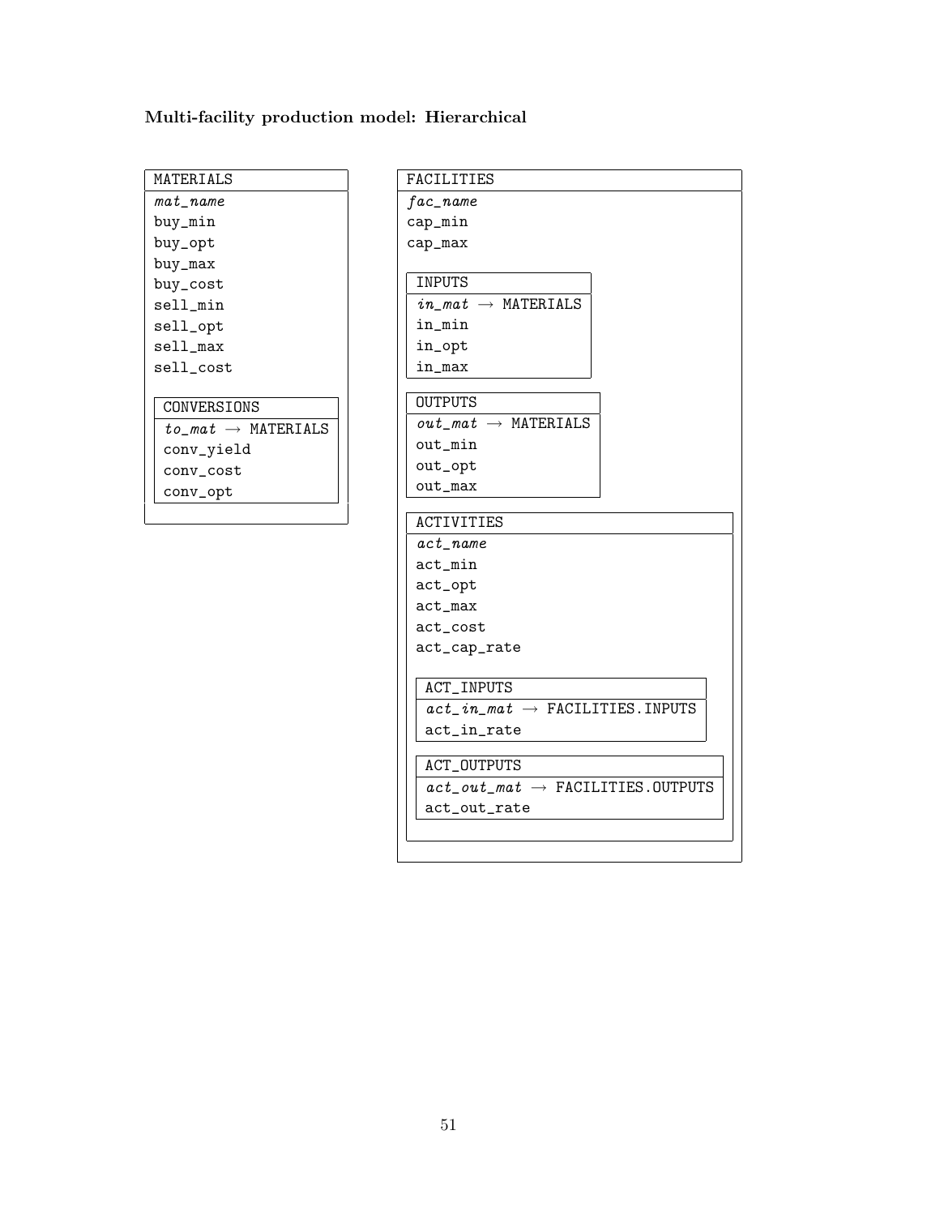**Multi-facility production model: Hierarchical**

```
MATERIALS
  mat_name
  buy_min
  buy_opt
  buy_max
  buy_cost
  sell_min
  sell_opt
  sell_max
  sell_cost

  CONVERSIONS
    to_mat → MATERIALS
    conv_yield
    conv_cost
    conv_opt
```

```
FACILITIES
  fac_name
  cap_min
  cap_max

  INPUTS
    in_mat → MATERIALS
    in_min
    in_opt
    in_max

  OUTPUTS
    out_mat → MATERIALS
    out_min
    out_opt
    out_max

  ACTIVITIES
    act_name
    act_min
    act_opt
    act_max
    act_cost
    act_cap_rate

    ACT_INPUTS
      act_in_mat → FACILITIES.INPUTS
      act_in_rate

    ACT_OUTPUTS
      act_out_mat → FACILITIES.OUTPUTS
      act_out_rate
```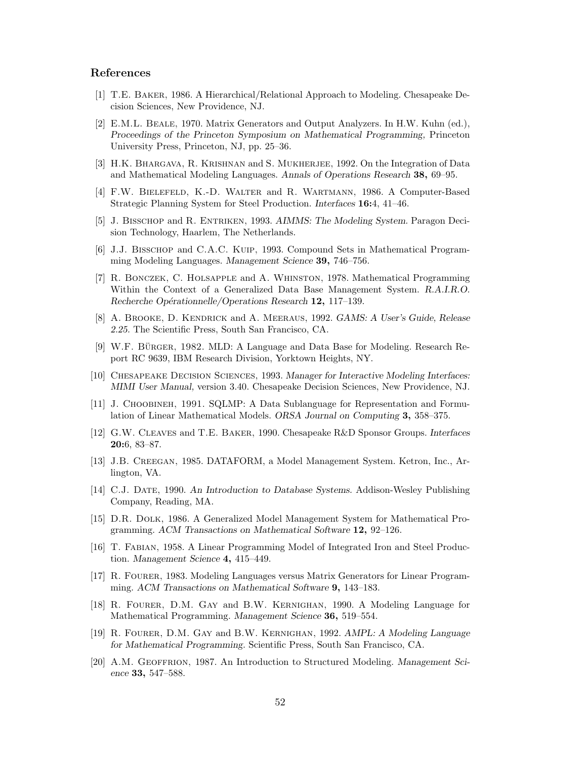## References

[1] T.E. Baker, 1986. A Hierarchical/Relational Approach to Modeling. Chesapeake Decision Sciences, New Providence, NJ.

[2] E.M.L. Beale, 1970. Matrix Generators and Output Analyzers. In H.W. Kuhn (ed.), *Proceedings of the Princeton Symposium on Mathematical Programming,* Princeton University Press, Princeton, NJ, pp. 25–36.

[3] H.K. Bhargava, R. Krishnan and S. Mukherjee, 1992. On the Integration of Data and Mathematical Modeling Languages. *Annals of Operations Research* **38,** 69–95.

[4] F.W. Bielefeld, K.-D. Walter and R. Wartmann, 1986. A Computer-Based Strategic Planning System for Steel Production. *Interfaces* **16:**4, 41–46.

[5] J. Bisschop and R. Entriken, 1993. *AIMMS: The Modeling System.* Paragon Decision Technology, Haarlem, The Netherlands.

[6] J.J. Bisschop and C.A.C. Kuip, 1993. Compound Sets in Mathematical Programming Modeling Languages. *Management Science* **39,** 746–756.

[7] R. Bonczek, C. Holsapple and A. Whinston, 1978. Mathematical Programming Within the Context of a Generalized Data Base Management System. *R.A.I.R.O. Recherche Opérationnelle/Operations Research* **12,** 117–139.

[8] A. Brooke, D. Kendrick and A. Meeraus, 1992. *GAMS: A User's Guide, Release 2.25.* The Scientific Press, South San Francisco, CA.

[9] W.F. Bürger, 1982. MLD: A Language and Data Base for Modeling. Research Report RC 9639, IBM Research Division, Yorktown Heights, NY.

[10] Chesapeake Decision Sciences, 1993. *Manager for Interactive Modeling Interfaces: MIMI User Manual,* version 3.40. Chesapeake Decision Sciences, New Providence, NJ.

[11] J. Choobineh, 1991. SQLMP: A Data Sublanguage for Representation and Formulation of Linear Mathematical Models. *ORSA Journal on Computing* **3,** 358–375.

[12] G.W. Cleaves and T.E. Baker, 1990. Chesapeake R&D Sponsor Groups. *Interfaces* **20:**6, 83–87.

[13] J.B. Creegan, 1985. DATAFORM, a Model Management System. Ketron, Inc., Arlington, VA.

[14] C.J. Date, 1990. *An Introduction to Database Systems.* Addison-Wesley Publishing Company, Reading, MA.

[15] D.R. Dolk, 1986. A Generalized Model Management System for Mathematical Programming. *ACM Transactions on Mathematical Software* **12,** 92–126.

[16] T. Fabian, 1958. A Linear Programming Model of Integrated Iron and Steel Production. *Management Science* **4,** 415–449.

[17] R. Fourer, 1983. Modeling Languages versus Matrix Generators for Linear Programming. *ACM Transactions on Mathematical Software* **9,** 143–183.

[18] R. Fourer, D.M. Gay and B.W. Kernighan, 1990. A Modeling Language for Mathematical Programming. *Management Science* **36,** 519–554.

[19] R. Fourer, D.M. Gay and B.W. Kernighan, 1992. *AMPL: A Modeling Language for Mathematical Programming.* Scientific Press, South San Francisco, CA.

[20] A.M. Geoffrion, 1987. An Introduction to Structured Modeling. *Management Science* **33,** 547–588.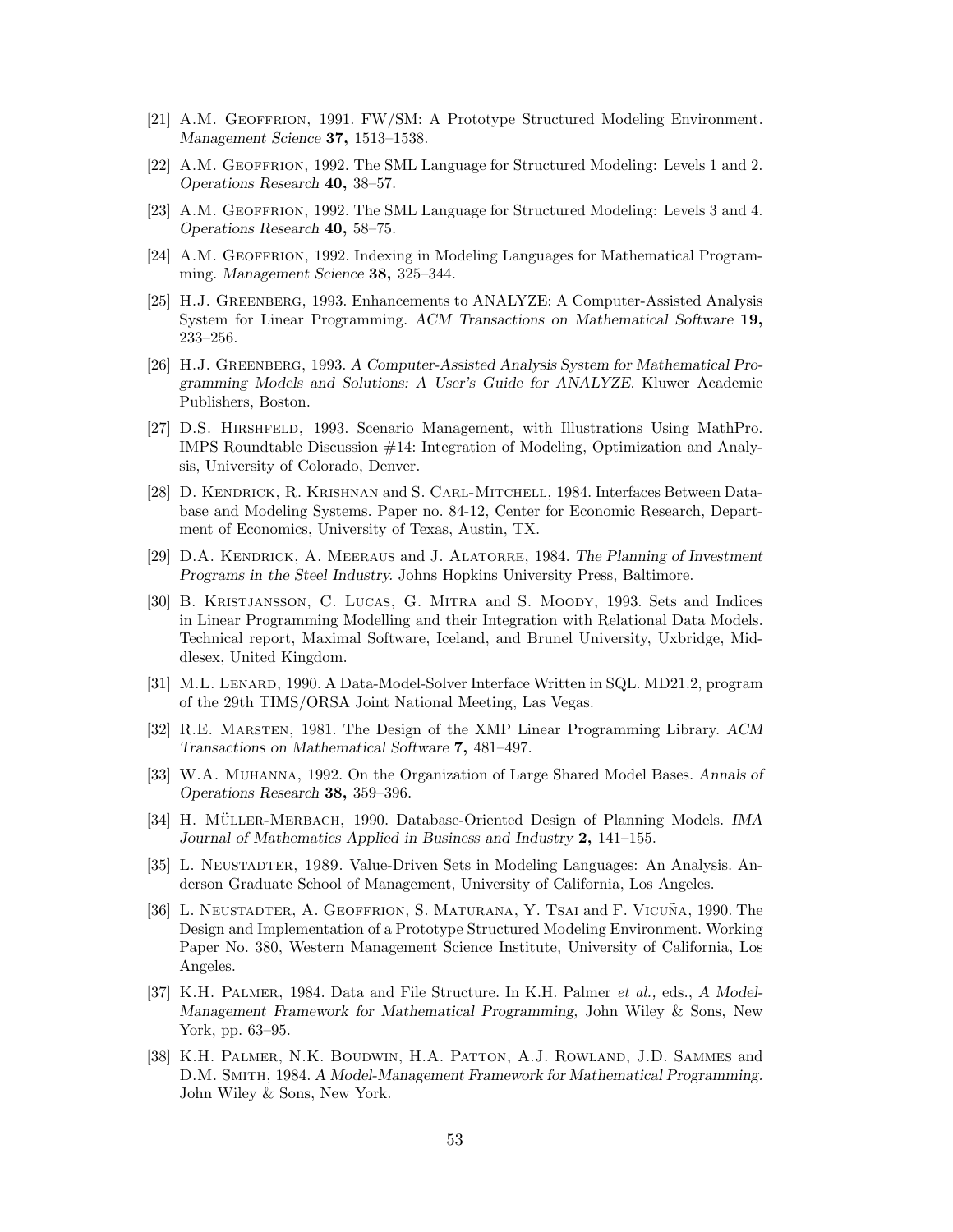[21] A.M. Geoffrion, 1991. FW/SM: A Prototype Structured Modeling Environment. *Management Science* **37,** 1513–1538.

[22] A.M. Geoffrion, 1992. The SML Language for Structured Modeling: Levels 1 and 2. *Operations Research* **40,** 38–57.

[23] A.M. Geoffrion, 1992. The SML Language for Structured Modeling: Levels 3 and 4. *Operations Research* **40,** 58–75.

[24] A.M. Geoffrion, 1992. Indexing in Modeling Languages for Mathematical Programming. *Management Science* **38,** 325–344.

[25] H.J. Greenberg, 1993. Enhancements to ANALYZE: A Computer-Assisted Analysis System for Linear Programming. *ACM Transactions on Mathematical Software* **19,** 233–256.

[26] H.J. Greenberg, 1993. *A Computer-Assisted Analysis System for Mathematical Programming Models and Solutions: A User's Guide for ANALYZE.* Kluwer Academic Publishers, Boston.

[27] D.S. Hirshfeld, 1993. Scenario Management, with Illustrations Using MathPro. IMPS Roundtable Discussion #14: Integration of Modeling, Optimization and Analysis, University of Colorado, Denver.

[28] D. Kendrick, R. Krishnan and S. Carl-Mitchell, 1984. Interfaces Between Database and Modeling Systems. Paper no. 84-12, Center for Economic Research, Department of Economics, University of Texas, Austin, TX.

[29] D.A. Kendrick, A. Meeraus and J. Alatorre, 1984. *The Planning of Investment Programs in the Steel Industry.* Johns Hopkins University Press, Baltimore.

[30] B. Kristjansson, C. Lucas, G. Mitra and S. Moody, 1993. Sets and Indices in Linear Programming Modelling and their Integration with Relational Data Models. Technical report, Maximal Software, Iceland, and Brunel University, Uxbridge, Middlesex, United Kingdom.

[31] M.L. Lenard, 1990. A Data-Model-Solver Interface Written in SQL. MD21.2, program of the 29th TIMS/ORSA Joint National Meeting, Las Vegas.

[32] R.E. Marsten, 1981. The Design of the XMP Linear Programming Library. *ACM Transactions on Mathematical Software* **7,** 481–497.

[33] W.A. Muhanna, 1992. On the Organization of Large Shared Model Bases. *Annals of Operations Research* **38,** 359–396.

[34] H. Müller-Merbach, 1990. Database-Oriented Design of Planning Models. *IMA Journal of Mathematics Applied in Business and Industry* **2,** 141–155.

[35] L. Neustadter, 1989. Value-Driven Sets in Modeling Languages: An Analysis. Anderson Graduate School of Management, University of California, Los Angeles.

[36] L. Neustadter, A. Geoffrion, S. Maturana, Y. Tsai and F. Vicuña, 1990. The Design and Implementation of a Prototype Structured Modeling Environment. Working Paper No. 380, Western Management Science Institute, University of California, Los Angeles.

[37] K.H. Palmer, 1984. Data and File Structure. In K.H. Palmer *et al.,* eds., *A Model-Management Framework for Mathematical Programming,* John Wiley & Sons, New York, pp. 63–95.

[38] K.H. Palmer, N.K. Boudwin, H.A. Patton, A.J. Rowland, J.D. Sammes and D.M. Smith, 1984. *A Model-Management Framework for Mathematical Programming.* John Wiley & Sons, New York.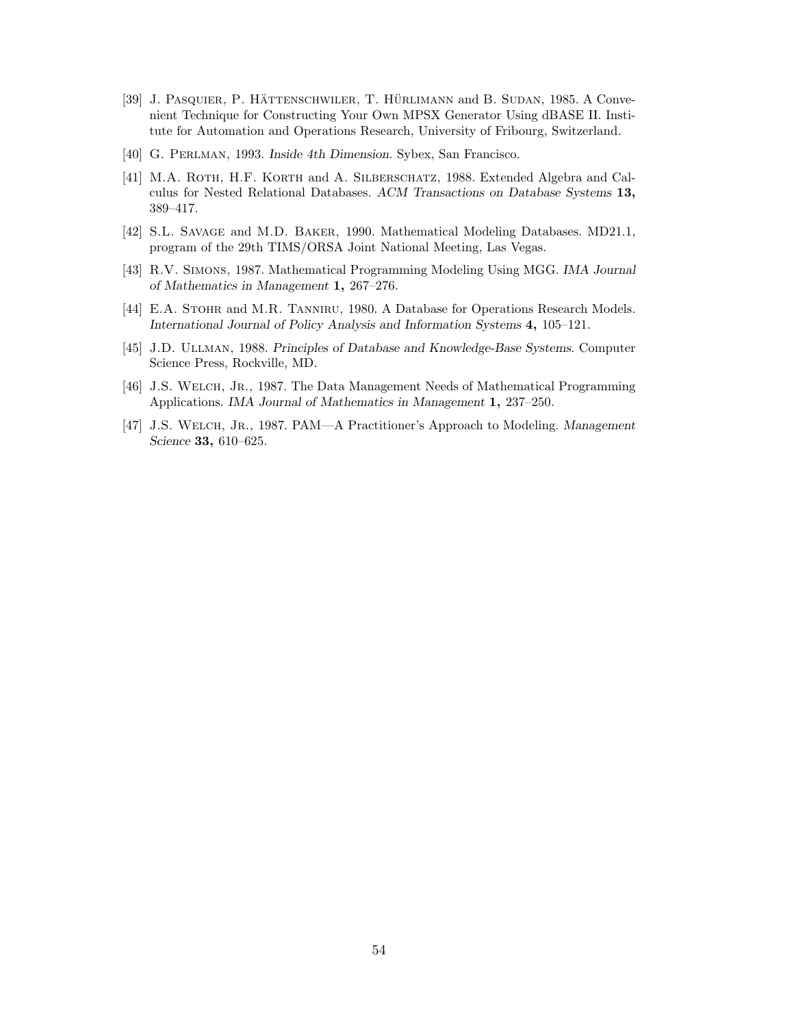[39] J. Pasquier, P. Hättenschwiler, T. Hürlimann and B. Sudan, 1985. A Convenient Technique for Constructing Your Own MPSX Generator Using dBASE II. Institute for Automation and Operations Research, University of Fribourg, Switzerland.

[40] G. Perlman, 1993. *Inside 4th Dimension.* Sybex, San Francisco.

[41] M.A. Roth, H.F. Korth and A. Silberschatz, 1988. Extended Algebra and Calculus for Nested Relational Databases. *ACM Transactions on Database Systems* **13,** 389–417.

[42] S.L. Savage and M.D. Baker, 1990. Mathematical Modeling Databases. MD21.1, program of the 29th TIMS/ORSA Joint National Meeting, Las Vegas.

[43] R.V. Simons, 1987. Mathematical Programming Modeling Using MGG. *IMA Journal of Mathematics in Management* **1,** 267–276.

[44] E.A. Stohr and M.R. Tanniru, 1980. A Database for Operations Research Models. *International Journal of Policy Analysis and Information Systems* **4,** 105–121.

[45] J.D. Ullman, 1988. *Principles of Database and Knowledge-Base Systems.* Computer Science Press, Rockville, MD.

[46] J.S. Welch, Jr., 1987. The Data Management Needs of Mathematical Programming Applications. *IMA Journal of Mathematics in Management* **1,** 237–250.

[47] J.S. Welch, Jr., 1987. PAM—A Practitioner's Approach to Modeling. *Management Science* **33,** 610–625.